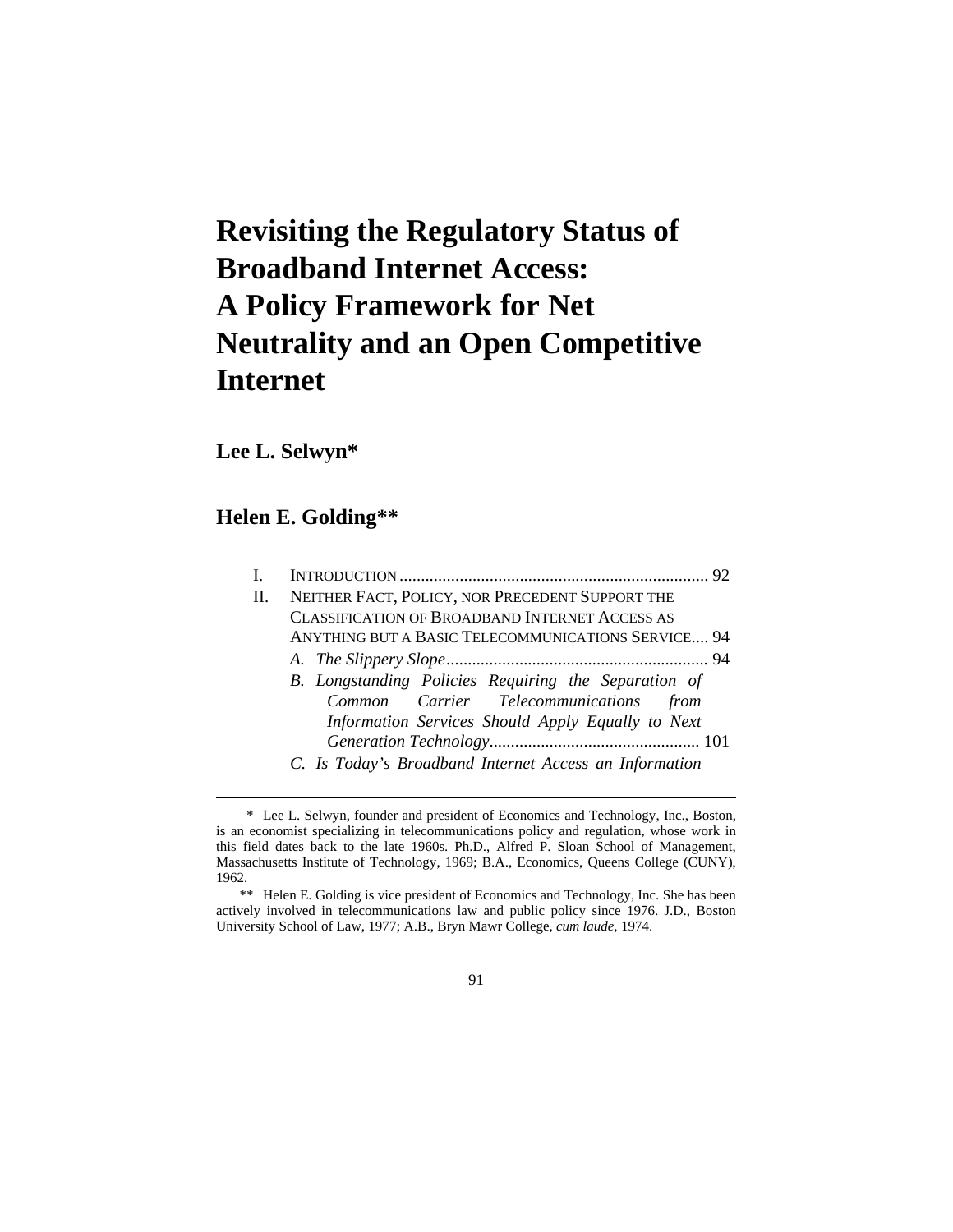# Revisiting the Regulatory Status of Broadband Internet Access: A Policy Framework for Net Neutrality and an Open Competitive Internet

**Lee L. Selwyn***

**Helen E. Golding****

I. INTRODUCTION ........................................................................ 92

II. NEITHER FACT, POLICY, NOR PRECEDENT SUPPORT THE CLASSIFICATION OF BROADBAND INTERNET ACCESS AS ANYTHING BUT A BASIC TELECOMMUNICATIONS SERVICE.... 94

*A. The Slippery Slope*............................................................. 94

*B. Longstanding Policies Requiring the Separation of Common Carrier Telecommunications from Information Services Should Apply Equally to Next Generation Technology*................................................. 101

*C. Is Today's Broadband Internet Access an Information*

---

\* Lee L. Selwyn, founder and president of Economics and Technology, Inc., Boston, is an economist specializing in telecommunications policy and regulation, whose work in this field dates back to the late 1960s. Ph.D., Alfred P. Sloan School of Management, Massachusetts Institute of Technology, 1969; B.A., Economics, Queens College (CUNY), 1962.

\*\* Helen E. Golding is vice president of Economics and Technology, Inc. She has been actively involved in telecommunications law and public policy since 1976. J.D., Boston University School of Law, 1977; A.B., Bryn Mawr College, *cum laude*, 1974.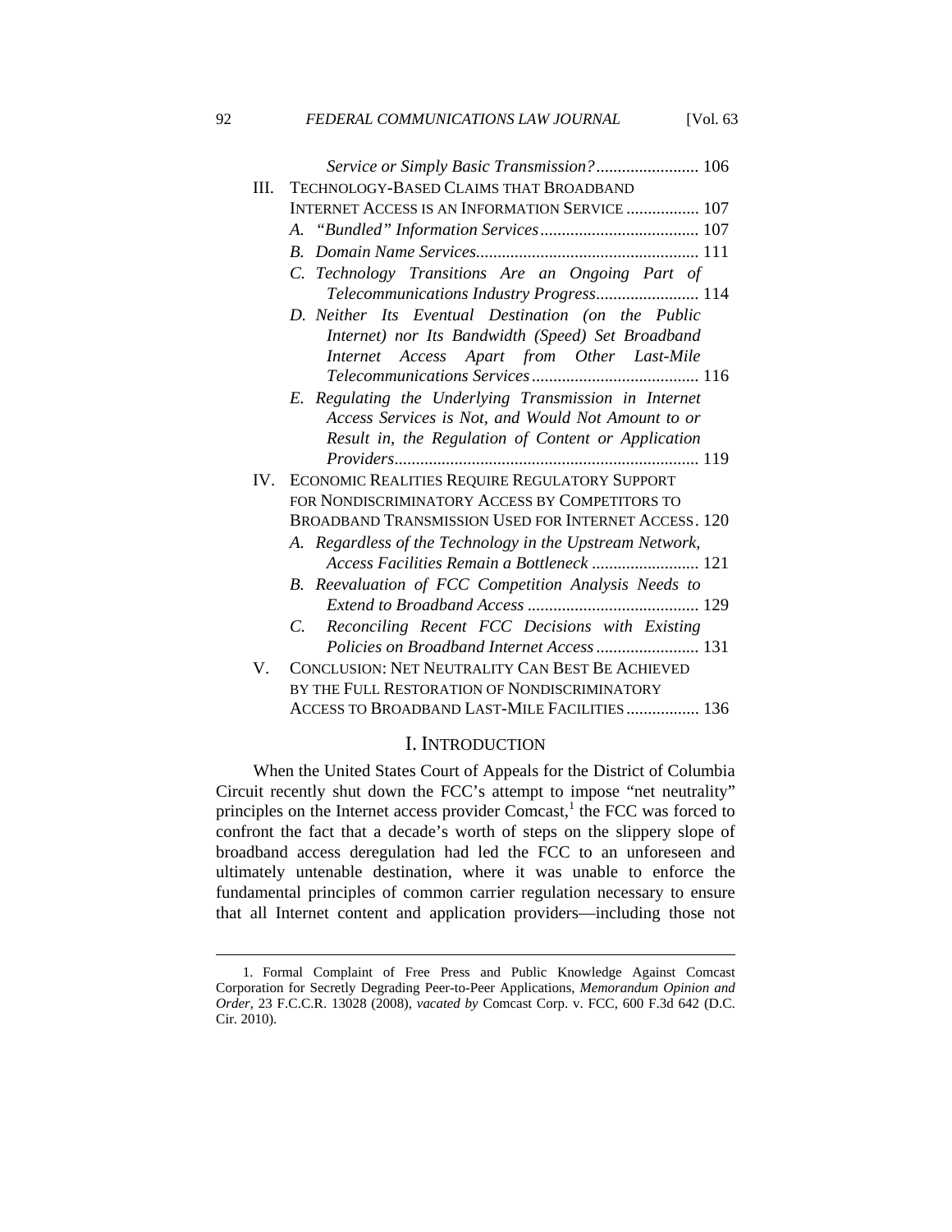*Service or Simply Basic Transmission?* ........................ 106

III. TECHNOLOGY-BASED CLAIMS THAT BROADBAND INTERNET ACCESS IS AN INFORMATION SERVICE ................. 107
- *A. "Bundled" Information Services* ..................................... 107
- *B. Domain Name Services* ................................................... 111
- *C. Technology Transitions Are an Ongoing Part of Telecommunications Industry Progress* ........................ 114
- *D. Neither Its Eventual Destination (on the Public Internet) nor Its Bandwidth (Speed) Set Broadband Internet Access Apart from Other Last-Mile Telecommunications Services* ....................................... 116
- *E. Regulating the Underlying Transmission in Internet Access Services is Not, and Would Not Amount to or Result in, the Regulation of Content or Application Providers* ....................................................................... 119

IV. ECONOMIC REALITIES REQUIRE REGULATORY SUPPORT FOR NONDISCRIMINATORY ACCESS BY COMPETITORS TO BROADBAND TRANSMISSION USED FOR INTERNET ACCESS . 120
- *A. Regardless of the Technology in the Upstream Network, Access Facilities Remain a Bottleneck* ......................... 121
- *B. Reevaluation of FCC Competition Analysis Needs to Extend to Broadband Access* ........................................ 129
- *C. Reconciling Recent FCC Decisions with Existing Policies on Broadband Internet Access* ........................ 131

V. CONCLUSION: NET NEUTRALITY CAN BEST BE ACHIEVED BY THE FULL RESTORATION OF NONDISCRIMINATORY ACCESS TO BROADBAND LAST-MILE FACILITIES ................. 136

## I. INTRODUCTION

When the United States Court of Appeals for the District of Columbia Circuit recently shut down the FCC's attempt to impose "net neutrality" principles on the Internet access provider Comcast,[1] the FCC was forced to confront the fact that a decade's worth of steps on the slippery slope of broadband access deregulation had led the FCC to an unforeseen and ultimately untenable destination, where it was unable to enforce the fundamental principles of common carrier regulation necessary to ensure that all Internet content and application providers—including those not

---

1. Formal Complaint of Free Press and Public Knowledge Against Comcast Corporation for Secretly Degrading Peer-to-Peer Applications, *Memorandum Opinion and Order*, 23 F.C.C.R. 13028 (2008), *vacated by* Comcast Corp. v. FCC, 600 F.3d 642 (D.C. Cir. 2010).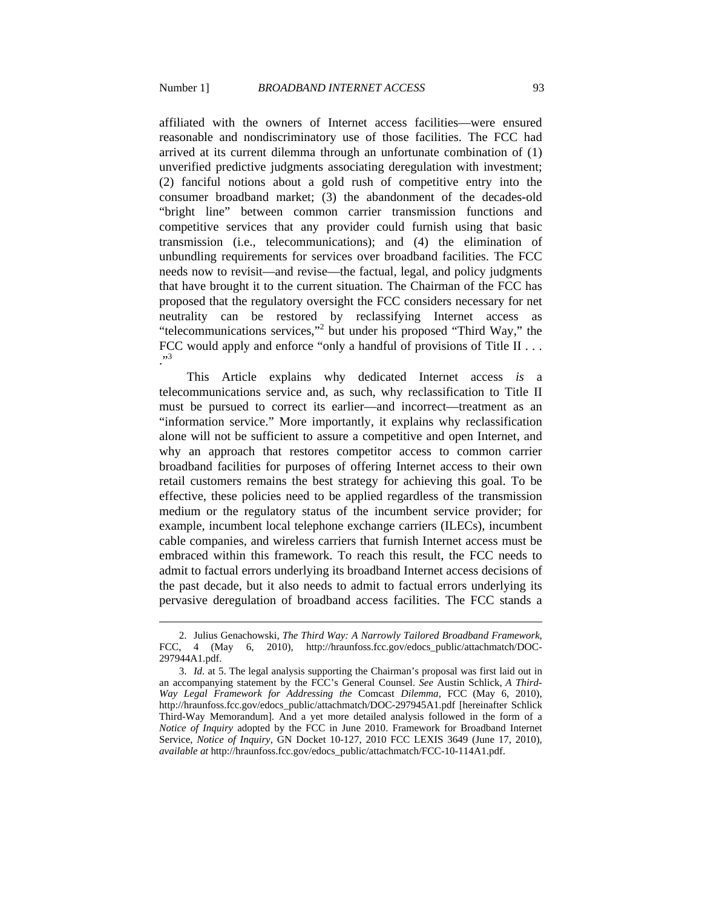affiliated with the owners of Internet access facilities—were ensured reasonable and nondiscriminatory use of those facilities. The FCC had arrived at its current dilemma through an unfortunate combination of (1) unverified predictive judgments associating deregulation with investment; (2) fanciful notions about a gold rush of competitive entry into the consumer broadband market; (3) the abandonment of the decades-old "bright line" between common carrier transmission functions and competitive services that any provider could furnish using that basic transmission (i.e., telecommunications); and (4) the elimination of unbundling requirements for services over broadband facilities. The FCC needs now to revisit—and revise—the factual, legal, and policy judgments that have brought it to the current situation. The Chairman of the FCC has proposed that the regulatory oversight the FCC considers necessary for net neutrality can be restored by reclassifying Internet access as "telecommunications services,"[2] but under his proposed "Third Way," the FCC would apply and enforce "only a handful of provisions of Title II . . . ."[3]

This Article explains why dedicated Internet access *is* a telecommunications service and, as such, why reclassification to Title II must be pursued to correct its earlier—and incorrect—treatment as an "information service." More importantly, it explains why reclassification alone will not be sufficient to assure a competitive and open Internet, and why an approach that restores competitor access to common carrier broadband facilities for purposes of offering Internet access to their own retail customers remains the best strategy for achieving this goal. To be effective, these policies need to be applied regardless of the transmission medium or the regulatory status of the incumbent service provider; for example, incumbent local telephone exchange carriers (ILECs), incumbent cable companies, and wireless carriers that furnish Internet access must be embraced within this framework. To reach this result, the FCC needs to admit to factual errors underlying its broadband Internet access decisions of the past decade, but it also needs to admit to factual errors underlying its pervasive deregulation of broadband access facilities. The FCC stands a

---

2. Julius Genachowski, *The Third Way: A Narrowly Tailored Broadband Framework*, FCC, 4 (May 6, 2010), http://hraunfoss.fcc.gov/edocs_public/attachmatch/DOC-297944A1.pdf.

3. *Id.* at 5. The legal analysis supporting the Chairman's proposal was first laid out in an accompanying statement by the FCC's General Counsel. *See* Austin Schlick, *A Third-Way Legal Framework for Addressing the* Comcast *Dilemma*, FCC (May 6, 2010), http://hraunfoss.fcc.gov/edocs_public/attachmatch/DOC-297945A1.pdf [hereinafter Schlick Third-Way Memorandum]. And a yet more detailed analysis followed in the form of a *Notice of Inquiry* adopted by the FCC in June 2010. Framework for Broadband Internet Service, *Notice of Inquiry*, GN Docket 10-127, 2010 FCC LEXIS 3649 (June 17, 2010), *available at* http://hraunfoss.fcc.gov/edocs_public/attachmatch/FCC-10-114A1.pdf.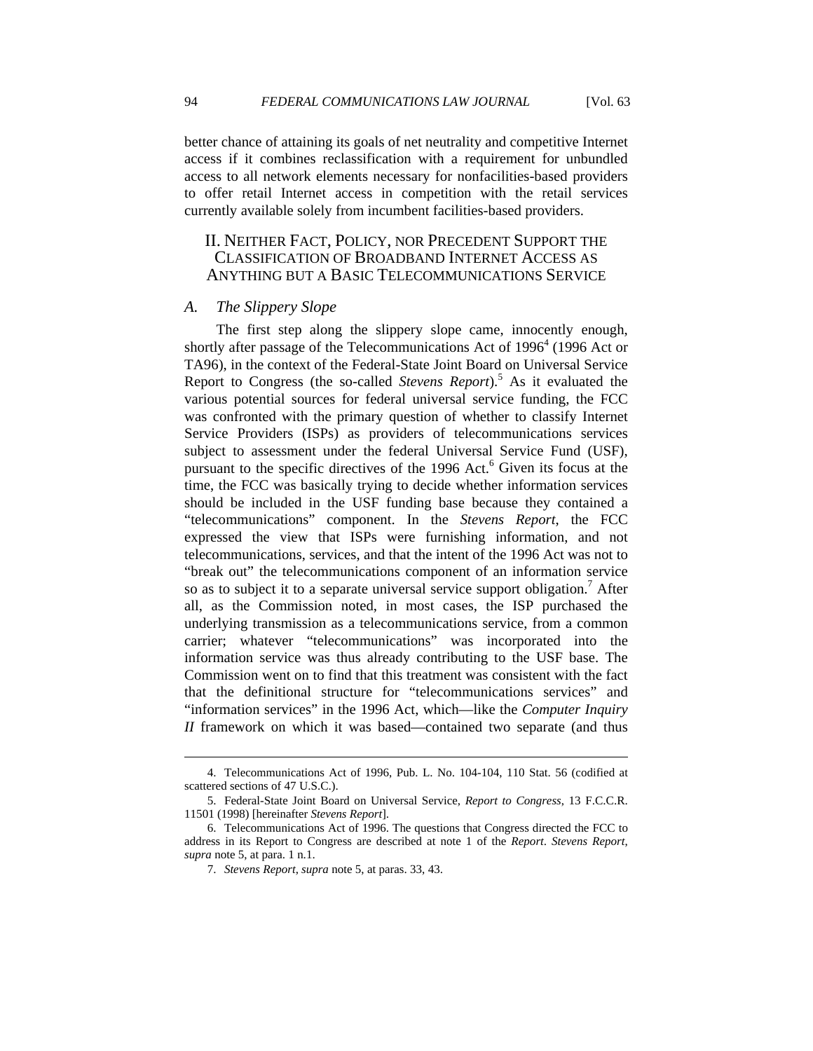better chance of attaining its goals of net neutrality and competitive Internet access if it combines reclassification with a requirement for unbundled access to all network elements necessary for nonfacilities-based providers to offer retail Internet access in competition with the retail services currently available solely from incumbent facilities-based providers.

## II. Neither Fact, Policy, nor Precedent Support the Classification of Broadband Internet Access as Anything but a Basic Telecommunications Service

### A. *The Slippery Slope*

The first step along the slippery slope came, innocently enough, shortly after passage of the Telecommunications Act of 1996[4] (1996 Act or TA96), in the context of the Federal-State Joint Board on Universal Service Report to Congress (the so-called *Stevens Report*).[5] As it evaluated the various potential sources for federal universal service funding, the FCC was confronted with the primary question of whether to classify Internet Service Providers (ISPs) as providers of telecommunications services subject to assessment under the federal Universal Service Fund (USF), pursuant to the specific directives of the 1996 Act.[6] Given its focus at the time, the FCC was basically trying to decide whether information services should be included in the USF funding base because they contained a "telecommunications" component. In the *Stevens Report*, the FCC expressed the view that ISPs were furnishing information, and not telecommunications, services, and that the intent of the 1996 Act was not to "break out" the telecommunications component of an information service so as to subject it to a separate universal service support obligation.[7] After all, as the Commission noted, in most cases, the ISP purchased the underlying transmission as a telecommunications service, from a common carrier; whatever "telecommunications" was incorporated into the information service was thus already contributing to the USF base. The Commission went on to find that this treatment was consistent with the fact that the definitional structure for "telecommunications services" and "information services" in the 1996 Act, which—like the *Computer Inquiry II* framework on which it was based—contained two separate (and thus

---

4. Telecommunications Act of 1996, Pub. L. No. 104-104, 110 Stat. 56 (codified at scattered sections of 47 U.S.C.).

5. Federal-State Joint Board on Universal Service, *Report to Congress*, 13 F.C.C.R. 11501 (1998) [hereinafter *Stevens Report*].

6. Telecommunications Act of 1996. The questions that Congress directed the FCC to address in its Report to Congress are described at note 1 of the *Report*. *Stevens Report*, *supra* note 5, at para. 1 n.1.

7. *Stevens Report*, *supra* note 5, at paras. 33, 43.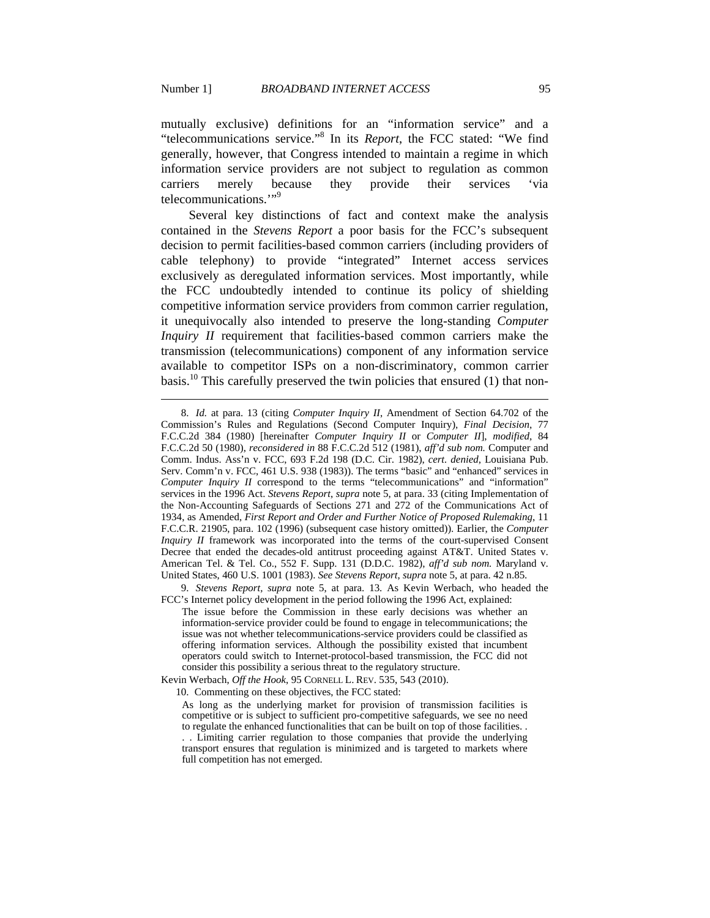mutually exclusive) definitions for an "information service" and a "telecommunications service."[8] In its *Report*, the FCC stated: "We find generally, however, that Congress intended to maintain a regime in which information service providers are not subject to regulation as common carriers merely because they provide their services 'via telecommunications.'"[9]

Several key distinctions of fact and context make the analysis contained in the *Stevens Report* a poor basis for the FCC's subsequent decision to permit facilities-based common carriers (including providers of cable telephony) to provide "integrated" Internet access services exclusively as deregulated information services. Most importantly, while the FCC undoubtedly intended to continue its policy of shielding competitive information service providers from common carrier regulation, it unequivocally also intended to preserve the long-standing *Computer Inquiry II* requirement that facilities-based common carriers make the transmission (telecommunications) component of any information service available to competitor ISPs on a non-discriminatory, common carrier basis.[10] This carefully preserved the twin policies that ensured (1) that non-

---

8. *Id.* at para. 13 (citing *Computer Inquiry II*, Amendment of Section 64.702 of the Commission's Rules and Regulations (Second Computer Inquiry), *Final Decision*, 77 F.C.C.2d 384 (1980) [hereinafter *Computer Inquiry II* or *Computer II*], *modified*, 84 F.C.C.2d 50 (1980), *reconsidered in* 88 F.C.C.2d 512 (1981), *aff'd sub nom.* Computer and Comm. Indus. Ass'n v. FCC, 693 F.2d 198 (D.C. Cir. 1982), *cert. denied*, Louisiana Pub. Serv. Comm'n v. FCC, 461 U.S. 938 (1983)). The terms "basic" and "enhanced" services in *Computer Inquiry II* correspond to the terms "telecommunications" and "information" services in the 1996 Act. *Stevens Report*, *supra* note 5, at para. 33 (citing Implementation of the Non-Accounting Safeguards of Sections 271 and 272 of the Communications Act of 1934, as Amended, *First Report and Order and Further Notice of Proposed Rulemaking*, 11 F.C.C.R. 21905, para. 102 (1996) (subsequent case history omitted)). Earlier, the *Computer Inquiry II* framework was incorporated into the terms of the court-supervised Consent Decree that ended the decades-old antitrust proceeding against AT&T. United States v. American Tel. & Tel. Co., 552 F. Supp. 131 (D.D.C. 1982), *aff'd sub nom.* Maryland v. United States, 460 U.S. 1001 (1983). *See Stevens Report*, *supra* note 5, at para. 42 n.85.

9. *Stevens Report, supra* note 5, at para. 13. As Kevin Werbach, who headed the FCC's Internet policy development in the period following the 1996 Act, explained:

> The issue before the Commission in these early decisions was whether an information-service provider could be found to engage in telecommunications; the issue was not whether telecommunications-service providers could be classified as offering information services. Although the possibility existed that incumbent operators could switch to Internet-protocol-based transmission, the FCC did not consider this possibility a serious threat to the regulatory structure.

Kevin Werbach, *Off the Hook*, 95 CORNELL L. REV. 535, 543 (2010).

10. Commenting on these objectives, the FCC stated:

> As long as the underlying market for provision of transmission facilities is competitive or is subject to sufficient pro-competitive safeguards, we see no need to regulate the enhanced functionalities that can be built on top of those facilities. . . . Limiting carrier regulation to those companies that provide the underlying transport ensures that regulation is minimized and is targeted to markets where full competition has not emerged.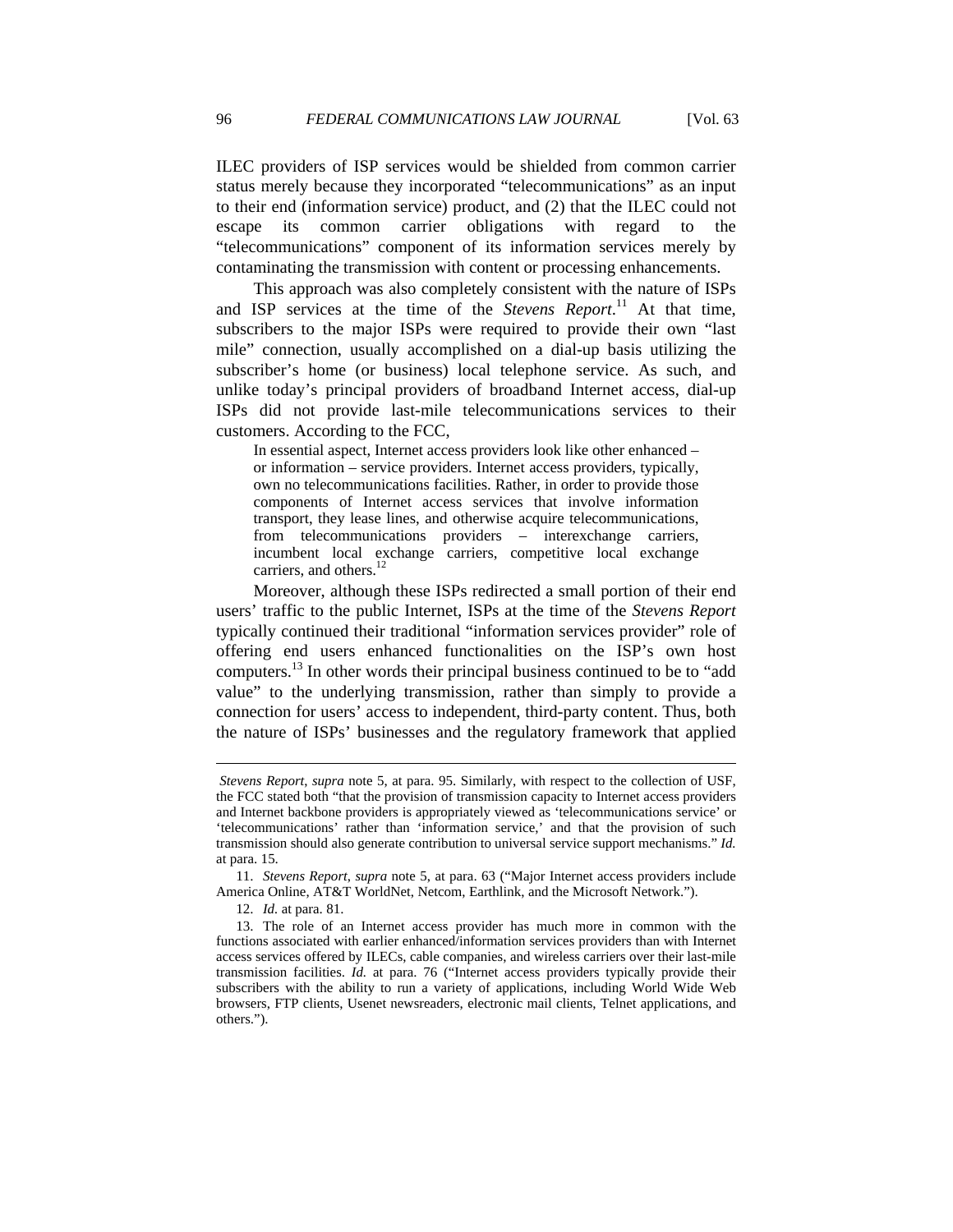ILEC providers of ISP services would be shielded from common carrier status merely because they incorporated "telecommunications" as an input to their end (information service) product, and (2) that the ILEC could not escape its common carrier obligations with regard to the "telecommunications" component of its information services merely by contaminating the transmission with content or processing enhancements.

This approach was also completely consistent with the nature of ISPs and ISP services at the time of the *Stevens Report*.[11] At that time, subscribers to the major ISPs were required to provide their own "last mile" connection, usually accomplished on a dial-up basis utilizing the subscriber's home (or business) local telephone service. As such, and unlike today's principal providers of broadband Internet access, dial-up ISPs did not provide last-mile telecommunications services to their customers. According to the FCC,

> In essential aspect, Internet access providers look like other enhanced – or information – service providers. Internet access providers, typically, own no telecommunications facilities. Rather, in order to provide those components of Internet access services that involve information transport, they lease lines, and otherwise acquire telecommunications, from telecommunications providers – interexchange carriers, incumbent local exchange carriers, competitive local exchange carriers, and others.[12]

Moreover, although these ISPs redirected a small portion of their end users' traffic to the public Internet, ISPs at the time of the *Stevens Report* typically continued their traditional "information services provider" role of offering end users enhanced functionalities on the ISP's own host computers.[13] In other words their principal business continued to be to "add value" to the underlying transmission, rather than simply to provide a connection for users' access to independent, third-party content. Thus, both the nature of ISPs' businesses and the regulatory framework that applied

---

*Stevens Report*, *supra* note 5, at para. 95. Similarly, with respect to the collection of USF, the FCC stated both "that the provision of transmission capacity to Internet access providers and Internet backbone providers is appropriately viewed as 'telecommunications service' or 'telecommunications' rather than 'information service,' and that the provision of such transmission should also generate contribution to universal service support mechanisms." *Id.* at para. 15.

11. *Stevens Report*, *supra* note 5, at para. 63 ("Major Internet access providers include America Online, AT&T WorldNet, Netcom, Earthlink, and the Microsoft Network.").

12. *Id.* at para. 81.

13. The role of an Internet access provider has much more in common with the functions associated with earlier enhanced/information services providers than with Internet access services offered by ILECs, cable companies, and wireless carriers over their last-mile transmission facilities. *Id.* at para. 76 ("Internet access providers typically provide their subscribers with the ability to run a variety of applications, including World Wide Web browsers, FTP clients, Usenet newsreaders, electronic mail clients, Telnet applications, and others.").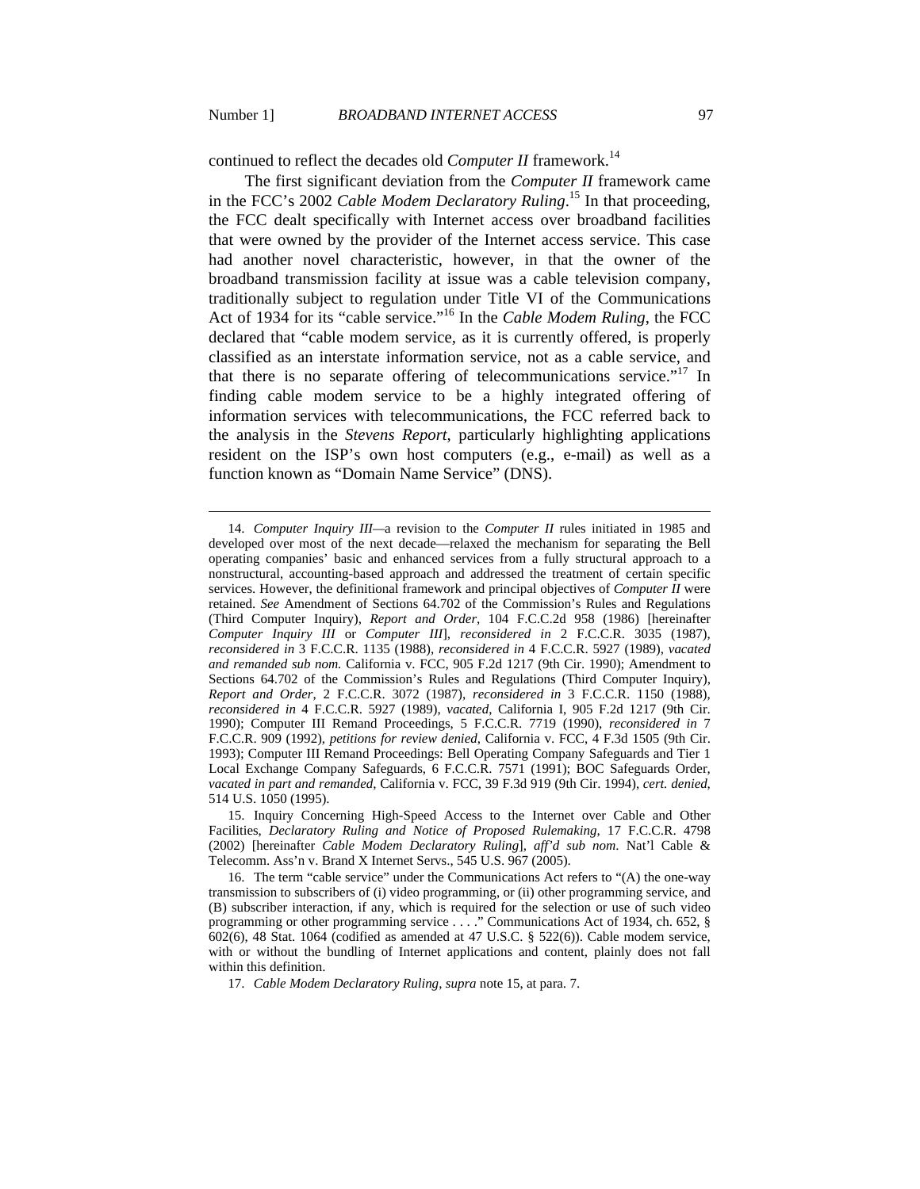continued to reflect the decades old *Computer II* framework.[14]

The first significant deviation from the *Computer II* framework came in the FCC's 2002 *Cable Modem Declaratory Ruling*.[15] In that proceeding, the FCC dealt specifically with Internet access over broadband facilities that were owned by the provider of the Internet access service. This case had another novel characteristic, however, in that the owner of the broadband transmission facility at issue was a cable television company, traditionally subject to regulation under Title VI of the Communications Act of 1934 for its "cable service."[16] In the *Cable Modem Ruling*, the FCC declared that "cable modem service, as it is currently offered, is properly classified as an interstate information service, not as a cable service, and that there is no separate offering of telecommunications service."[17] In finding cable modem service to be a highly integrated offering of information services with telecommunications, the FCC referred back to the analysis in the *Stevens Report*, particularly highlighting applications resident on the ISP's own host computers (e.g., e-mail) as well as a function known as "Domain Name Service" (DNS).

---

14. *Computer Inquiry III*—a revision to the *Computer II* rules initiated in 1985 and developed over most of the next decade—relaxed the mechanism for separating the Bell operating companies' basic and enhanced services from a fully structural approach to a nonstructural, accounting-based approach and addressed the treatment of certain specific services. However, the definitional framework and principal objectives of *Computer II* were retained. *See* Amendment of Sections 64.702 of the Commission's Rules and Regulations (Third Computer Inquiry), *Report and Order*, 104 F.C.C.2d 958 (1986) [hereinafter *Computer Inquiry III* or *Computer III*], *reconsidered in* 2 F.C.C.R. 3035 (1987), *reconsidered in* 3 F.C.C.R. 1135 (1988), *reconsidered in* 4 F.C.C.R. 5927 (1989), *vacated and remanded sub nom.* California v. FCC, 905 F.2d 1217 (9th Cir. 1990); Amendment to Sections 64.702 of the Commission's Rules and Regulations (Third Computer Inquiry), *Report and Order*, 2 F.C.C.R. 3072 (1987), *reconsidered in* 3 F.C.C.R. 1150 (1988), *reconsidered in* 4 F.C.C.R. 5927 (1989), *vacated*, California I, 905 F.2d 1217 (9th Cir. 1990); Computer III Remand Proceedings, 5 F.C.C.R. 7719 (1990), *reconsidered in* 7 F.C.C.R. 909 (1992), *petitions for review denied*, California v. FCC, 4 F.3d 1505 (9th Cir. 1993); Computer III Remand Proceedings: Bell Operating Company Safeguards and Tier 1 Local Exchange Company Safeguards, 6 F.C.C.R. 7571 (1991); BOC Safeguards Order, *vacated in part and remanded*, California v. FCC, 39 F.3d 919 (9th Cir. 1994), *cert. denied*, 514 U.S. 1050 (1995).

15. Inquiry Concerning High-Speed Access to the Internet over Cable and Other Facilities, *Declaratory Ruling and Notice of Proposed Rulemaking*, 17 F.C.C.R. 4798 (2002) [hereinafter *Cable Modem Declaratory Ruling*], *aff'd sub nom*. Nat'l Cable & Telecomm. Ass'n v. Brand X Internet Servs., 545 U.S. 967 (2005).

16. The term "cable service" under the Communications Act refers to "(A) the one-way transmission to subscribers of (i) video programming, or (ii) other programming service, and (B) subscriber interaction, if any, which is required for the selection or use of such video programming or other programming service . . . ." Communications Act of 1934, ch. 652, § 602(6), 48 Stat. 1064 (codified as amended at 47 U.S.C. § 522(6)). Cable modem service, with or without the bundling of Internet applications and content, plainly does not fall within this definition.

17. *Cable Modem Declaratory Ruling*, *supra* note 15, at para. 7.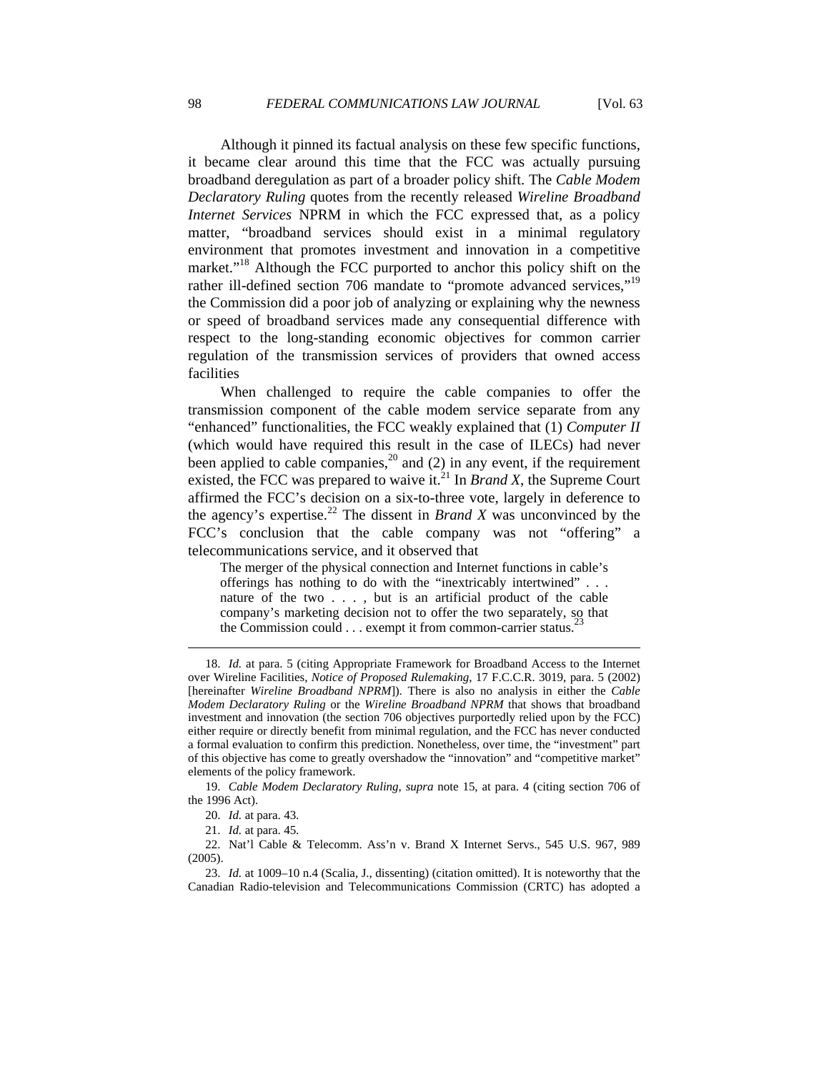Although it pinned its factual analysis on these few specific functions, it became clear around this time that the FCC was actually pursuing broadband deregulation as part of a broader policy shift. The *Cable Modem Declaratory Ruling* quotes from the recently released *Wireline Broadband Internet Services* NPRM in which the FCC expressed that, as a policy matter, "broadband services should exist in a minimal regulatory environment that promotes investment and innovation in a competitive market."[18] Although the FCC purported to anchor this policy shift on the rather ill-defined section 706 mandate to "promote advanced services,"[19] the Commission did a poor job of analyzing or explaining why the newness or speed of broadband services made any consequential difference with respect to the long-standing economic objectives for common carrier regulation of the transmission services of providers that owned access facilities

When challenged to require the cable companies to offer the transmission component of the cable modem service separate from any "enhanced" functionalities, the FCC weakly explained that (1) *Computer II* (which would have required this result in the case of ILECs) had never been applied to cable companies,[20] and (2) in any event, if the requirement existed, the FCC was prepared to waive it.[21] In *Brand X*, the Supreme Court affirmed the FCC's decision on a six-to-three vote, largely in deference to the agency's expertise.[22] The dissent in *Brand X* was unconvinced by the FCC's conclusion that the cable company was not "offering" a telecommunications service, and it observed that

> The merger of the physical connection and Internet functions in cable's offerings has nothing to do with the "inextricably intertwined" . . . nature of the two . . . , but is an artificial product of the cable company's marketing decision not to offer the two separately, so that the Commission could . . . exempt it from common-carrier status.[23]

---

18. *Id.* at para. 5 (citing Appropriate Framework for Broadband Access to the Internet over Wireline Facilities, *Notice of Proposed Rulemaking*, 17 F.C.C.R. 3019, para. 5 (2002) [hereinafter *Wireline Broadband NPRM*]). There is also no analysis in either the *Cable Modem Declaratory Ruling* or the *Wireline Broadband NPRM* that shows that broadband investment and innovation (the section 706 objectives purportedly relied upon by the FCC) either require or directly benefit from minimal regulation, and the FCC has never conducted a formal evaluation to confirm this prediction. Nonetheless, over time, the "investment" part of this objective has come to greatly overshadow the "innovation" and "competitive market" elements of the policy framework.

19. *Cable Modem Declaratory Ruling*, *supra* note 15, at para. 4 (citing section 706 of the 1996 Act).

20. *Id.* at para. 43.

21. *Id.* at para. 45.

22. Nat'l Cable & Telecomm. Ass'n v. Brand X Internet Servs., 545 U.S. 967, 989 (2005).

23. *Id.* at 1009–10 n.4 (Scalia, J., dissenting) (citation omitted). It is noteworthy that the Canadian Radio-television and Telecommunications Commission (CRTC) has adopted a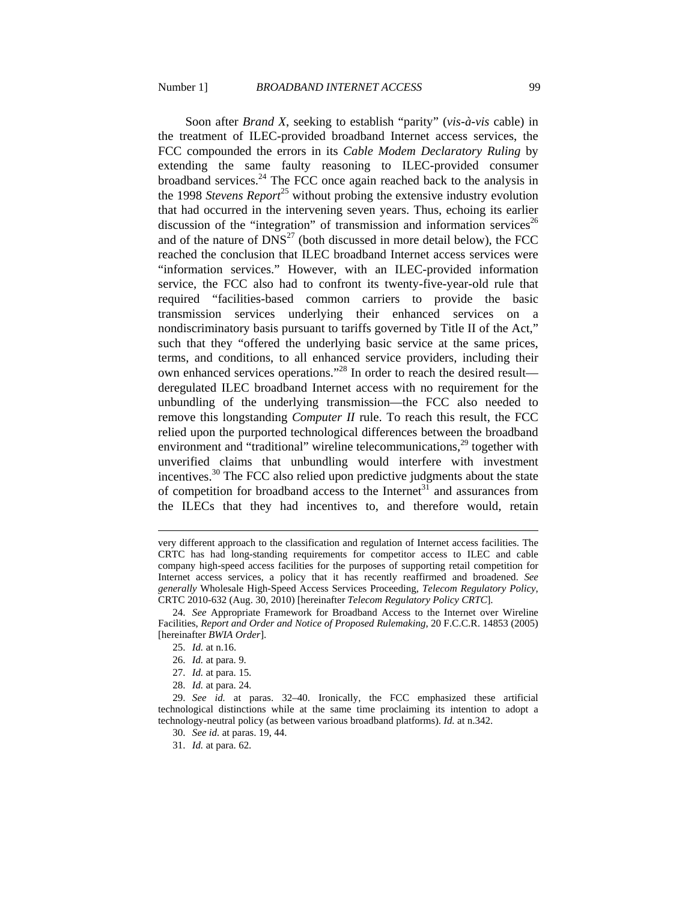Soon after *Brand X*, seeking to establish "parity" (*vis-à-vis* cable) in the treatment of ILEC-provided broadband Internet access services, the FCC compounded the errors in its *Cable Modem Declaratory Ruling* by extending the same faulty reasoning to ILEC-provided consumer broadband services.[24] The FCC once again reached back to the analysis in the 1998 *Stevens Report*[25] without probing the extensive industry evolution that had occurred in the intervening seven years. Thus, echoing its earlier discussion of the "integration" of transmission and information services[26] and of the nature of DNS[27] (both discussed in more detail below), the FCC reached the conclusion that ILEC broadband Internet access services were "information services." However, with an ILEC-provided information service, the FCC also had to confront its twenty-five-year-old rule that required "facilities-based common carriers to provide the basic transmission services underlying their enhanced services on a nondiscriminatory basis pursuant to tariffs governed by Title II of the Act," such that they "offered the underlying basic service at the same prices, terms, and conditions, to all enhanced service providers, including their own enhanced services operations."[28] In order to reach the desired result—deregulated ILEC broadband Internet access with no requirement for the unbundling of the underlying transmission—the FCC also needed to remove this longstanding *Computer II* rule. To reach this result, the FCC relied upon the purported technological differences between the broadband environment and "traditional" wireline telecommunications,[29] together with unverified claims that unbundling would interfere with investment incentives.[30] The FCC also relied upon predictive judgments about the state of competition for broadband access to the Internet[31] and assurances from the ILECs that they had incentives to, and therefore would, retain

---

very different approach to the classification and regulation of Internet access facilities. The CRTC has had long-standing requirements for competitor access to ILEC and cable company high-speed access facilities for the purposes of supporting retail competition for Internet access services, a policy that it has recently reaffirmed and broadened. *See generally* Wholesale High-Speed Access Services Proceeding, *Telecom Regulatory Policy*, CRTC 2010-632 (Aug. 30, 2010) [hereinafter *Telecom Regulatory Policy CRTC*].

24. *See* Appropriate Framework for Broadband Access to the Internet over Wireline Facilities, *Report and Order and Notice of Proposed Rulemaking*, 20 F.C.C.R. 14853 (2005) [hereinafter *BWIA Order*].

25. *Id.* at n.16.

26. *Id.* at para. 9.

27. *Id.* at para. 15.

28. *Id.* at para. 24.

29. *See id.* at paras. 32–40. Ironically, the FCC emphasized these artificial technological distinctions while at the same time proclaiming its intention to adopt a technology-neutral policy (as between various broadband platforms). *Id.* at n.342.

30. *See id.* at paras. 19, 44.

31. *Id.* at para. 62.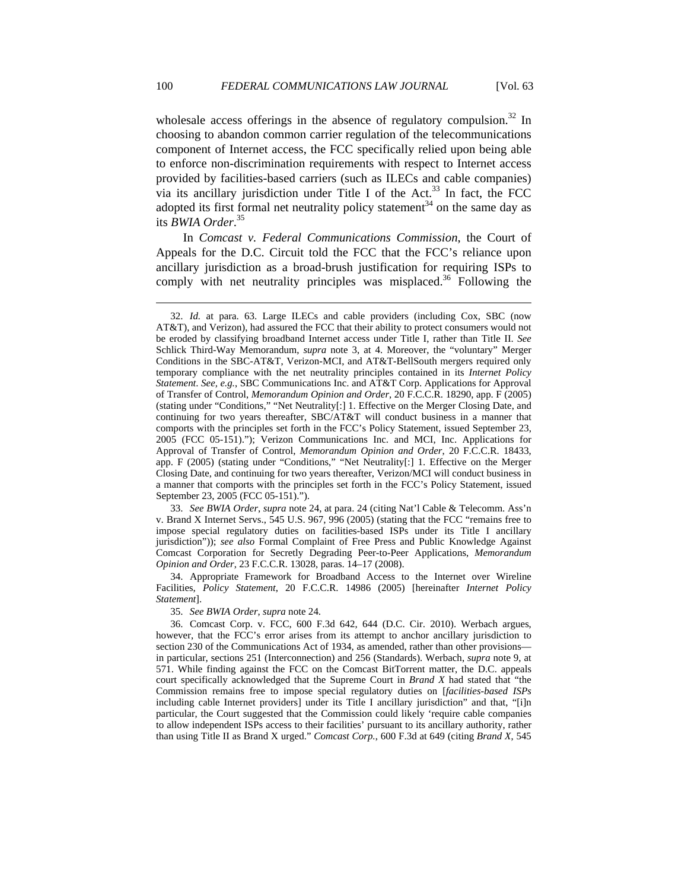wholesale access offerings in the absence of regulatory compulsion.[32] In choosing to abandon common carrier regulation of the telecommunications component of Internet access, the FCC specifically relied upon being able to enforce non-discrimination requirements with respect to Internet access provided by facilities-based carriers (such as ILECs and cable companies) via its ancillary jurisdiction under Title I of the Act.[33] In fact, the FCC adopted its first formal net neutrality policy statement[34] on the same day as its *BWIA Order*.[35]

In *Comcast v. Federal Communications Commission*, the Court of Appeals for the D.C. Circuit told the FCC that the FCC's reliance upon ancillary jurisdiction as a broad-brush justification for requiring ISPs to comply with net neutrality principles was misplaced.[36] Following the

---

32. *Id.* at para. 63. Large ILECs and cable providers (including Cox, SBC (now AT&T), and Verizon), had assured the FCC that their ability to protect consumers would not be eroded by classifying broadband Internet access under Title I, rather than Title II. *See* Schlick Third-Way Memorandum, *supra* note 3, at 4. Moreover, the "voluntary" Merger Conditions in the SBC-AT&T, Verizon-MCI, and AT&T-BellSouth mergers required only temporary compliance with the net neutrality principles contained in its *Internet Policy Statement*. *See, e.g.*, SBC Communications Inc. and AT&T Corp. Applications for Approval of Transfer of Control, *Memorandum Opinion and Order*, 20 F.C.C.R. 18290, app. F (2005) (stating under "Conditions," "Net Neutrality[:] 1. Effective on the Merger Closing Date, and continuing for two years thereafter, SBC/AT&T will conduct business in a manner that comports with the principles set forth in the FCC's Policy Statement, issued September 23, 2005 (FCC 05-151)."); Verizon Communications Inc. and MCI, Inc. Applications for Approval of Transfer of Control, *Memorandum Opinion and Order*, 20 F.C.C.R. 18433, app. F (2005) (stating under "Conditions," "Net Neutrality[:] 1. Effective on the Merger Closing Date, and continuing for two years thereafter, Verizon/MCI will conduct business in a manner that comports with the principles set forth in the FCC's Policy Statement, issued September 23, 2005 (FCC 05-151).").

33. *See BWIA Order*, *supra* note 24, at para. 24 (citing Nat'l Cable & Telecomm. Ass'n v. Brand X Internet Servs., 545 U.S. 967, 996 (2005) (stating that the FCC "remains free to impose special regulatory duties on facilities-based ISPs under its Title I ancillary jurisdiction")); *see also* Formal Complaint of Free Press and Public Knowledge Against Comcast Corporation for Secretly Degrading Peer-to-Peer Applications, *Memorandum Opinion and Order*, 23 F.C.C.R. 13028, paras. 14–17 (2008).

34. Appropriate Framework for Broadband Access to the Internet over Wireline Facilities, *Policy Statement*, 20 F.C.C.R. 14986 (2005) [hereinafter *Internet Policy Statement*].

35. *See BWIA Order*, *supra* note 24.

36. Comcast Corp. v. FCC, 600 F.3d 642, 644 (D.C. Cir. 2010). Werbach argues, however, that the FCC's error arises from its attempt to anchor ancillary jurisdiction to section 230 of the Communications Act of 1934, as amended, rather than other provisions—in particular, sections 251 (Interconnection) and 256 (Standards). Werbach, *supra* note 9, at 571. While finding against the FCC on the Comcast BitTorrent matter, the D.C. appeals court specifically acknowledged that the Supreme Court in *Brand X* had stated that "the Commission remains free to impose special regulatory duties on [*facilities-based ISPs* including cable Internet providers] under its Title I ancillary jurisdiction" and that, "[i]n particular, the Court suggested that the Commission could likely 'require cable companies to allow independent ISPs access to their facilities' pursuant to its ancillary authority, rather than using Title II as Brand X urged." *Comcast Corp.*, 600 F.3d at 649 (citing *Brand X*, 545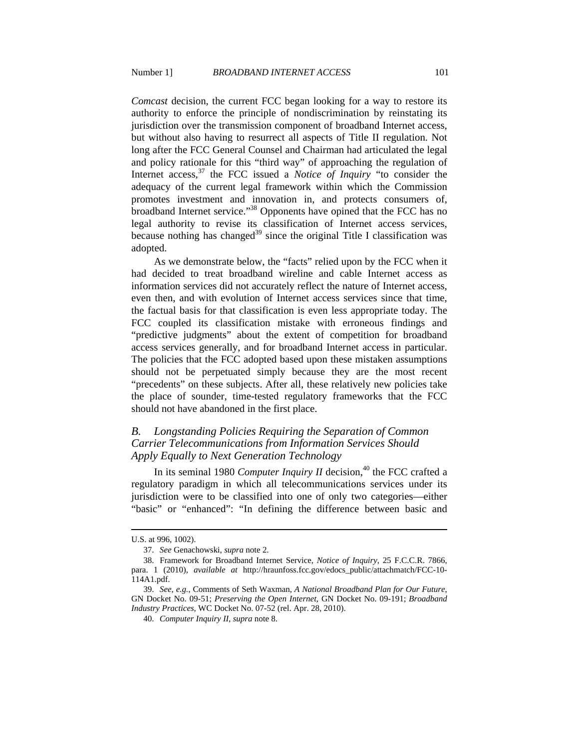*Comcast* decision, the current FCC began looking for a way to restore its authority to enforce the principle of nondiscrimination by reinstating its jurisdiction over the transmission component of broadband Internet access, but without also having to resurrect all aspects of Title II regulation. Not long after the FCC General Counsel and Chairman had articulated the legal and policy rationale for this "third way" of approaching the regulation of Internet access,[37] the FCC issued a *Notice of Inquiry* "to consider the adequacy of the current legal framework within which the Commission promotes investment and innovation in, and protects consumers of, broadband Internet service."[38] Opponents have opined that the FCC has no legal authority to revise its classification of Internet access services, because nothing has changed[39] since the original Title I classification was adopted.

As we demonstrate below, the "facts" relied upon by the FCC when it had decided to treat broadband wireline and cable Internet access as information services did not accurately reflect the nature of Internet access, even then, and with evolution of Internet access services since that time, the factual basis for that classification is even less appropriate today. The FCC coupled its classification mistake with erroneous findings and "predictive judgments" about the extent of competition for broadband access services generally, and for broadband Internet access in particular. The policies that the FCC adopted based upon these mistaken assumptions should not be perpetuated simply because they are the most recent "precedents" on these subjects. After all, these relatively new policies take the place of sounder, time-tested regulatory frameworks that the FCC should not have abandoned in the first place.

### *B. Longstanding Policies Requiring the Separation of Common Carrier Telecommunications from Information Services Should Apply Equally to Next Generation Technology*

In its seminal 1980 *Computer Inquiry II* decision,[40] the FCC crafted a regulatory paradigm in which all telecommunications services under its jurisdiction were to be classified into one of only two categories—either "basic" or "enhanced": "In defining the difference between basic and

---

U.S. at 996, 1002).

37. *See* Genachowski, *supra* note 2.

38. Framework for Broadband Internet Service, *Notice of Inquiry*, 25 F.C.C.R. 7866, para. 1 (2010), *available at* http://hraunfoss.fcc.gov/edocs_public/attachmatch/FCC-10-114A1.pdf.

39. *See, e.g.*, Comments of Seth Waxman, *A National Broadband Plan for Our Future*, GN Docket No. 09-51; *Preserving the Open Internet*, GN Docket No. 09-191; *Broadband Industry Practices*, WC Docket No. 07-52 (rel. Apr. 28, 2010).

40. *Computer Inquiry II*, *supra* note 8.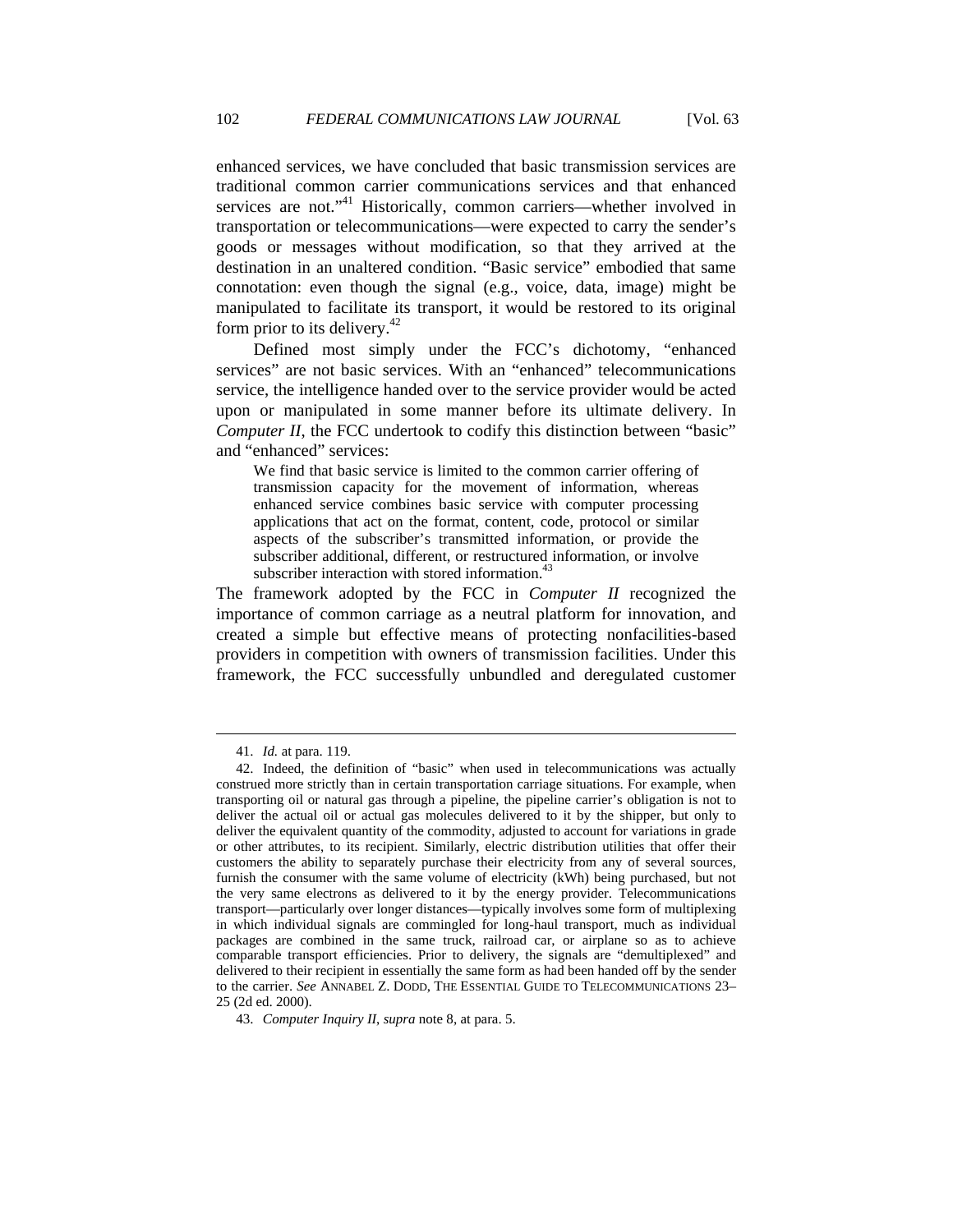enhanced services, we have concluded that basic transmission services are traditional common carrier communications services and that enhanced services are not."[41] Historically, common carriers—whether involved in transportation or telecommunications—were expected to carry the sender's goods or messages without modification, so that they arrived at the destination in an unaltered condition. "Basic service" embodied that same connotation: even though the signal (e.g., voice, data, image) might be manipulated to facilitate its transport, it would be restored to its original form prior to its delivery.[42]

Defined most simply under the FCC's dichotomy, "enhanced services" are not basic services. With an "enhanced" telecommunications service, the intelligence handed over to the service provider would be acted upon or manipulated in some manner before its ultimate delivery. In *Computer II*, the FCC undertook to codify this distinction between "basic" and "enhanced" services:

> We find that basic service is limited to the common carrier offering of transmission capacity for the movement of information, whereas enhanced service combines basic service with computer processing applications that act on the format, content, code, protocol or similar aspects of the subscriber's transmitted information, or provide the subscriber additional, different, or restructured information, or involve subscriber interaction with stored information.[43]

The framework adopted by the FCC in *Computer II* recognized the importance of common carriage as a neutral platform for innovation, and created a simple but effective means of protecting nonfacilities-based providers in competition with owners of transmission facilities. Under this framework, the FCC successfully unbundled and deregulated customer

---

41. *Id.* at para. 119.

42. Indeed, the definition of "basic" when used in telecommunications was actually construed more strictly than in certain transportation carriage situations. For example, when transporting oil or natural gas through a pipeline, the pipeline carrier's obligation is not to deliver the actual oil or actual gas molecules delivered to it by the shipper, but only to deliver the equivalent quantity of the commodity, adjusted to account for variations in grade or other attributes, to its recipient. Similarly, electric distribution utilities that offer their customers the ability to separately purchase their electricity from any of several sources, furnish the consumer with the same volume of electricity (kWh) being purchased, but not the very same electrons as delivered to it by the energy provider. Telecommunications transport—particularly over longer distances—typically involves some form of multiplexing in which individual signals are commingled for long-haul transport, much as individual packages are combined in the same truck, railroad car, or airplane so as to achieve comparable transport efficiencies. Prior to delivery, the signals are "demultiplexed" and delivered to their recipient in essentially the same form as had been handed off by the sender to the carrier. *See* ANNABEL Z. DODD, THE ESSENTIAL GUIDE TO TELECOMMUNICATIONS 23–25 (2d ed. 2000).

43. *Computer Inquiry II*, *supra* note 8, at para. 5.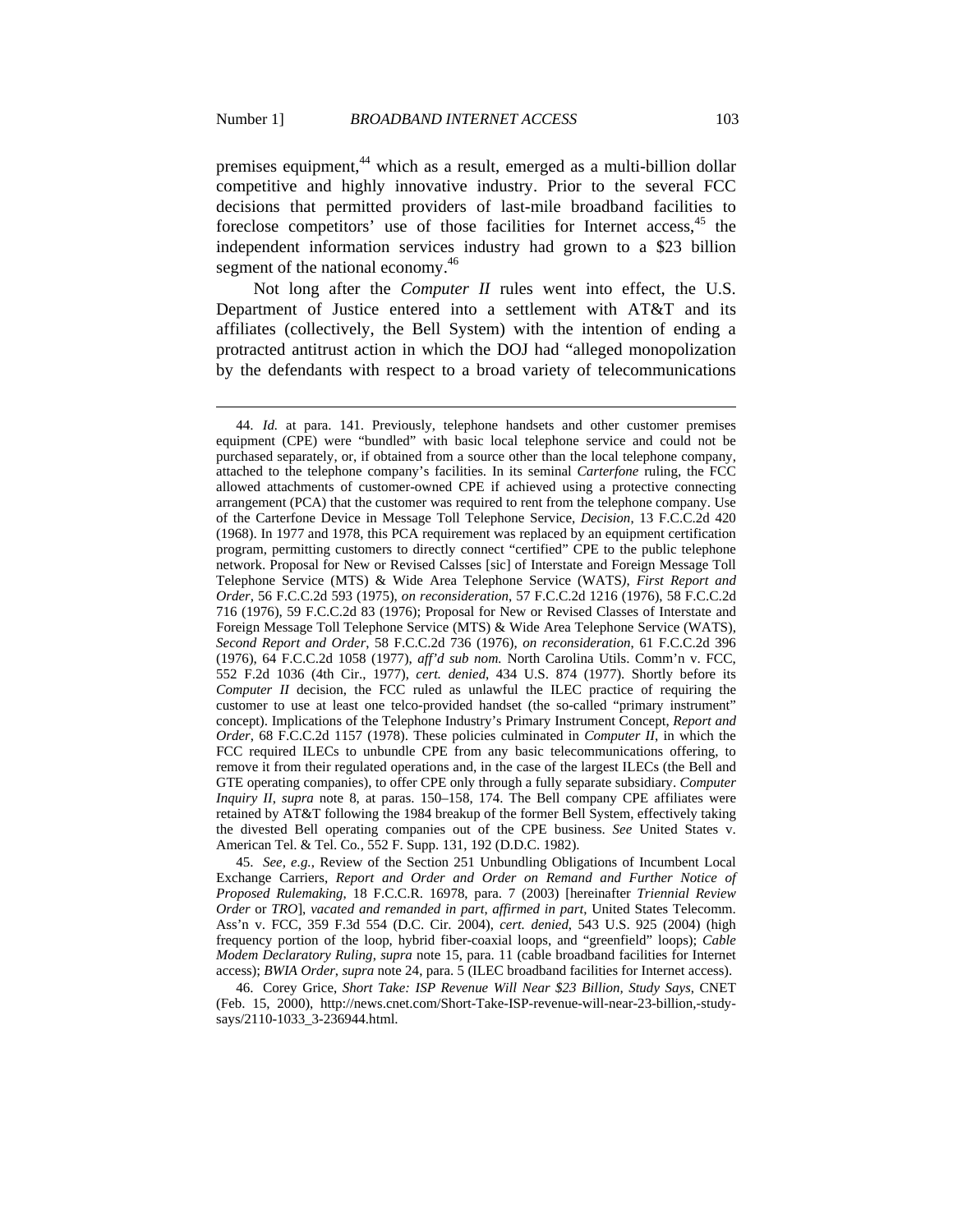premises equipment,[44] which as a result, emerged as a multi-billion dollar competitive and highly innovative industry. Prior to the several FCC decisions that permitted providers of last-mile broadband facilities to foreclose competitors' use of those facilities for Internet access,[45] the independent information services industry had grown to a $23 billion segment of the national economy.[46]

Not long after the *Computer II* rules went into effect, the U.S. Department of Justice entered into a settlement with AT&T and its affiliates (collectively, the Bell System) with the intention of ending a protracted antitrust action in which the DOJ had "alleged monopolization by the defendants with respect to a broad variety of telecommunications

---

44. *Id.* at para. 141. Previously, telephone handsets and other customer premises equipment (CPE) were "bundled" with basic local telephone service and could not be purchased separately, or, if obtained from a source other than the local telephone company, attached to the telephone company's facilities. In its seminal *Carterfone* ruling, the FCC allowed attachments of customer-owned CPE if achieved using a protective connecting arrangement (PCA) that the customer was required to rent from the telephone company. Use of the Carterfone Device in Message Toll Telephone Service, *Decision*, 13 F.C.C.2d 420 (1968). In 1977 and 1978, this PCA requirement was replaced by an equipment certification program, permitting customers to directly connect "certified" CPE to the public telephone network. Proposal for New or Revised Calsses [sic] of Interstate and Foreign Message Toll Telephone Service (MTS) & Wide Area Telephone Service (WATS), *First Report and Order*, 56 F.C.C.2d 593 (1975), *on reconsideration*, 57 F.C.C.2d 1216 (1976), 58 F.C.C.2d 716 (1976), 59 F.C.C.2d 83 (1976); Proposal for New or Revised Classes of Interstate and Foreign Message Toll Telephone Service (MTS) & Wide Area Telephone Service (WATS), *Second Report and Order*, 58 F.C.C.2d 736 (1976), *on reconsideration*, 61 F.C.C.2d 396 (1976), 64 F.C.C.2d 1058 (1977), *aff'd sub nom.* North Carolina Utils. Comm'n v. FCC, 552 F.2d 1036 (4th Cir., 1977), *cert. denied*, 434 U.S. 874 (1977). Shortly before its *Computer II* decision, the FCC ruled as unlawful the ILEC practice of requiring the customer to use at least one telco-provided handset (the so-called "primary instrument" concept). Implications of the Telephone Industry's Primary Instrument Concept, *Report and Order*, 68 F.C.C.2d 1157 (1978). These policies culminated in *Computer II*, in which the FCC required ILECs to unbundle CPE from any basic telecommunications offering, to remove it from their regulated operations and, in the case of the largest ILECs (the Bell and GTE operating companies), to offer CPE only through a fully separate subsidiary. *Computer Inquiry II*, *supra* note 8, at paras. 150–158, 174. The Bell company CPE affiliates were retained by AT&T following the 1984 breakup of the former Bell System, effectively taking the divested Bell operating companies out of the CPE business. *See* United States v. American Tel. & Tel. Co., 552 F. Supp. 131, 192 (D.D.C. 1982).

45. *See, e.g.*, Review of the Section 251 Unbundling Obligations of Incumbent Local Exchange Carriers, *Report and Order and Order on Remand and Further Notice of Proposed Rulemaking*, 18 F.C.C.R. 16978, para. 7 (2003) [hereinafter *Triennial Review Order* or *TRO*], *vacated and remanded in part*, *affirmed in part*, United States Telecomm. Ass'n v. FCC, 359 F.3d 554 (D.C. Cir. 2004), *cert. denied*, 543 U.S. 925 (2004) (high frequency portion of the loop, hybrid fiber-coaxial loops, and "greenfield" loops); *Cable Modem Declaratory Ruling*, *supra* note 15, para. 11 (cable broadband facilities for Internet access); *BWIA Order*, *supra* note 24, para. 5 (ILEC broadband facilities for Internet access).

46. Corey Grice, *Short Take: ISP Revenue Will Near $23 Billion, Study Says*, CNET (Feb. 15, 2000), http://news.cnet.com/Short-Take-ISP-revenue-will-near-23-billion,-study-says/2110-1033_3-236944.html.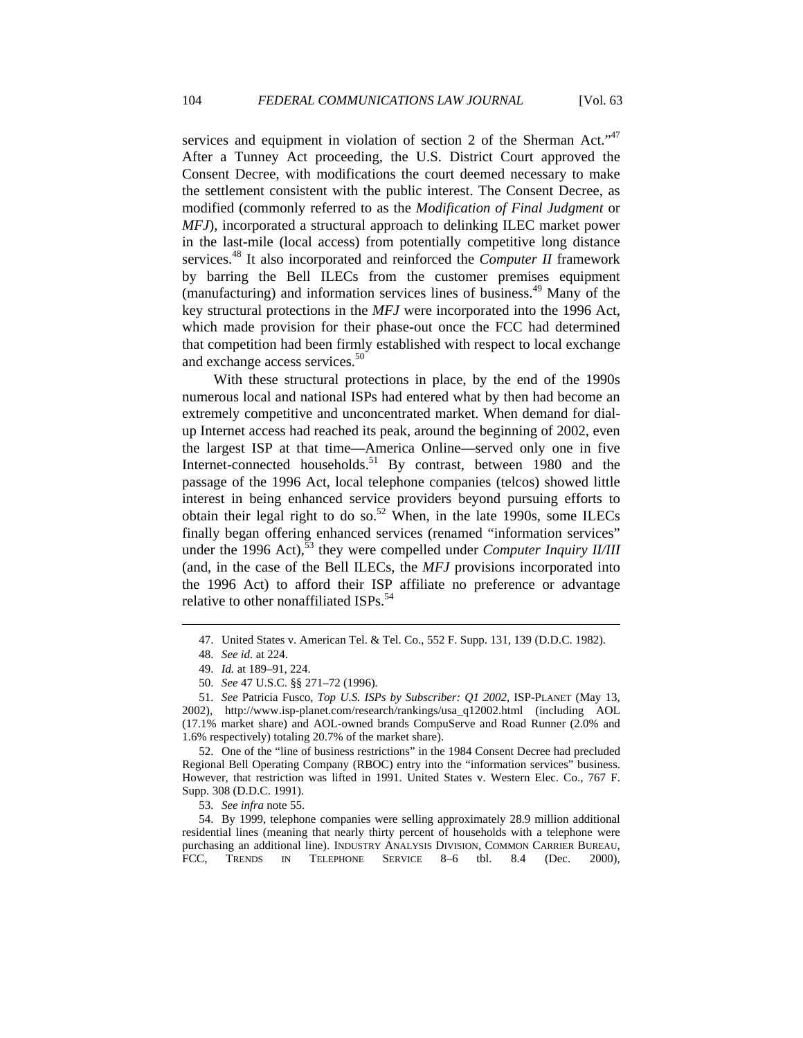services and equipment in violation of section 2 of the Sherman Act."[47] After a Tunney Act proceeding, the U.S. District Court approved the Consent Decree, with modifications the court deemed necessary to make the settlement consistent with the public interest. The Consent Decree, as modified (commonly referred to as the *Modification of Final Judgment* or *MFJ*), incorporated a structural approach to delinking ILEC market power in the last-mile (local access) from potentially competitive long distance services.[48] It also incorporated and reinforced the *Computer II* framework by barring the Bell ILECs from the customer premises equipment (manufacturing) and information services lines of business.[49] Many of the key structural protections in the *MFJ* were incorporated into the 1996 Act, which made provision for their phase-out once the FCC had determined that competition had been firmly established with respect to local exchange and exchange access services.[50]

With these structural protections in place, by the end of the 1990s numerous local and national ISPs had entered what by then had become an extremely competitive and unconcentrated market. When demand for dial-up Internet access had reached its peak, around the beginning of 2002, even the largest ISP at that time—America Online—served only one in five Internet-connected households.[51] By contrast, between 1980 and the passage of the 1996 Act, local telephone companies (telcos) showed little interest in being enhanced service providers beyond pursuing efforts to obtain their legal right to do so.[52] When, in the late 1990s, some ILECs finally began offering enhanced services (renamed "information services" under the 1996 Act),[53] they were compelled under *Computer Inquiry II/III* (and, in the case of the Bell ILECs, the *MFJ* provisions incorporated into the 1996 Act) to afford their ISP affiliate no preference or advantage relative to other nonaffiliated ISPs.[54]

---

47. United States v. American Tel. & Tel. Co., 552 F. Supp. 131, 139 (D.D.C. 1982).

48. *See id.* at 224.

49. *Id.* at 189–91, 224.

50. *See* 47 U.S.C. §§ 271–72 (1996).

51. *See* Patricia Fusco, *Top U.S. ISPs by Subscriber: Q1 2002*, ISP-PLANET (May 13, 2002), http://www.isp-planet.com/research/rankings/usa_q12002.html (including AOL (17.1% market share) and AOL-owned brands CompuServe and Road Runner (2.0% and 1.6% respectively) totaling 20.7% of the market share).

52. One of the "line of business restrictions" in the 1984 Consent Decree had precluded Regional Bell Operating Company (RBOC) entry into the "information services" business. However, that restriction was lifted in 1991. United States v. Western Elec. Co., 767 F. Supp. 308 (D.D.C. 1991).

53. *See infra* note 55.

54. By 1999, telephone companies were selling approximately 28.9 million additional residential lines (meaning that nearly thirty percent of households with a telephone were purchasing an additional line). INDUSTRY ANALYSIS DIVISION, COMMON CARRIER BUREAU, FCC, TRENDS IN TELEPHONE SERVICE 8–6 tbl. 8.4 (Dec. 2000),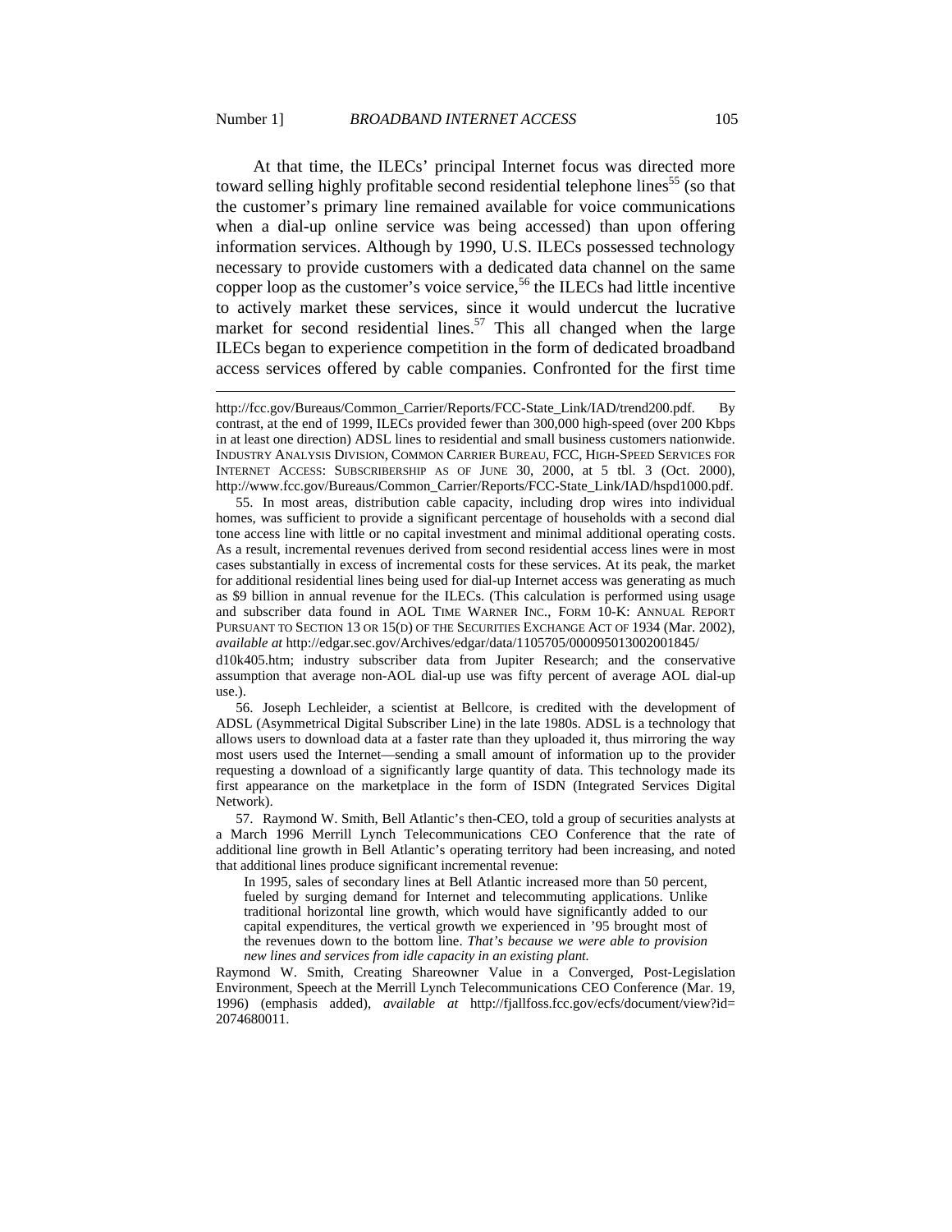At that time, the ILECs' principal Internet focus was directed more toward selling highly profitable second residential telephone lines[55] (so that the customer's primary line remained available for voice communications when a dial-up online service was being accessed) than upon offering information services. Although by 1990, U.S. ILECs possessed technology necessary to provide customers with a dedicated data channel on the same copper loop as the customer's voice service,[56] the ILECs had little incentive to actively market these services, since it would undercut the lucrative market for second residential lines.[57] This all changed when the large ILECs began to experience competition in the form of dedicated broadband access services offered by cable companies. Confronted for the first time

---

http://fcc.gov/Bureaus/Common_Carrier/Reports/FCC-State_Link/IAD/trend200.pdf. By contrast, at the end of 1999, ILECs provided fewer than 300,000 high-speed (over 200 Kbps in at least one direction) ADSL lines to residential and small business customers nationwide. INDUSTRY ANALYSIS DIVISION, COMMON CARRIER BUREAU, FCC, HIGH-SPEED SERVICES FOR INTERNET ACCESS: SUBSCRIBERSHIP AS OF JUNE 30, 2000, at 5 tbl. 3 (Oct. 2000), http://www.fcc.gov/Bureaus/Common_Carrier/Reports/FCC-State_Link/IAD/hspd1000.pdf.

55. In most areas, distribution cable capacity, including drop wires into individual homes, was sufficient to provide a significant percentage of households with a second dial tone access line with little or no capital investment and minimal additional operating costs. As a result, incremental revenues derived from second residential access lines were in most cases substantially in excess of incremental costs for these services. At its peak, the market for additional residential lines being used for dial-up Internet access was generating as much as $9 billion in annual revenue for the ILECs. (This calculation is performed using usage and subscriber data found in AOL TIME WARNER INC., FORM 10-K: ANNUAL REPORT PURSUANT TO SECTION 13 OR 15(D) OF THE SECURITIES EXCHANGE ACT OF 1934 (Mar. 2002), *available at* http://edgar.sec.gov/Archives/edgar/data/1105705/000095013002001845/d10k405.htm; industry subscriber data from Jupiter Research; and the conservative assumption that average non-AOL dial-up use was fifty percent of average AOL dial-up use.).

56. Joseph Lechleider, a scientist at Bellcore, is credited with the development of ADSL (Asymmetrical Digital Subscriber Line) in the late 1980s. ADSL is a technology that allows users to download data at a faster rate than they uploaded it, thus mirroring the way most users used the Internet—sending a small amount of information up to the provider requesting a download of a significantly large quantity of data. This technology made its first appearance on the marketplace in the form of ISDN (Integrated Services Digital Network).

57. Raymond W. Smith, Bell Atlantic's then-CEO, told a group of securities analysts at a March 1996 Merrill Lynch Telecommunications CEO Conference that the rate of additional line growth in Bell Atlantic's operating territory had been increasing, and noted that additional lines produce significant incremental revenue:

> In 1995, sales of secondary lines at Bell Atlantic increased more than 50 percent, fueled by surging demand for Internet and telecommuting applications. Unlike traditional horizontal line growth, which would have significantly added to our capital expenditures, the vertical growth we experienced in '95 brought most of the revenues down to the bottom line. *That's because we were able to provision new lines and services from idle capacity in an existing plant.*

Raymond W. Smith, Creating Shareowner Value in a Converged, Post-Legislation Environment, Speech at the Merrill Lynch Telecommunications CEO Conference (Mar. 19, 1996) (emphasis added), *available at* http://fjallfoss.fcc.gov/ecfs/document/view?id=2074680011.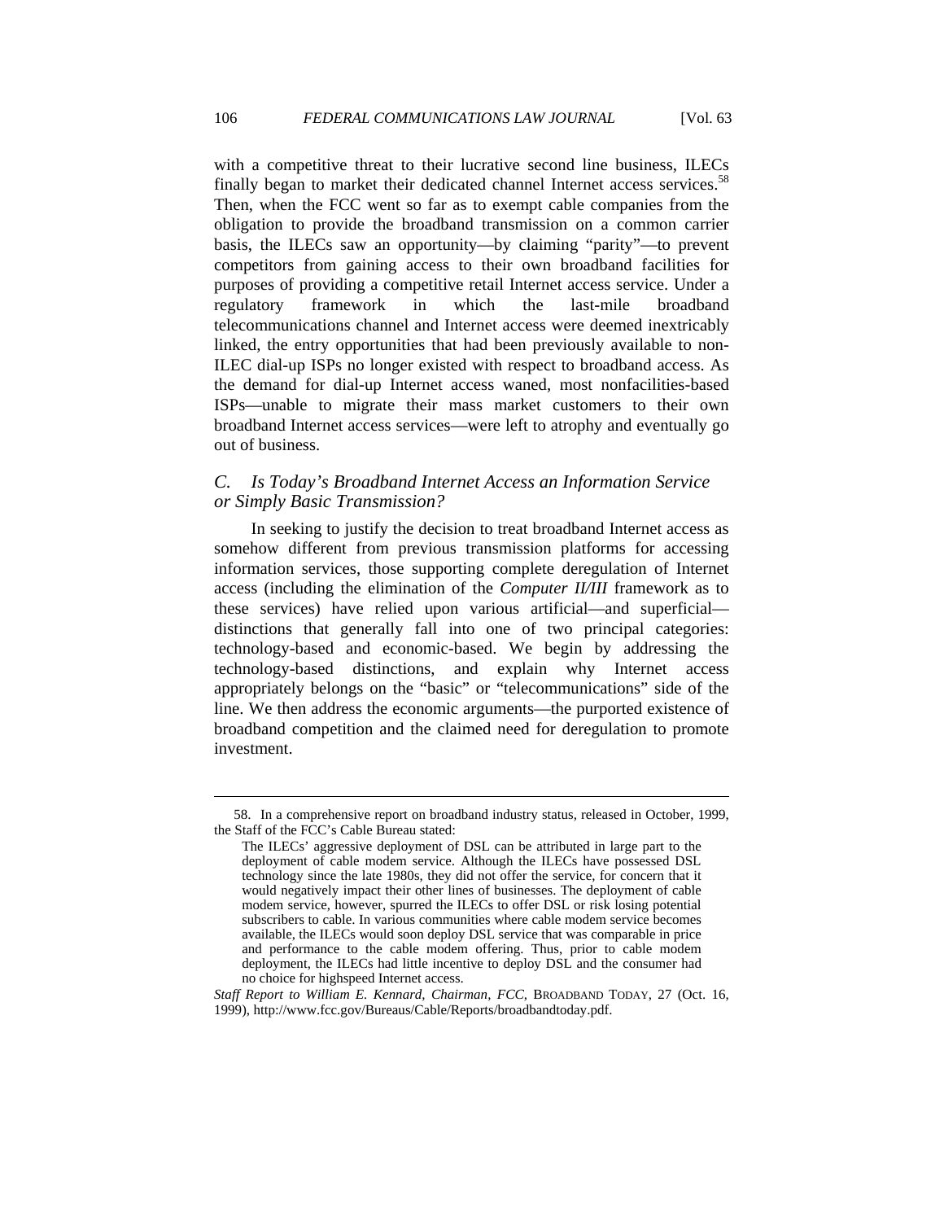with a competitive threat to their lucrative second line business, ILECs finally began to market their dedicated channel Internet access services.[58] Then, when the FCC went so far as to exempt cable companies from the obligation to provide the broadband transmission on a common carrier basis, the ILECs saw an opportunity—by claiming "parity"—to prevent competitors from gaining access to their own broadband facilities for purposes of providing a competitive retail Internet access service. Under a regulatory framework in which the last-mile broadband telecommunications channel and Internet access were deemed inextricably linked, the entry opportunities that had been previously available to non-ILEC dial-up ISPs no longer existed with respect to broadband access. As the demand for dial-up Internet access waned, most nonfacilities-based ISPs—unable to migrate their mass market customers to their own broadband Internet access services—were left to atrophy and eventually go out of business.

### *C. Is Today's Broadband Internet Access an Information Service or Simply Basic Transmission?*

In seeking to justify the decision to treat broadband Internet access as somehow different from previous transmission platforms for accessing information services, those supporting complete deregulation of Internet access (including the elimination of the *Computer II/III* framework as to these services) have relied upon various artificial—and superficial—distinctions that generally fall into one of two principal categories: technology-based and economic-based. We begin by addressing the technology-based distinctions, and explain why Internet access appropriately belongs on the "basic" or "telecommunications" side of the line. We then address the economic arguments—the purported existence of broadband competition and the claimed need for deregulation to promote investment.

---

58. In a comprehensive report on broadband industry status, released in October, 1999, the Staff of the FCC's Cable Bureau stated:

> The ILECs' aggressive deployment of DSL can be attributed in large part to the deployment of cable modem service. Although the ILECs have possessed DSL technology since the late 1980s, they did not offer the service, for concern that it would negatively impact their other lines of businesses. The deployment of cable modem service, however, spurred the ILECs to offer DSL or risk losing potential subscribers to cable. In various communities where cable modem service becomes available, the ILECs would soon deploy DSL service that was comparable in price and performance to the cable modem offering. Thus, prior to cable modem deployment, the ILECs had little incentive to deploy DSL and the consumer had no choice for highspeed Internet access.

*Staff Report to William E. Kennard, Chairman, FCC*, BROADBAND TODAY, 27 (Oct. 16, 1999), http://www.fcc.gov/Bureaus/Cable/Reports/broadbandtoday.pdf.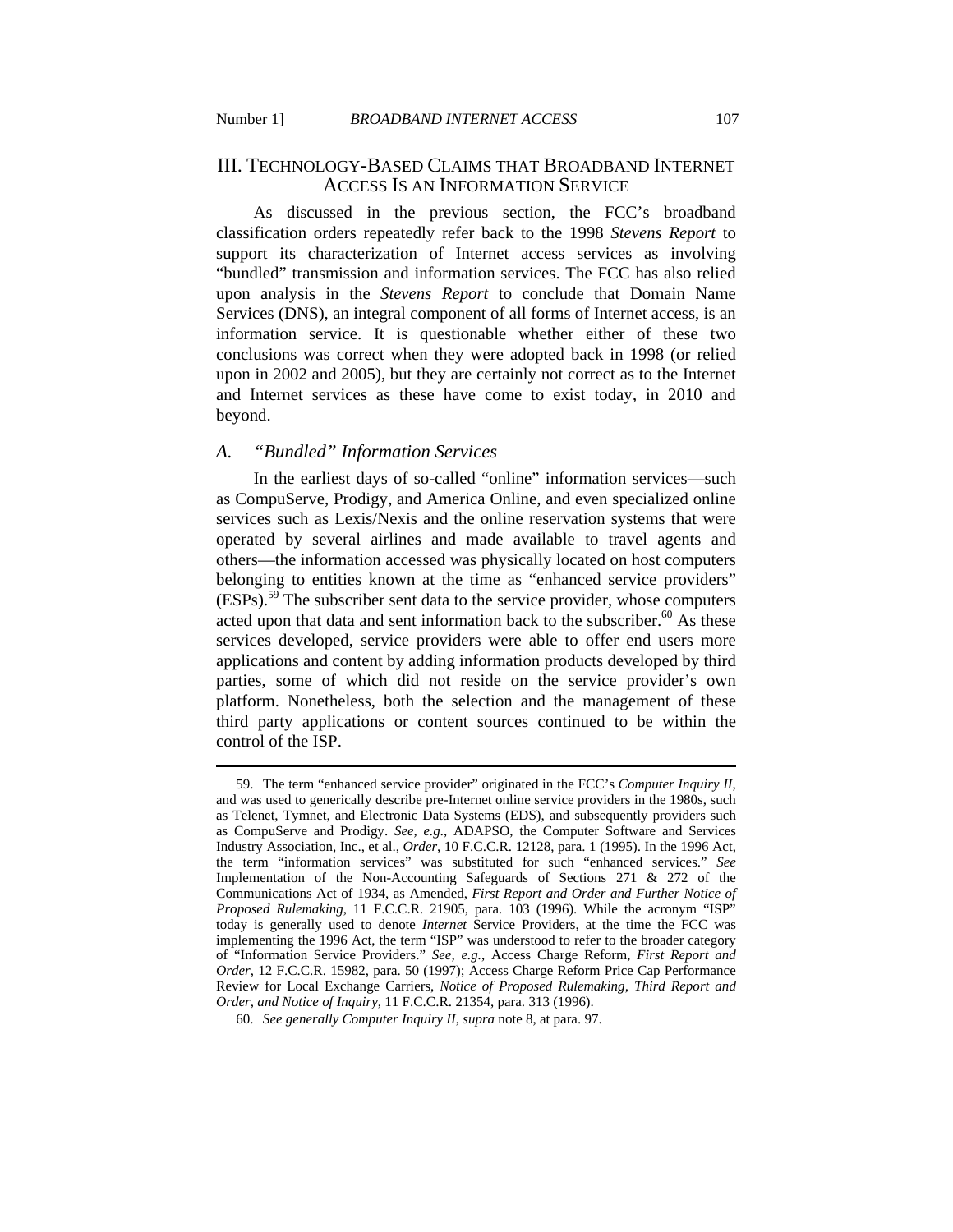## III. Technology-Based Claims that Broadband Internet Access Is an Information Service

As discussed in the previous section, the FCC's broadband classification orders repeatedly refer back to the 1998 *Stevens Report* to support its characterization of Internet access services as involving "bundled" transmission and information services. The FCC has also relied upon analysis in the *Stevens Report* to conclude that Domain Name Services (DNS), an integral component of all forms of Internet access, is an information service. It is questionable whether either of these two conclusions was correct when they were adopted back in 1998 (or relied upon in 2002 and 2005), but they are certainly not correct as to the Internet and Internet services as these have come to exist today, in 2010 and beyond.

### *A. "Bundled" Information Services*

In the earliest days of so-called "online" information services—such as CompuServe, Prodigy, and America Online, and even specialized online services such as Lexis/Nexis and the online reservation systems that were operated by several airlines and made available to travel agents and others—the information accessed was physically located on host computers belonging to entities known at the time as "enhanced service providers" (ESPs).[59] The subscriber sent data to the service provider, whose computers acted upon that data and sent information back to the subscriber.[60] As these services developed, service providers were able to offer end users more applications and content by adding information products developed by third parties, some of which did not reside on the service provider's own platform. Nonetheless, both the selection and the management of these third party applications or content sources continued to be within the control of the ISP.

---

59. The term "enhanced service provider" originated in the FCC's *Computer Inquiry II*, and was used to generically describe pre-Internet online service providers in the 1980s, such as Telenet, Tymnet, and Electronic Data Systems (EDS), and subsequently providers such as CompuServe and Prodigy. *See, e.g.*, ADAPSO, the Computer Software and Services Industry Association, Inc., et al., *Order*, 10 F.C.C.R. 12128, para. 1 (1995). In the 1996 Act, the term "information services" was substituted for such "enhanced services." *See* Implementation of the Non-Accounting Safeguards of Sections 271 & 272 of the Communications Act of 1934, as Amended, *First Report and Order and Further Notice of Proposed Rulemaking*, 11 F.C.C.R. 21905, para. 103 (1996). While the acronym "ISP" today is generally used to denote *Internet* Service Providers, at the time the FCC was implementing the 1996 Act, the term "ISP" was understood to refer to the broader category of "Information Service Providers." *See, e.g.*, Access Charge Reform, *First Report and Order*, 12 F.C.C.R. 15982, para. 50 (1997); Access Charge Reform Price Cap Performance Review for Local Exchange Carriers, *Notice of Proposed Rulemaking, Third Report and Order, and Notice of Inquiry*, 11 F.C.C.R. 21354, para. 313 (1996).

60. *See generally Computer Inquiry II*, *supra* note 8, at para. 97.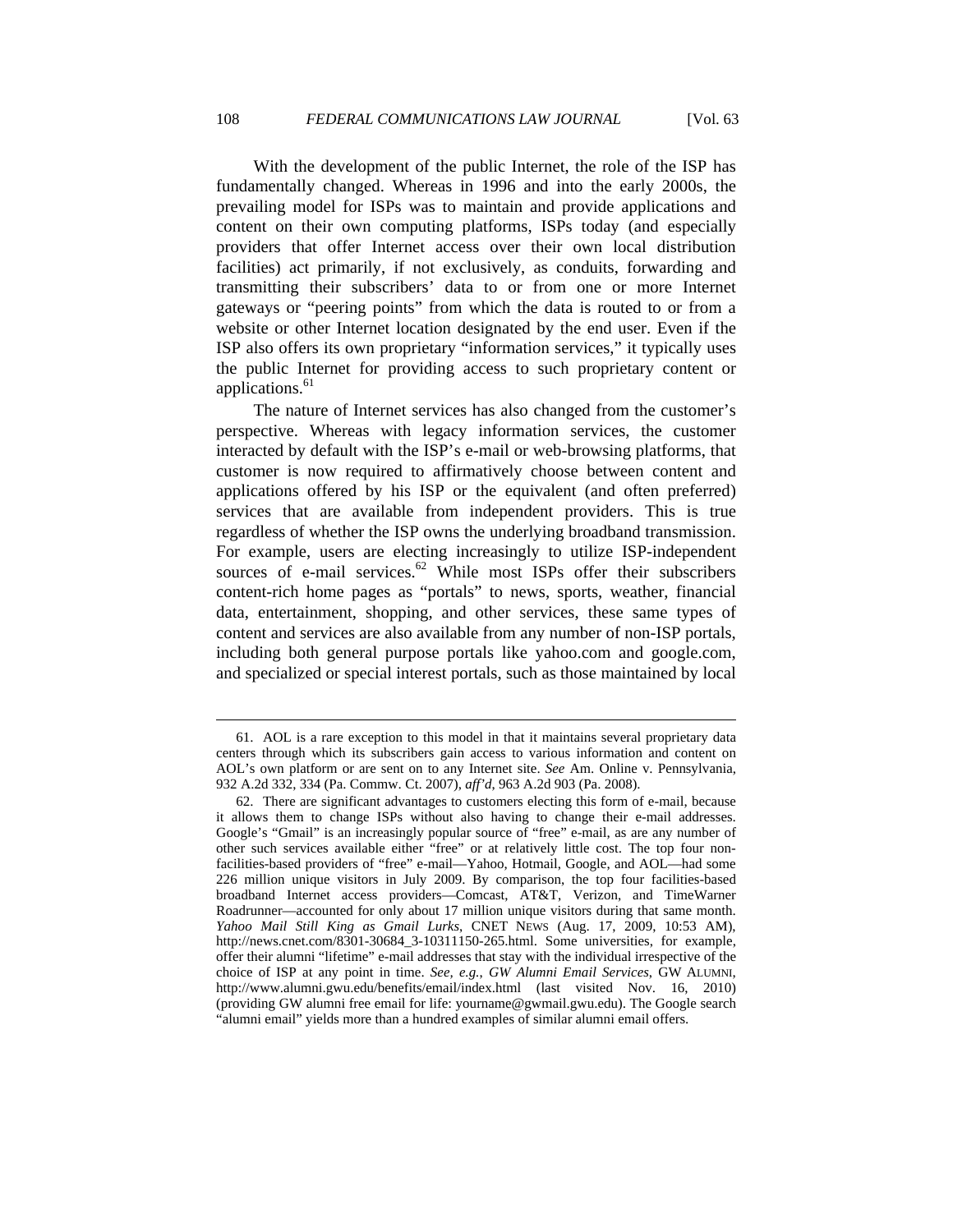With the development of the public Internet, the role of the ISP has fundamentally changed. Whereas in 1996 and into the early 2000s, the prevailing model for ISPs was to maintain and provide applications and content on their own computing platforms, ISPs today (and especially providers that offer Internet access over their own local distribution facilities) act primarily, if not exclusively, as conduits, forwarding and transmitting their subscribers' data to or from one or more Internet gateways or "peering points" from which the data is routed to or from a website or other Internet location designated by the end user. Even if the ISP also offers its own proprietary "information services," it typically uses the public Internet for providing access to such proprietary content or applications.[61]

The nature of Internet services has also changed from the customer's perspective. Whereas with legacy information services, the customer interacted by default with the ISP's e-mail or web-browsing platforms, that customer is now required to affirmatively choose between content and applications offered by his ISP or the equivalent (and often preferred) services that are available from independent providers. This is true regardless of whether the ISP owns the underlying broadband transmission. For example, users are electing increasingly to utilize ISP-independent sources of e-mail services.[62] While most ISPs offer their subscribers content-rich home pages as "portals" to news, sports, weather, financial data, entertainment, shopping, and other services, these same types of content and services are also available from any number of non-ISP portals, including both general purpose portals like yahoo.com and google.com, and specialized or special interest portals, such as those maintained by local

---

61. AOL is a rare exception to this model in that it maintains several proprietary data centers through which its subscribers gain access to various information and content on AOL's own platform or are sent on to any Internet site. *See* Am. Online v. Pennsylvania, 932 A.2d 332, 334 (Pa. Commw. Ct. 2007), *aff'd*, 963 A.2d 903 (Pa. 2008).

62. There are significant advantages to customers electing this form of e-mail, because it allows them to change ISPs without also having to change their e-mail addresses. Google's "Gmail" is an increasingly popular source of "free" e-mail, as are any number of other such services available either "free" or at relatively little cost. The top four non-facilities-based providers of "free" e-mail—Yahoo, Hotmail, Google, and AOL—had some 226 million unique visitors in July 2009. By comparison, the top four facilities-based broadband Internet access providers—Comcast, AT&T, Verizon, and TimeWarner Roadrunner—accounted for only about 17 million unique visitors during that same month. *Yahoo Mail Still King as Gmail Lurks*, CNET NEWS (Aug. 17, 2009, 10:53 AM), http://news.cnet.com/8301-30684_3-10311150-265.html. Some universities, for example, offer their alumni "lifetime" e-mail addresses that stay with the individual irrespective of the choice of ISP at any point in time. *See, e.g.*, *GW Alumni Email Services*, GW ALUMNI, http://www.alumni.gwu.edu/benefits/email/index.html (last visited Nov. 16, 2010) (providing GW alumni free email for life: yourname@gwmail.gwu.edu). The Google search "alumni email" yields more than a hundred examples of similar alumni email offers.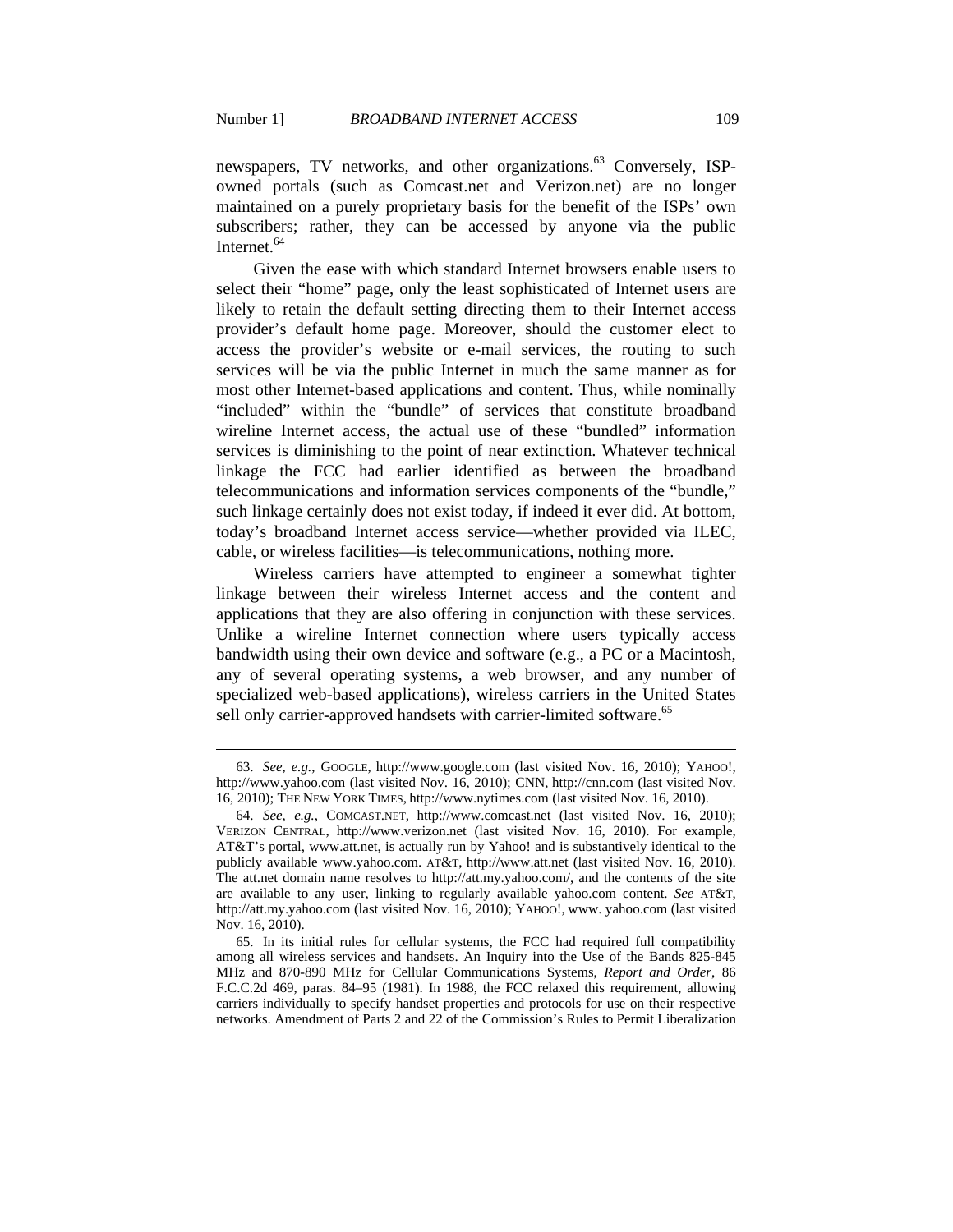newspapers, TV networks, and other organizations.[63] Conversely, ISP-owned portals (such as Comcast.net and Verizon.net) are no longer maintained on a purely proprietary basis for the benefit of the ISPs' own subscribers; rather, they can be accessed by anyone via the public Internet.[64]

Given the ease with which standard Internet browsers enable users to select their "home" page, only the least sophisticated of Internet users are likely to retain the default setting directing them to their Internet access provider's default home page. Moreover, should the customer elect to access the provider's website or e-mail services, the routing to such services will be via the public Internet in much the same manner as for most other Internet-based applications and content. Thus, while nominally "included" within the "bundle" of services that constitute broadband wireline Internet access, the actual use of these "bundled" information services is diminishing to the point of near extinction. Whatever technical linkage the FCC had earlier identified as between the broadband telecommunications and information services components of the "bundle," such linkage certainly does not exist today, if indeed it ever did. At bottom, today's broadband Internet access service—whether provided via ILEC, cable, or wireless facilities—is telecommunications, nothing more.

Wireless carriers have attempted to engineer a somewhat tighter linkage between their wireless Internet access and the content and applications that they are also offering in conjunction with these services. Unlike a wireline Internet connection where users typically access bandwidth using their own device and software (e.g., a PC or a Macintosh, any of several operating systems, a web browser, and any number of specialized web-based applications), wireless carriers in the United States sell only carrier-approved handsets with carrier-limited software.[65]

---

63. *See, e.g.*, GOOGLE, http://www.google.com (last visited Nov. 16, 2010); YAHOO!, http://www.yahoo.com (last visited Nov. 16, 2010); CNN, http://cnn.com (last visited Nov. 16, 2010); THE NEW YORK TIMES, http://www.nytimes.com (last visited Nov. 16, 2010).

64. *See, e.g.*, COMCAST.NET, http://www.comcast.net (last visited Nov. 16, 2010); VERIZON CENTRAL, http://www.verizon.net (last visited Nov. 16, 2010). For example, AT&T's portal, www.att.net, is actually run by Yahoo! and is substantively identical to the publicly available www.yahoo.com. AT&T, http://www.att.net (last visited Nov. 16, 2010). The att.net domain name resolves to http://att.my.yahoo.com/, and the contents of the site are available to any user, linking to regularly available yahoo.com content. *See* AT&T, http://att.my.yahoo.com (last visited Nov. 16, 2010); YAHOO!, www. yahoo.com (last visited Nov. 16, 2010).

65. In its initial rules for cellular systems, the FCC had required full compatibility among all wireless services and handsets. An Inquiry into the Use of the Bands 825-845 MHz and 870-890 MHz for Cellular Communications Systems, *Report and Order*, 86 F.C.C.2d 469, paras. 84–95 (1981). In 1988, the FCC relaxed this requirement, allowing carriers individually to specify handset properties and protocols for use on their respective networks. Amendment of Parts 2 and 22 of the Commission's Rules to Permit Liberalization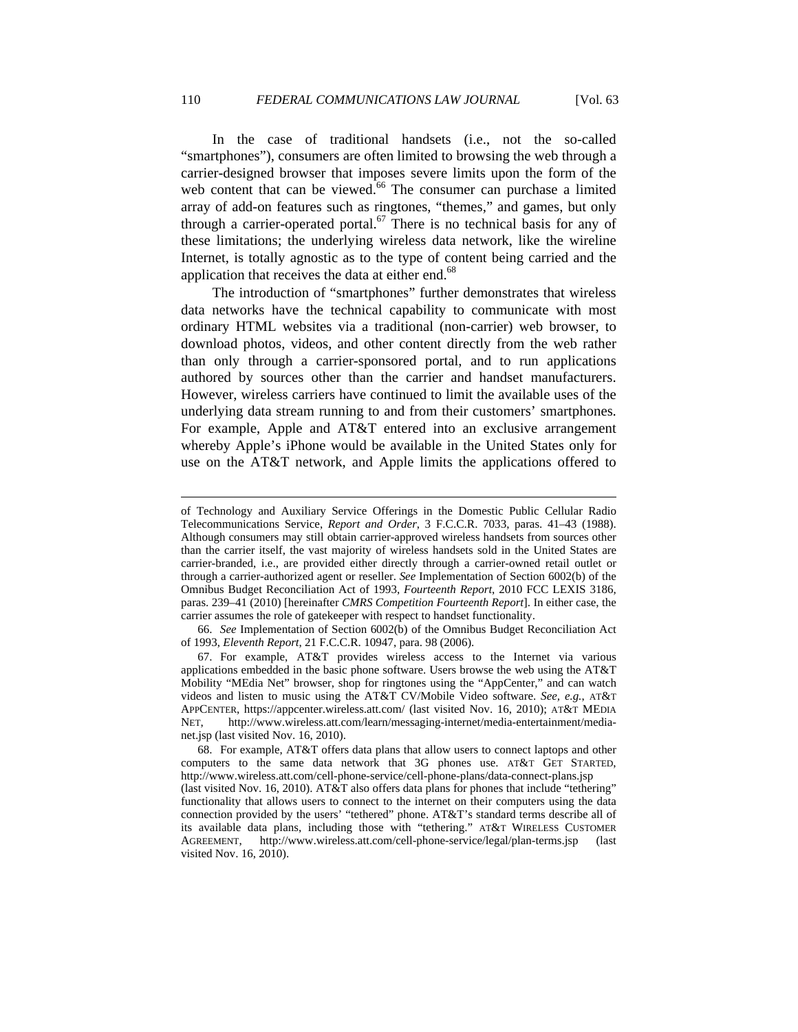In the case of traditional handsets (i.e., not the so-called "smartphones"), consumers are often limited to browsing the web through a carrier-designed browser that imposes severe limits upon the form of the web content that can be viewed.[66] The consumer can purchase a limited array of add-on features such as ringtones, "themes," and games, but only through a carrier-operated portal.[67] There is no technical basis for any of these limitations; the underlying wireless data network, like the wireline Internet, is totally agnostic as to the type of content being carried and the application that receives the data at either end.[68]

The introduction of "smartphones" further demonstrates that wireless data networks have the technical capability to communicate with most ordinary HTML websites via a traditional (non-carrier) web browser, to download photos, videos, and other content directly from the web rather than only through a carrier-sponsored portal, and to run applications authored by sources other than the carrier and handset manufacturers. However, wireless carriers have continued to limit the available uses of the underlying data stream running to and from their customers' smartphones. For example, Apple and AT&T entered into an exclusive arrangement whereby Apple's iPhone would be available in the United States only for use on the AT&T network, and Apple limits the applications offered to

---

of Technology and Auxiliary Service Offerings in the Domestic Public Cellular Radio Telecommunications Service, *Report and Order*, 3 F.C.C.R. 7033, paras. 41–43 (1988). Although consumers may still obtain carrier-approved wireless handsets from sources other than the carrier itself, the vast majority of wireless handsets sold in the United States are carrier-branded, i.e., are provided either directly through a carrier-owned retail outlet or through a carrier-authorized agent or reseller. *See* Implementation of Section 6002(b) of the Omnibus Budget Reconciliation Act of 1993, *Fourteenth Report*, 2010 FCC LEXIS 3186, paras. 239–41 (2010) [hereinafter *CMRS Competition Fourteenth Report*]. In either case, the carrier assumes the role of gatekeeper with respect to handset functionality.

66. *See* Implementation of Section 6002(b) of the Omnibus Budget Reconciliation Act of 1993, *Eleventh Report*, 21 F.C.C.R. 10947, para. 98 (2006).

67. For example, AT&T provides wireless access to the Internet via various applications embedded in the basic phone software. Users browse the web using the AT&T Mobility "MEdia Net" browser, shop for ringtones using the "AppCenter," and can watch videos and listen to music using the AT&T CV/Mobile Video software. *See, e.g.*, AT&T APPCENTER, https://appcenter.wireless.att.com/ (last visited Nov. 16, 2010); AT&T MEDIA NET, http://www.wireless.att.com/learn/messaging-internet/media-entertainment/media-net.jsp (last visited Nov. 16, 2010).

68. For example, AT&T offers data plans that allow users to connect laptops and other computers to the same data network that 3G phones use. AT&T GET STARTED, http://www.wireless.att.com/cell-phone-service/cell-phone-plans/data-connect-plans.jsp (last visited Nov. 16, 2010). AT&T also offers data plans for phones that include "tethering" functionality that allows users to connect to the internet on their computers using the data connection provided by the users' "tethered" phone. AT&T's standard terms describe all of its available data plans, including those with "tethering." AT&T WIRELESS CUSTOMER AGREEMENT, http://www.wireless.att.com/cell-phone-service/legal/plan-terms.jsp (last visited Nov. 16, 2010).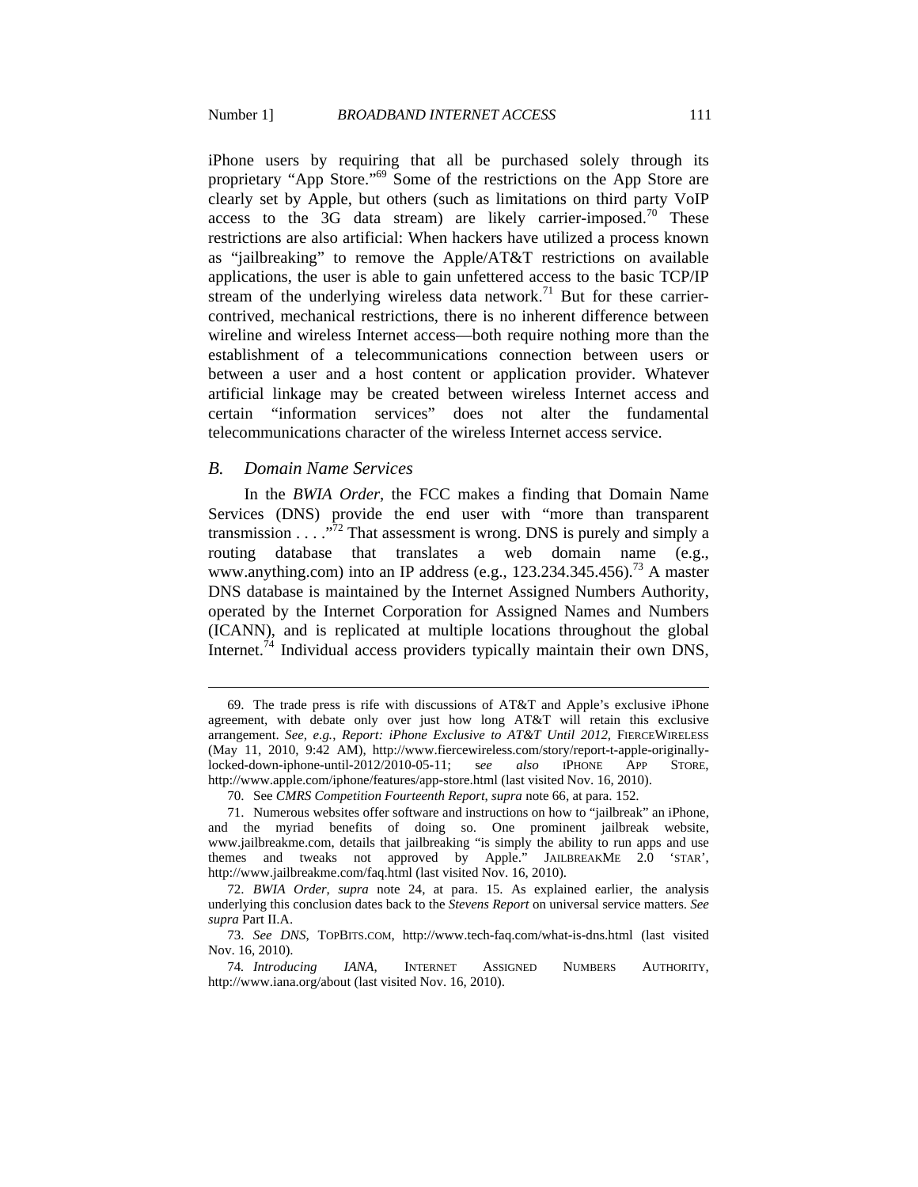iPhone users by requiring that all be purchased solely through its proprietary "App Store."[69] Some of the restrictions on the App Store are clearly set by Apple, but others (such as limitations on third party VoIP access to the 3G data stream) are likely carrier-imposed.[70] These restrictions are also artificial: When hackers have utilized a process known as "jailbreaking" to remove the Apple/AT&T restrictions on available applications, the user is able to gain unfettered access to the basic TCP/IP stream of the underlying wireless data network.[71] But for these carrier-contrived, mechanical restrictions, there is no inherent difference between wireline and wireless Internet access—both require nothing more than the establishment of a telecommunications connection between users or between a user and a host content or application provider. Whatever artificial linkage may be created between wireless Internet access and certain "information services" does not alter the fundamental telecommunications character of the wireless Internet access service.

## *B. Domain Name Services*

In the *BWIA Order*, the FCC makes a finding that Domain Name Services (DNS) provide the end user with "more than transparent transmission . . . ."[72] That assessment is wrong. DNS is purely and simply a routing database that translates a web domain name (e.g., www.anything.com) into an IP address (e.g., 123.234.345.456).[73] A master DNS database is maintained by the Internet Assigned Numbers Authority, operated by the Internet Corporation for Assigned Names and Numbers (ICANN), and is replicated at multiple locations throughout the global Internet.[74] Individual access providers typically maintain their own DNS,

---

69. The trade press is rife with discussions of AT&T and Apple's exclusive iPhone agreement, with debate only over just how long AT&T will retain this exclusive arrangement. *See, e.g.*, *Report: iPhone Exclusive to AT&T Until 2012*, FIERCEWIRELESS (May 11, 2010, 9:42 AM), http://www.fiercewireless.com/story/report-t-apple-originally-locked-down-iphone-until-2012/2010-05-11; *see also* IPHONE APP STORE, http://www.apple.com/iphone/features/app-store.html (last visited Nov. 16, 2010).

70. See *CMRS Competition Fourteenth Report*, *supra* note 66, at para. 152.

71. Numerous websites offer software and instructions on how to "jailbreak" an iPhone, and the myriad benefits of doing so. One prominent jailbreak website, www.jailbreakme.com, details that jailbreaking "is simply the ability to run apps and use themes and tweaks not approved by Apple." JAILBREAKME 2.0 'STAR', http://www.jailbreakme.com/faq.html (last visited Nov. 16, 2010).

72. *BWIA Order*, *supra* note 24, at para. 15. As explained earlier, the analysis underlying this conclusion dates back to the *Stevens Report* on universal service matters. *See supra* Part II.A.

73. *See DNS*, TOPBITS.COM, http://www.tech-faq.com/what-is-dns.html (last visited Nov. 16, 2010).

74. *Introducing IANA*, INTERNET ASSIGNED NUMBERS AUTHORITY, http://www.iana.org/about (last visited Nov. 16, 2010).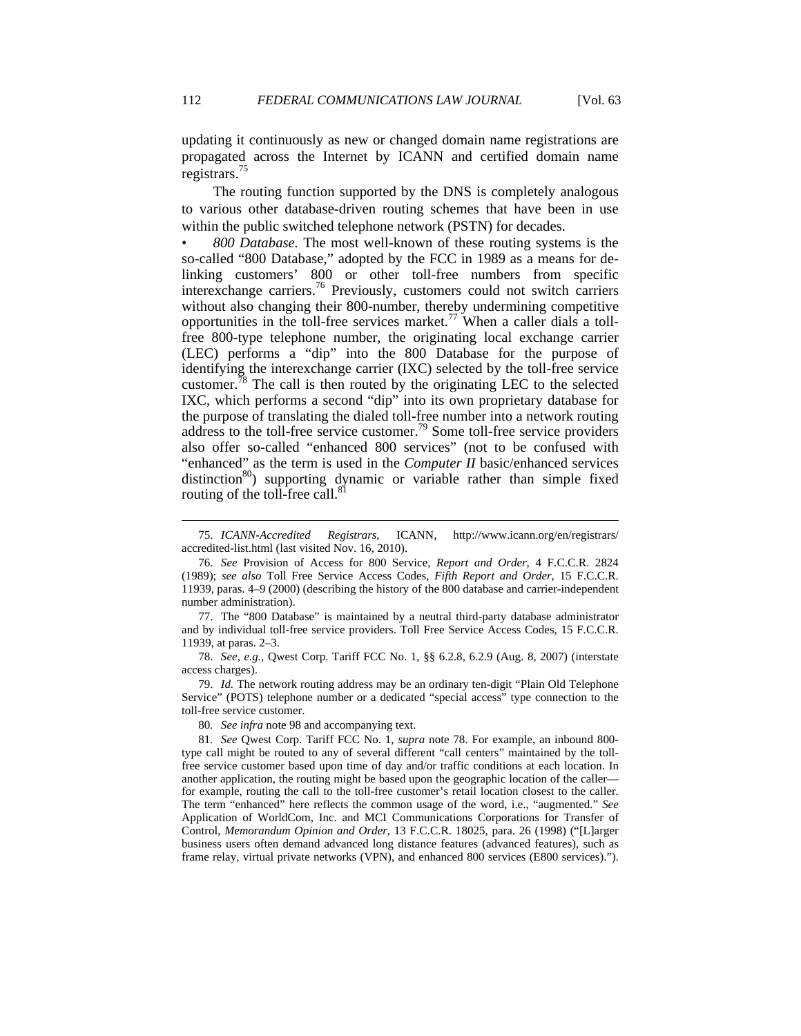updating it continuously as new or changed domain name registrations are propagated across the Internet by ICANN and certified domain name registrars.[75]

The routing function supported by the DNS is completely analogous to various other database-driven routing schemes that have been in use within the public switched telephone network (PSTN) for decades.

- *800 Database.* The most well-known of these routing systems is the so-called "800 Database," adopted by the FCC in 1989 as a means for de-linking customers' 800 or other toll-free numbers from specific interexchange carriers.[76] Previously, customers could not switch carriers without also changing their 800-number, thereby undermining competitive opportunities in the toll-free services market.[77] When a caller dials a toll-free 800-type telephone number, the originating local exchange carrier (LEC) performs a "dip" into the 800 Database for the purpose of identifying the interexchange carrier (IXC) selected by the toll-free service customer.[78] The call is then routed by the originating LEC to the selected IXC, which performs a second "dip" into its own proprietary database for the purpose of translating the dialed toll-free number into a network routing address to the toll-free service customer.[79] Some toll-free service providers also offer so-called "enhanced 800 services" (not to be confused with "enhanced" as the term is used in the *Computer II* basic/enhanced services distinction[80]) supporting dynamic or variable rather than simple fixed routing of the toll-free call.[81]

---

75. *ICANN-Accredited Registrars*, ICANN, http://www.icann.org/en/registrars/accredited-list.html (last visited Nov. 16, 2010).

76. *See* Provision of Access for 800 Service, *Report and Order*, 4 F.C.C.R. 2824 (1989); *see also* Toll Free Service Access Codes, *Fifth Report and Order*, 15 F.C.C.R. 11939, paras. 4–9 (2000) (describing the history of the 800 database and carrier-independent number administration).

77. The "800 Database" is maintained by a neutral third-party database administrator and by individual toll-free service providers. Toll Free Service Access Codes, 15 F.C.C.R. 11939, at paras. 2–3.

78. *See, e.g.*, Qwest Corp. Tariff FCC No. 1, §§ 6.2.8, 6.2.9 (Aug. 8, 2007) (interstate access charges).

79. *Id.* The network routing address may be an ordinary ten-digit "Plain Old Telephone Service" (POTS) telephone number or a dedicated "special access" type connection to the toll-free service customer.

80. *See infra* note 98 and accompanying text.

81. *See* Qwest Corp. Tariff FCC No. 1, *supra* note 78. For example, an inbound 800-type call might be routed to any of several different "call centers" maintained by the toll-free service customer based upon time of day and/or traffic conditions at each location. In another application, the routing might be based upon the geographic location of the caller—for example, routing the call to the toll-free customer's retail location closest to the caller. The term "enhanced" here reflects the common usage of the word, i.e., "augmented." *See* Application of WorldCom, Inc. and MCI Communications Corporations for Transfer of Control, *Memorandum Opinion and Order*, 13 F.C.C.R. 18025, para. 26 (1998) ("[L]arger business users often demand advanced long distance features (advanced features), such as frame relay, virtual private networks (VPN), and enhanced 800 services (E800 services).").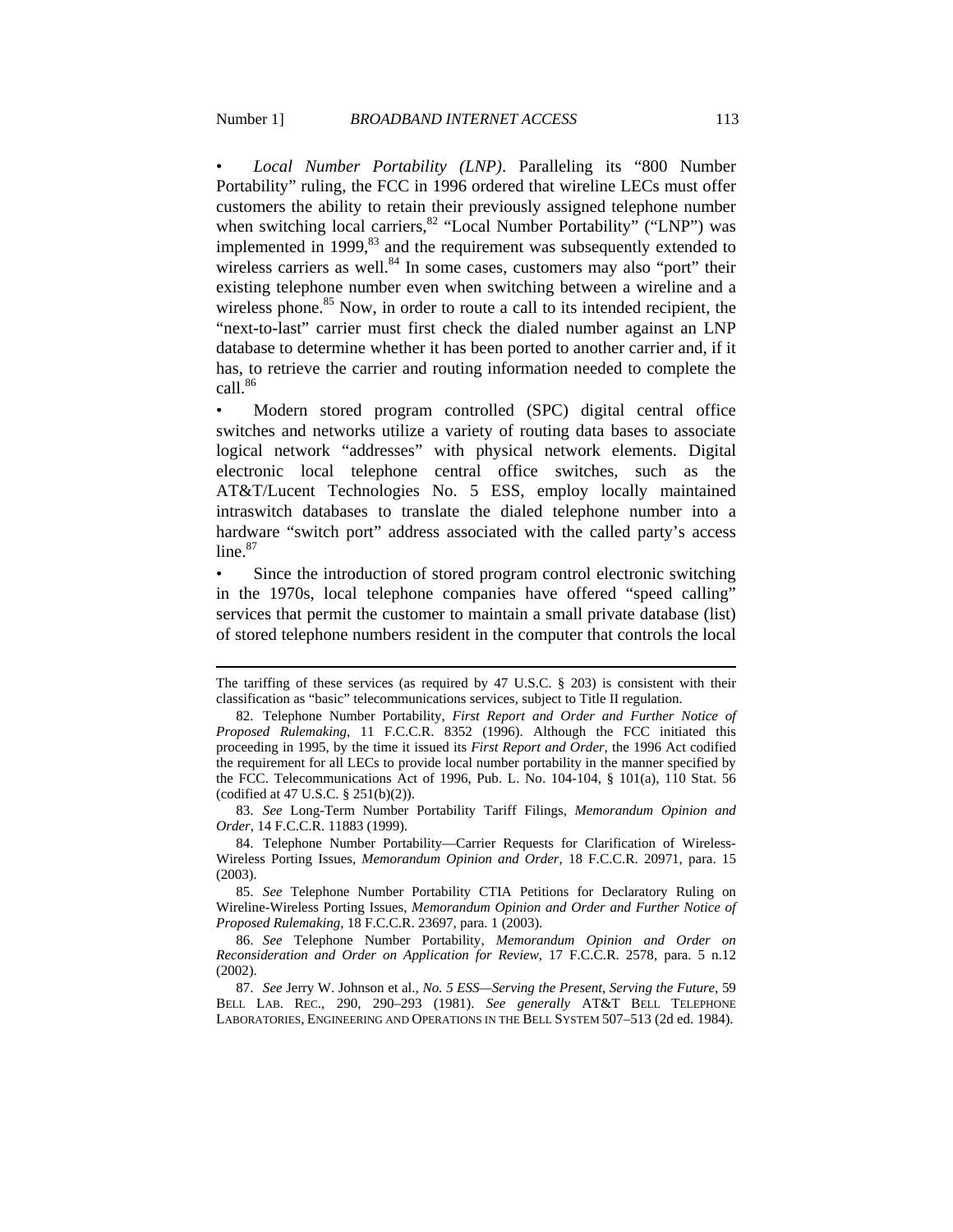• *Local Number Portability (LNP)*. Paralleling its "800 Number Portability" ruling, the FCC in 1996 ordered that wireline LECs must offer customers the ability to retain their previously assigned telephone number when switching local carriers,[82] "Local Number Portability" ("LNP") was implemented in 1999,[83] and the requirement was subsequently extended to wireless carriers as well.[84] In some cases, customers may also "port" their existing telephone number even when switching between a wireline and a wireless phone.[85] Now, in order to route a call to its intended recipient, the "next-to-last" carrier must first check the dialed number against an LNP database to determine whether it has been ported to another carrier and, if it has, to retrieve the carrier and routing information needed to complete the call.[86]

• Modern stored program controlled (SPC) digital central office switches and networks utilize a variety of routing data bases to associate logical network "addresses" with physical network elements. Digital electronic local telephone central office switches, such as the AT&T/Lucent Technologies No. 5 ESS, employ locally maintained intraswitch databases to translate the dialed telephone number into a hardware "switch port" address associated with the called party's access line.[87]

• Since the introduction of stored program control electronic switching in the 1970s, local telephone companies have offered "speed calling" services that permit the customer to maintain a small private database (list) of stored telephone numbers resident in the computer that controls the local

---

The tariffing of these services (as required by 47 U.S.C. § 203) is consistent with their classification as "basic" telecommunications services, subject to Title II regulation.

82. Telephone Number Portability, *First Report and Order and Further Notice of Proposed Rulemaking*, 11 F.C.C.R. 8352 (1996). Although the FCC initiated this proceeding in 1995, by the time it issued its *First Report and Order*, the 1996 Act codified the requirement for all LECs to provide local number portability in the manner specified by the FCC. Telecommunications Act of 1996, Pub. L. No. 104-104, § 101(a), 110 Stat. 56 (codified at 47 U.S.C. § 251(b)(2)).

83. *See* Long-Term Number Portability Tariff Filings, *Memorandum Opinion and Order*, 14 F.C.C.R. 11883 (1999).

84. Telephone Number Portability—Carrier Requests for Clarification of Wireless-Wireless Porting Issues, *Memorandum Opinion and Order*, 18 F.C.C.R. 20971, para. 15 (2003).

85. *See* Telephone Number Portability CTIA Petitions for Declaratory Ruling on Wireline-Wireless Porting Issues, *Memorandum Opinion and Order and Further Notice of Proposed Rulemaking*, 18 F.C.C.R. 23697, para. 1 (2003).

86. *See* Telephone Number Portability, *Memorandum Opinion and Order on Reconsideration and Order on Application for Review*, 17 F.C.C.R. 2578, para. 5 n.12 (2002).

87. *See* Jerry W. Johnson et al., *No. 5 ESS—Serving the Present, Serving the Future*, 59 BELL LAB. REC., 290, 290–293 (1981). *See generally* AT&T BELL TELEPHONE LABORATORIES, ENGINEERING AND OPERATIONS IN THE BELL SYSTEM 507–513 (2d ed. 1984).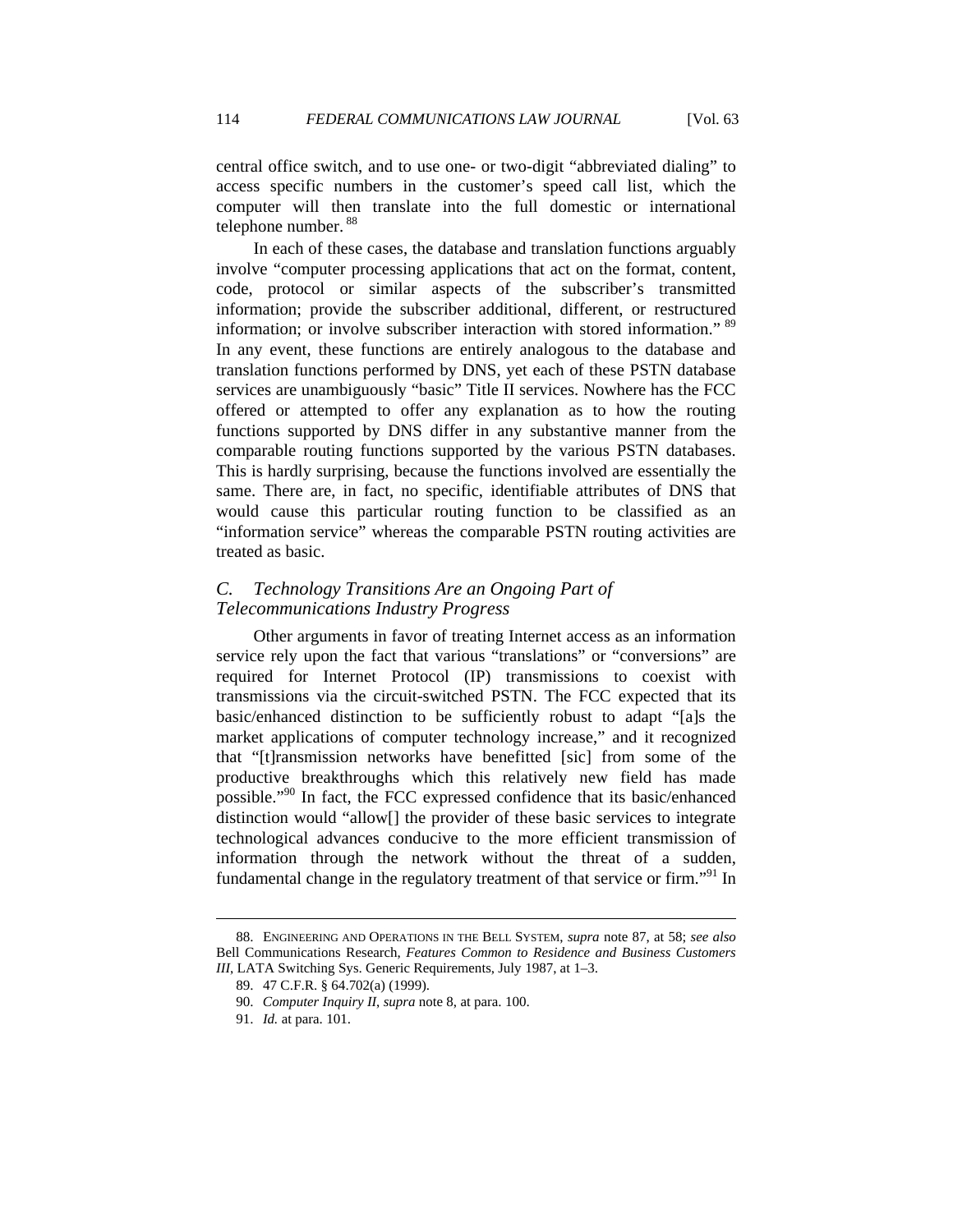central office switch, and to use one- or two-digit "abbreviated dialing" to access specific numbers in the customer's speed call list, which the computer will then translate into the full domestic or international telephone number. [88]

In each of these cases, the database and translation functions arguably involve "computer processing applications that act on the format, content, code, protocol or similar aspects of the subscriber's transmitted information; provide the subscriber additional, different, or restructured information; or involve subscriber interaction with stored information." [89] In any event, these functions are entirely analogous to the database and translation functions performed by DNS, yet each of these PSTN database services are unambiguously "basic" Title II services. Nowhere has the FCC offered or attempted to offer any explanation as to how the routing functions supported by DNS differ in any substantive manner from the comparable routing functions supported by the various PSTN databases. This is hardly surprising, because the functions involved are essentially the same. There are, in fact, no specific, identifiable attributes of DNS that would cause this particular routing function to be classified as an "information service" whereas the comparable PSTN routing activities are treated as basic.

### *C. Technology Transitions Are an Ongoing Part of Telecommunications Industry Progress*

Other arguments in favor of treating Internet access as an information service rely upon the fact that various "translations" or "conversions" are required for Internet Protocol (IP) transmissions to coexist with transmissions via the circuit-switched PSTN. The FCC expected that its basic/enhanced distinction to be sufficiently robust to adapt "[a]s the market applications of computer technology increase," and it recognized that "[t]ransmission networks have benefitted [sic] from some of the productive breakthroughs which this relatively new field has made possible."[90] In fact, the FCC expressed confidence that its basic/enhanced distinction would "allow[] the provider of these basic services to integrate technological advances conducive to the more efficient transmission of information through the network without the threat of a sudden, fundamental change in the regulatory treatment of that service or firm."[91] In

---

88. ENGINEERING AND OPERATIONS IN THE BELL SYSTEM, *supra* note 87, at 58; *see also* Bell Communications Research, *Features Common to Residence and Business Customers III*, LATA Switching Sys. Generic Requirements, July 1987, at 1–3.

89. 47 C.F.R. § 64.702(a) (1999).

90. *Computer Inquiry II*, *supra* note 8, at para. 100.

91. *Id.* at para. 101.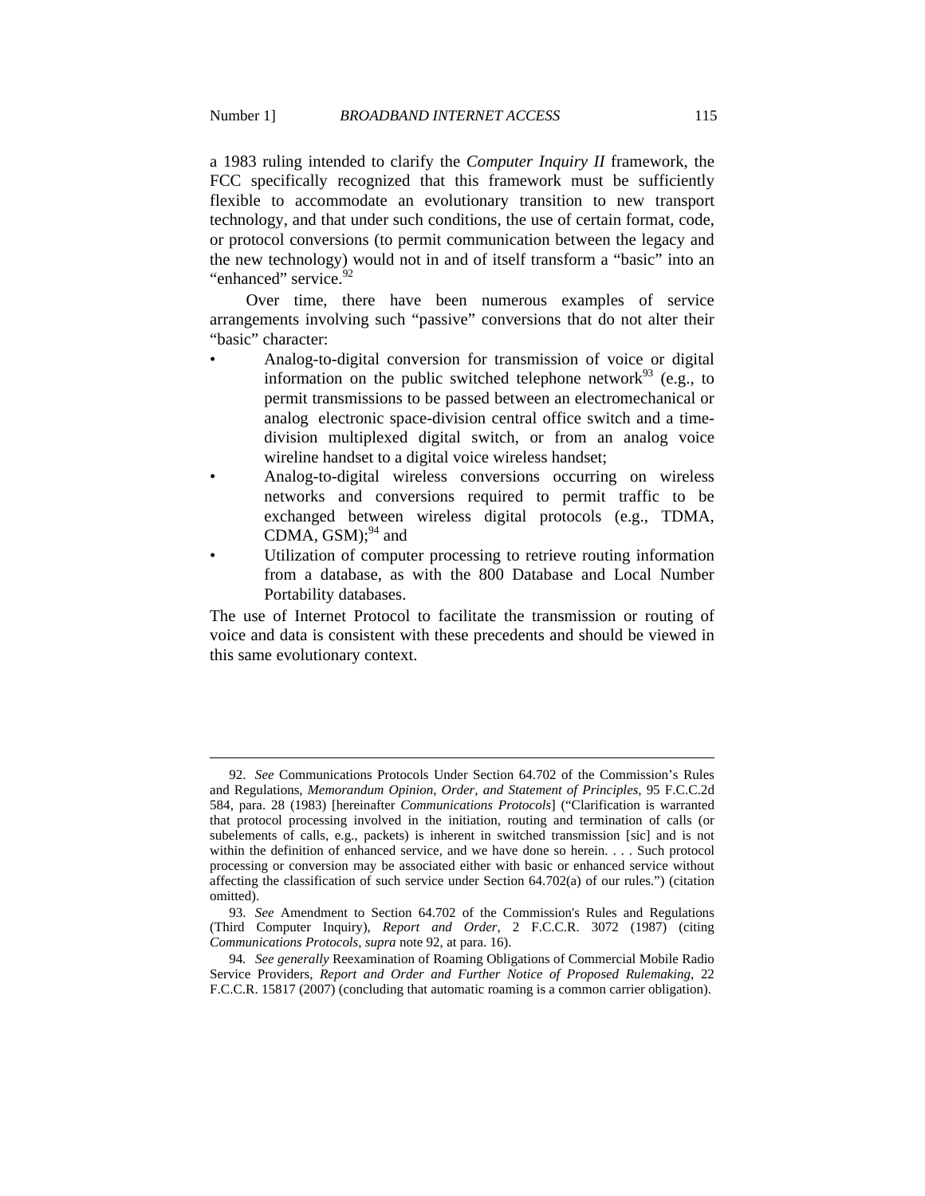a 1983 ruling intended to clarify the *Computer Inquiry II* framework, the FCC specifically recognized that this framework must be sufficiently flexible to accommodate an evolutionary transition to new transport technology, and that under such conditions, the use of certain format, code, or protocol conversions (to permit communication between the legacy and the new technology) would not in and of itself transform a "basic" into an "enhanced" service.[92]

Over time, there have been numerous examples of service arrangements involving such "passive" conversions that do not alter their "basic" character:

- Analog-to-digital conversion for transmission of voice or digital information on the public switched telephone network[93] (e.g., to permit transmissions to be passed between an electromechanical or analog electronic space-division central office switch and a time-division multiplexed digital switch, or from an analog voice wireline handset to a digital voice wireless handset;
- Analog-to-digital wireless conversions occurring on wireless networks and conversions required to permit traffic to be exchanged between wireless digital protocols (e.g., TDMA, CDMA, GSM);[94] and
- Utilization of computer processing to retrieve routing information from a database, as with the 800 Database and Local Number Portability databases.

The use of Internet Protocol to facilitate the transmission or routing of voice and data is consistent with these precedents and should be viewed in this same evolutionary context.

---

92. *See* Communications Protocols Under Section 64.702 of the Commission's Rules and Regulations, *Memorandum Opinion, Order, and Statement of Principles*, 95 F.C.C.2d 584, para. 28 (1983) [hereinafter *Communications Protocols*] ("Clarification is warranted that protocol processing involved in the initiation, routing and termination of calls (or subelements of calls, e.g., packets) is inherent in switched transmission [sic] and is not within the definition of enhanced service, and we have done so herein. . . . Such protocol processing or conversion may be associated either with basic or enhanced service without affecting the classification of such service under Section 64.702(a) of our rules.") (citation omitted).

93. *See* Amendment to Section 64.702 of the Commission's Rules and Regulations (Third Computer Inquiry), *Report and Order*, 2 F.C.C.R. 3072 (1987) (citing *Communications Protocols*, *supra* note 92, at para. 16).

94. *See generally* Reexamination of Roaming Obligations of Commercial Mobile Radio Service Providers, *Report and Order and Further Notice of Proposed Rulemaking*, 22 F.C.C.R. 15817 (2007) (concluding that automatic roaming is a common carrier obligation).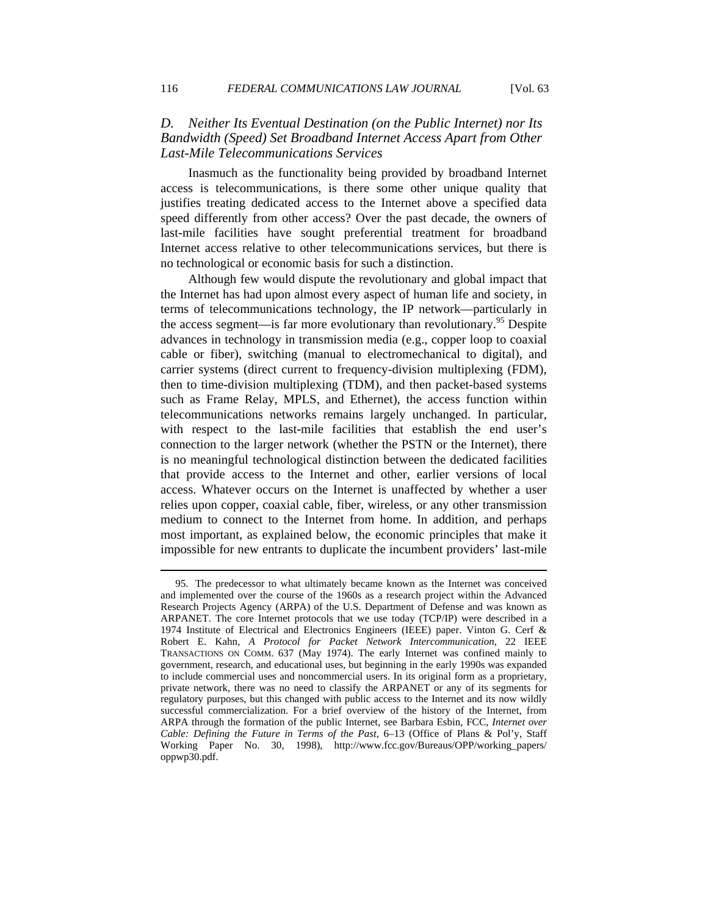### *D. Neither Its Eventual Destination (on the Public Internet) nor Its Bandwidth (Speed) Set Broadband Internet Access Apart from Other Last-Mile Telecommunications Services*

Inasmuch as the functionality being provided by broadband Internet access is telecommunications, is there some other unique quality that justifies treating dedicated access to the Internet above a specified data speed differently from other access? Over the past decade, the owners of last-mile facilities have sought preferential treatment for broadband Internet access relative to other telecommunications services, but there is no technological or economic basis for such a distinction.

Although few would dispute the revolutionary and global impact that the Internet has had upon almost every aspect of human life and society, in terms of telecommunications technology, the IP network—particularly in the access segment—is far more evolutionary than revolutionary.[95] Despite advances in technology in transmission media (e.g., copper loop to coaxial cable or fiber), switching (manual to electromechanical to digital), and carrier systems (direct current to frequency-division multiplexing (FDM), then to time-division multiplexing (TDM), and then packet-based systems such as Frame Relay, MPLS, and Ethernet), the access function within telecommunications networks remains largely unchanged. In particular, with respect to the last-mile facilities that establish the end user's connection to the larger network (whether the PSTN or the Internet), there is no meaningful technological distinction between the dedicated facilities that provide access to the Internet and other, earlier versions of local access. Whatever occurs on the Internet is unaffected by whether a user relies upon copper, coaxial cable, fiber, wireless, or any other transmission medium to connect to the Internet from home. In addition, and perhaps most important, as explained below, the economic principles that make it impossible for new entrants to duplicate the incumbent providers' last-mile

---

95. The predecessor to what ultimately became known as the Internet was conceived and implemented over the course of the 1960s as a research project within the Advanced Research Projects Agency (ARPA) of the U.S. Department of Defense and was known as ARPANET. The core Internet protocols that we use today (TCP/IP) were described in a 1974 Institute of Electrical and Electronics Engineers (IEEE) paper. Vinton G. Cerf & Robert E. Kahn, *A Protocol for Packet Network Intercommunication*, 22 IEEE TRANSACTIONS ON COMM. 637 (May 1974). The early Internet was confined mainly to government, research, and educational uses, but beginning in the early 1990s was expanded to include commercial uses and noncommercial users. In its original form as a proprietary, private network, there was no need to classify the ARPANET or any of its segments for regulatory purposes, but this changed with public access to the Internet and its now wildly successful commercialization. For a brief overview of the history of the Internet, from ARPA through the formation of the public Internet, see Barbara Esbin, FCC, *Internet over Cable: Defining the Future in Terms of the Past*, 6–13 (Office of Plans & Pol'y, Staff Working Paper No. 30, 1998), http://www.fcc.gov/Bureaus/OPP/working_papers/oppwp30.pdf.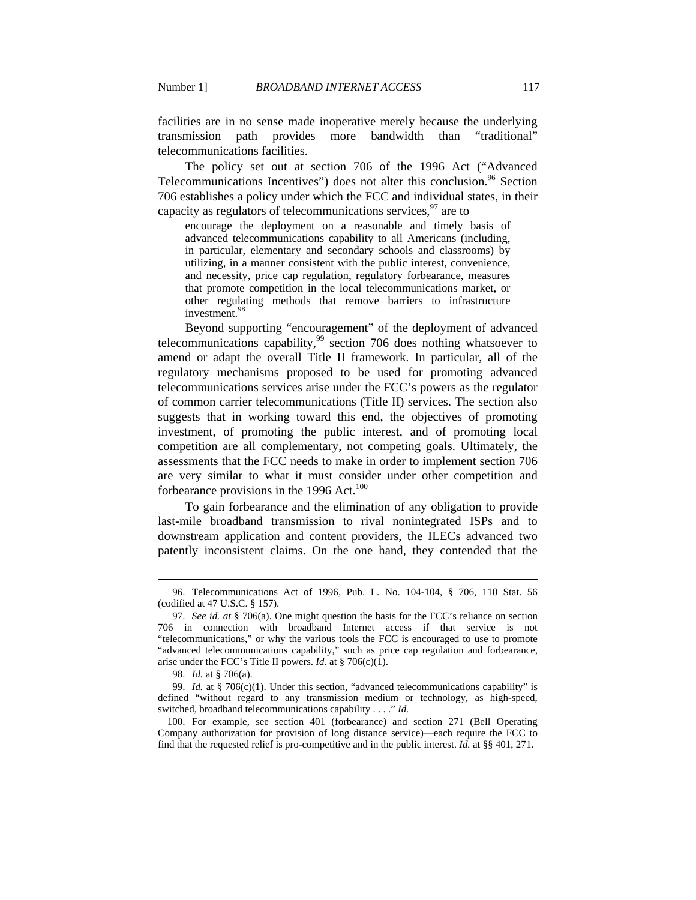facilities are in no sense made inoperative merely because the underlying transmission path provides more bandwidth than "traditional" telecommunications facilities.

The policy set out at section 706 of the 1996 Act ("Advanced Telecommunications Incentives") does not alter this conclusion.[96] Section 706 establishes a policy under which the FCC and individual states, in their capacity as regulators of telecommunications services,[97] are to

> encourage the deployment on a reasonable and timely basis of advanced telecommunications capability to all Americans (including, in particular, elementary and secondary schools and classrooms) by utilizing, in a manner consistent with the public interest, convenience, and necessity, price cap regulation, regulatory forbearance, measures that promote competition in the local telecommunications market, or other regulating methods that remove barriers to infrastructure investment.[98]

Beyond supporting "encouragement" of the deployment of advanced telecommunications capability,[99] section 706 does nothing whatsoever to amend or adapt the overall Title II framework. In particular, all of the regulatory mechanisms proposed to be used for promoting advanced telecommunications services arise under the FCC's powers as the regulator of common carrier telecommunications (Title II) services. The section also suggests that in working toward this end, the objectives of promoting investment, of promoting the public interest, and of promoting local competition are all complementary, not competing goals. Ultimately, the assessments that the FCC needs to make in order to implement section 706 are very similar to what it must consider under other competition and forbearance provisions in the 1996 Act.[100]

To gain forbearance and the elimination of any obligation to provide last-mile broadband transmission to rival nonintegrated ISPs and to downstream application and content providers, the ILECs advanced two patently inconsistent claims. On the one hand, they contended that the

---

96. Telecommunications Act of 1996, Pub. L. No. 104-104, § 706, 110 Stat. 56 (codified at 47 U.S.C. § 157).

97. *See id. at* § 706(a). One might question the basis for the FCC's reliance on section 706 in connection with broadband Internet access if that service is not "telecommunications," or why the various tools the FCC is encouraged to use to promote "advanced telecommunications capability," such as price cap regulation and forbearance, arise under the FCC's Title II powers. *Id.* at § 706(c)(1).

98. *Id.* at § 706(a).

99. *Id.* at § 706(c)(1). Under this section, "advanced telecommunications capability" is defined "without regard to any transmission medium or technology, as high-speed, switched, broadband telecommunications capability . . . ." *Id.*

100. For example, see section 401 (forbearance) and section 271 (Bell Operating Company authorization for provision of long distance service)—each require the FCC to find that the requested relief is pro-competitive and in the public interest. *Id.* at §§ 401, 271.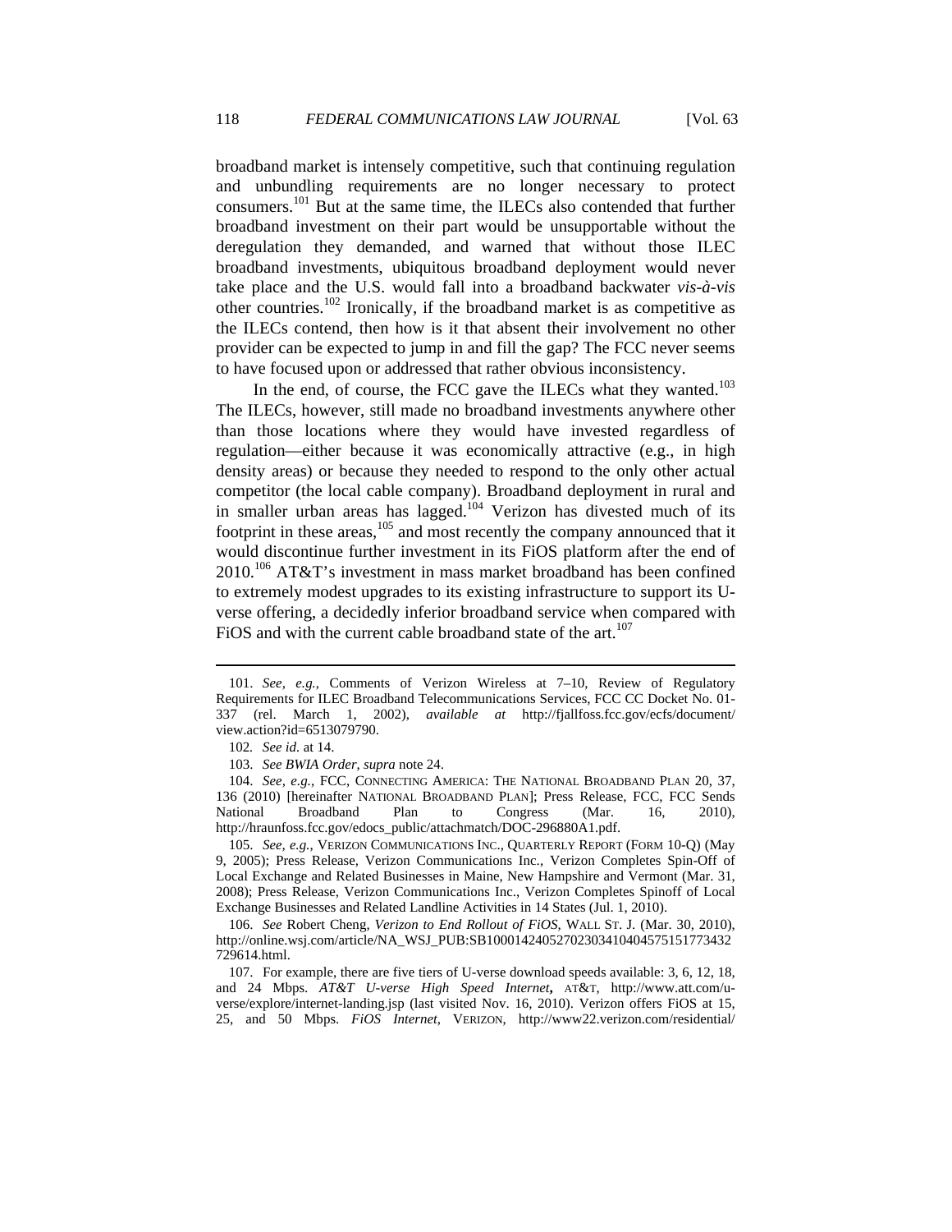broadband market is intensely competitive, such that continuing regulation and unbundling requirements are no longer necessary to protect consumers.[101] But at the same time, the ILECs also contended that further broadband investment on their part would be unsupportable without the deregulation they demanded, and warned that without those ILEC broadband investments, ubiquitous broadband deployment would never take place and the U.S. would fall into a broadband backwater *vis-à-vis* other countries.[102] Ironically, if the broadband market is as competitive as the ILECs contend, then how is it that absent their involvement no other provider can be expected to jump in and fill the gap? The FCC never seems to have focused upon or addressed that rather obvious inconsistency.

In the end, of course, the FCC gave the ILECs what they wanted.[103] The ILECs, however, still made no broadband investments anywhere other than those locations where they would have invested regardless of regulation—either because it was economically attractive (e.g., in high density areas) or because they needed to respond to the only other actual competitor (the local cable company). Broadband deployment in rural and in smaller urban areas has lagged.[104] Verizon has divested much of its footprint in these areas,[105] and most recently the company announced that it would discontinue further investment in its FiOS platform after the end of 2010.[106] AT&T's investment in mass market broadband has been confined to extremely modest upgrades to its existing infrastructure to support its U-verse offering, a decidedly inferior broadband service when compared with FiOS and with the current cable broadband state of the art.[107]

---

101. *See, e.g.*, Comments of Verizon Wireless at 7–10, Review of Regulatory Requirements for ILEC Broadband Telecommunications Services, FCC CC Docket No. 01-337 (rel. March 1, 2002), *available at* http://fjallfoss.fcc.gov/ecfs/document/view.action?id=6513079790.

102. *See id.* at 14.

103. *See BWIA Order*, *supra* note 24.

104. *See, e.g.*, FCC, CONNECTING AMERICA: THE NATIONAL BROADBAND PLAN 20, 37, 136 (2010) [hereinafter NATIONAL BROADBAND PLAN]; Press Release, FCC, FCC Sends National Broadband Plan to Congress (Mar. 16, 2010), http://hraunfoss.fcc.gov/edocs_public/attachmatch/DOC-296880A1.pdf.

105. *See, e.g.*, VERIZON COMMUNICATIONS INC., QUARTERLY REPORT (FORM 10-Q) (May 9, 2005); Press Release, Verizon Communications Inc., Verizon Completes Spin-Off of Local Exchange and Related Businesses in Maine, New Hampshire and Vermont (Mar. 31, 2008); Press Release, Verizon Communications Inc., Verizon Completes Spinoff of Local Exchange Businesses and Related Landline Activities in 14 States (Jul. 1, 2010).

106. *See* Robert Cheng, *Verizon to End Rollout of FiOS*, WALL ST. J. (Mar. 30, 2010), http://online.wsj.com/article/NA_WSJ_PUB:SB10001424052702303410404575151773432729614.html.

107. For example, there are five tiers of U-verse download speeds available: 3, 6, 12, 18, and 24 Mbps. ***AT&T U-verse High Speed Internet*,** AT&T, http://www.att.com/u-verse/explore/internet-landing.jsp (last visited Nov. 16, 2010). Verizon offers FiOS at 15, 25, and 50 Mbps. *FiOS Internet*, VERIZON, http://www22.verizon.com/residential/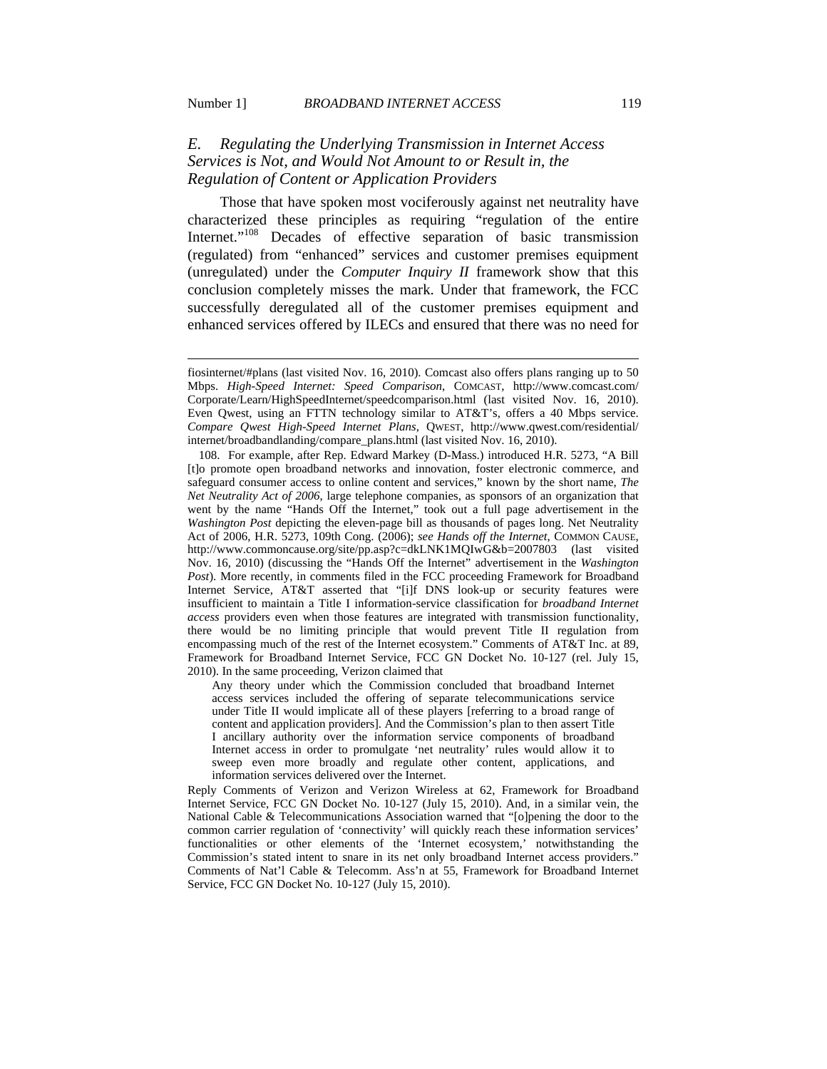### *E. Regulating the Underlying Transmission in Internet Access Services is Not, and Would Not Amount to or Result in, the Regulation of Content or Application Providers*

Those that have spoken most vociferously against net neutrality have characterized these principles as requiring "regulation of the entire Internet."[108] Decades of effective separation of basic transmission (regulated) from "enhanced" services and customer premises equipment (unregulated) under the *Computer Inquiry II* framework show that this conclusion completely misses the mark. Under that framework, the FCC successfully deregulated all of the customer premises equipment and enhanced services offered by ILECs and ensured that there was no need for

---

fiosinternet/#plans (last visited Nov. 16, 2010). Comcast also offers plans ranging up to 50 Mbps. *High-Speed Internet: Speed Comparison*, COMCAST, http://www.comcast.com/Corporate/Learn/HighSpeedInternet/speedcomparison.html (last visited Nov. 16, 2010). Even Qwest, using an FTTN technology similar to AT&T's, offers a 40 Mbps service. *Compare Qwest High-Speed Internet Plans*, QWEST, http://www.qwest.com/residential/internet/broadbandlanding/compare_plans.html (last visited Nov. 16, 2010).

108. For example, after Rep. Edward Markey (D-Mass.) introduced H.R. 5273, "A Bill [t]o promote open broadband networks and innovation, foster electronic commerce, and safeguard consumer access to online content and services," known by the short name, *The Net Neutrality Act of 2006*, large telephone companies, as sponsors of an organization that went by the name "Hands Off the Internet," took out a full page advertisement in the *Washington Post* depicting the eleven-page bill as thousands of pages long. Net Neutrality Act of 2006, H.R. 5273, 109th Cong. (2006); *see Hands off the Internet*, COMMON CAUSE, http://www.commoncause.org/site/pp.asp?c=dkLNK1MQIwG&b=2007803 (last visited Nov. 16, 2010) (discussing the "Hands Off the Internet" advertisement in the *Washington Post*). More recently, in comments filed in the FCC proceeding Framework for Broadband Internet Service, AT&T asserted that "[i]f DNS look-up or security features were insufficient to maintain a Title I information-service classification for *broadband Internet access* providers even when those features are integrated with transmission functionality, there would be no limiting principle that would prevent Title II regulation from encompassing much of the rest of the Internet ecosystem." Comments of AT&T Inc. at 89, Framework for Broadband Internet Service, FCC GN Docket No. 10-127 (rel. July 15, 2010). In the same proceeding, Verizon claimed that

> Any theory under which the Commission concluded that broadband Internet access services included the offering of separate telecommunications service under Title II would implicate all of these players [referring to a broad range of content and application providers]. And the Commission's plan to then assert Title I ancillary authority over the information service components of broadband Internet access in order to promulgate 'net neutrality' rules would allow it to sweep even more broadly and regulate other content, applications, and information services delivered over the Internet.

Reply Comments of Verizon and Verizon Wireless at 62, Framework for Broadband Internet Service, FCC GN Docket No. 10-127 (July 15, 2010). And, in a similar vein, the National Cable & Telecommunications Association warned that "[o]pening the door to the common carrier regulation of 'connectivity' will quickly reach these information services' functionalities or other elements of the 'Internet ecosystem,' notwithstanding the Commission's stated intent to snare in its net only broadband Internet access providers." Comments of Nat'l Cable & Telecomm. Ass'n at 55, Framework for Broadband Internet Service, FCC GN Docket No. 10-127 (July 15, 2010).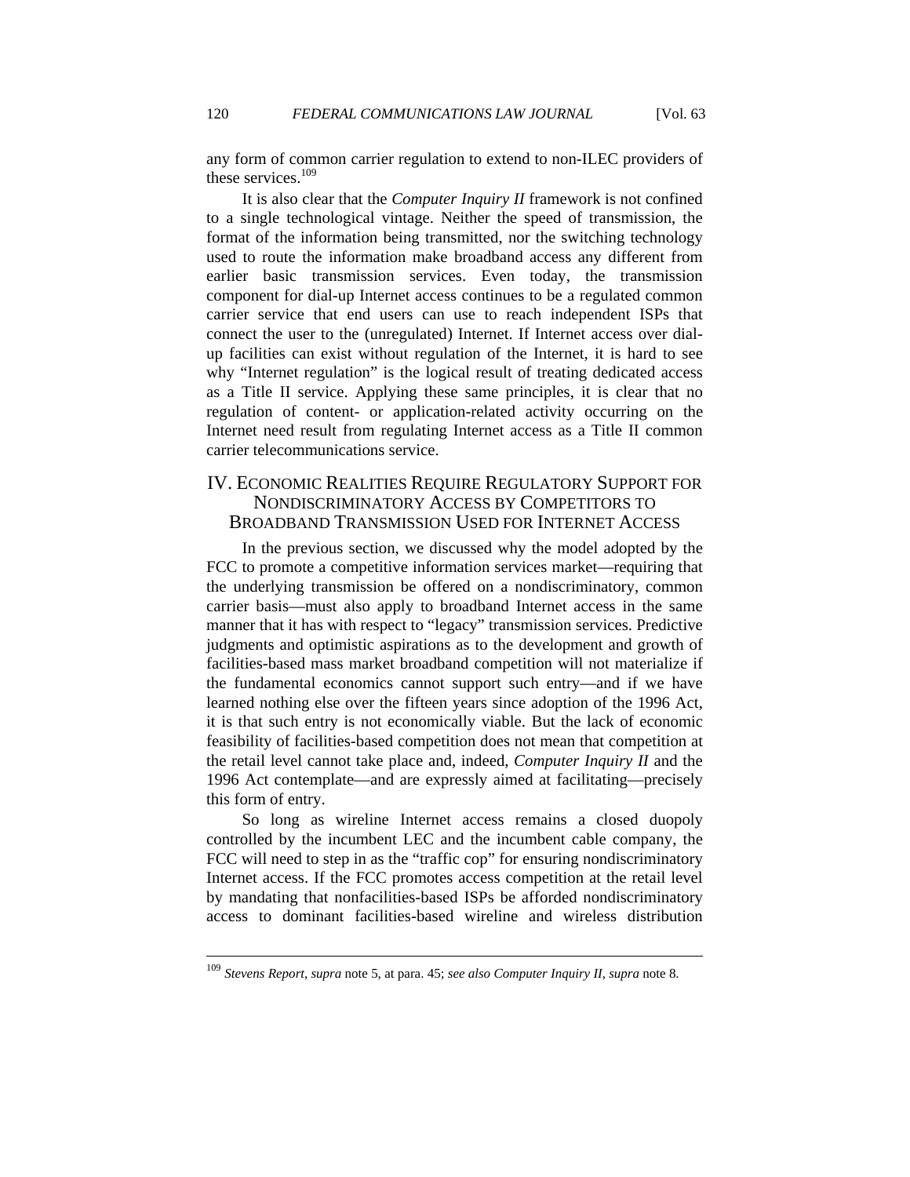any form of common carrier regulation to extend to non-ILEC providers of these services.[109]

It is also clear that the *Computer Inquiry II* framework is not confined to a single technological vintage. Neither the speed of transmission, the format of the information being transmitted, nor the switching technology used to route the information make broadband access any different from earlier basic transmission services. Even today, the transmission component for dial-up Internet access continues to be a regulated common carrier service that end users can use to reach independent ISPs that connect the user to the (unregulated) Internet. If Internet access over dial-up facilities can exist without regulation of the Internet, it is hard to see why "Internet regulation" is the logical result of treating dedicated access as a Title II service. Applying these same principles, it is clear that no regulation of content- or application-related activity occurring on the Internet need result from regulating Internet access as a Title II common carrier telecommunications service.

## IV. Economic Realities Require Regulatory Support for Nondiscriminatory Access by Competitors to Broadband Transmission Used for Internet Access

In the previous section, we discussed why the model adopted by the FCC to promote a competitive information services market—requiring that the underlying transmission be offered on a nondiscriminatory, common carrier basis—must also apply to broadband Internet access in the same manner that it has with respect to "legacy" transmission services. Predictive judgments and optimistic aspirations as to the development and growth of facilities-based mass market broadband competition will not materialize if the fundamental economics cannot support such entry—and if we have learned nothing else over the fifteen years since adoption of the 1996 Act, it is that such entry is not economically viable. But the lack of economic feasibility of facilities-based competition does not mean that competition at the retail level cannot take place and, indeed, *Computer Inquiry II* and the 1996 Act contemplate—and are expressly aimed at facilitating—precisely this form of entry.

So long as wireline Internet access remains a closed duopoly controlled by the incumbent LEC and the incumbent cable company, the FCC will need to step in as the "traffic cop" for ensuring nondiscriminatory Internet access. If the FCC promotes access competition at the retail level by mandating that nonfacilities-based ISPs be afforded nondiscriminatory access to dominant facilities-based wireline and wireless distribution

---

[109] *Stevens Report*, *supra* note 5, at para. 45; *see also Computer Inquiry II*, *supra* note 8.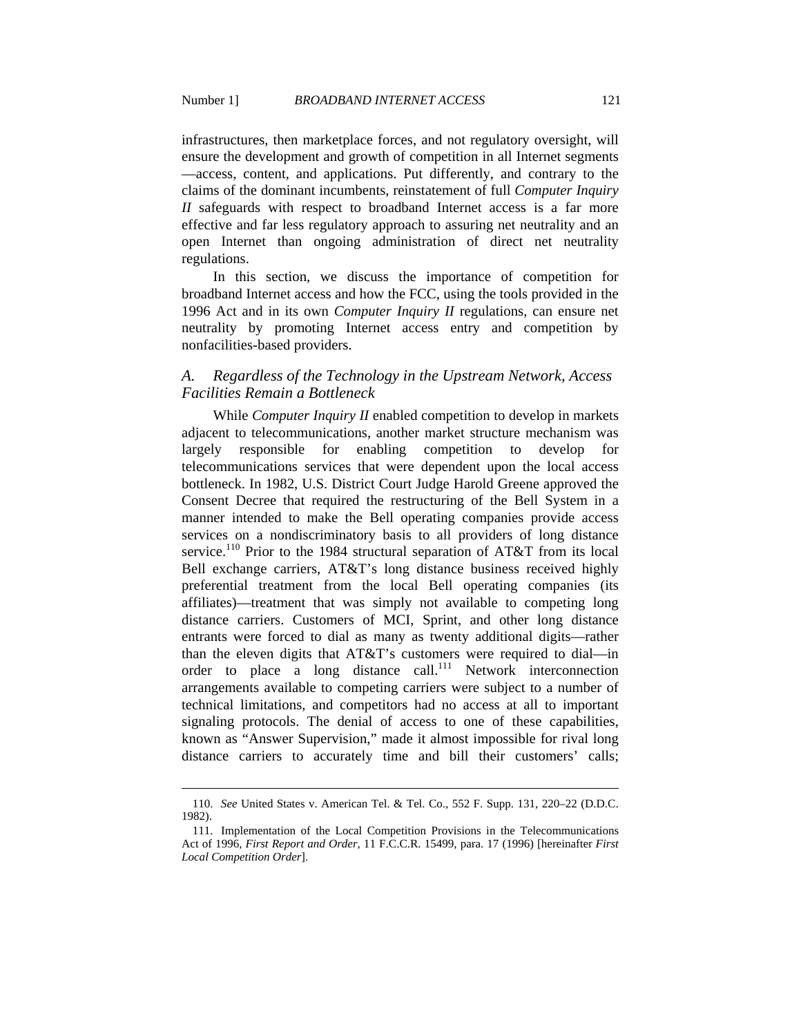infrastructures, then marketplace forces, and not regulatory oversight, will ensure the development and growth of competition in all Internet segments—access, content, and applications. Put differently, and contrary to the claims of the dominant incumbents, reinstatement of full *Computer Inquiry II* safeguards with respect to broadband Internet access is a far more effective and far less regulatory approach to assuring net neutrality and an open Internet than ongoing administration of direct net neutrality regulations.

In this section, we discuss the importance of competition for broadband Internet access and how the FCC, using the tools provided in the 1996 Act and in its own *Computer Inquiry II* regulations, can ensure net neutrality by promoting Internet access entry and competition by nonfacilities-based providers.

### *A. Regardless of the Technology in the Upstream Network, Access Facilities Remain a Bottleneck*

While *Computer Inquiry II* enabled competition to develop in markets adjacent to telecommunications, another market structure mechanism was largely responsible for enabling competition to develop for telecommunications services that were dependent upon the local access bottleneck. In 1982, U.S. District Court Judge Harold Greene approved the Consent Decree that required the restructuring of the Bell System in a manner intended to make the Bell operating companies provide access services on a nondiscriminatory basis to all providers of long distance service.[110] Prior to the 1984 structural separation of AT&T from its local Bell exchange carriers, AT&T's long distance business received highly preferential treatment from the local Bell operating companies (its affiliates)—treatment that was simply not available to competing long distance carriers. Customers of MCI, Sprint, and other long distance entrants were forced to dial as many as twenty additional digits—rather than the eleven digits that AT&T's customers were required to dial—in order to place a long distance call.[111] Network interconnection arrangements available to competing carriers were subject to a number of technical limitations, and competitors had no access at all to important signaling protocols. The denial of access to one of these capabilities, known as "Answer Supervision," made it almost impossible for rival long distance carriers to accurately time and bill their customers' calls;

---

110. *See* United States v. American Tel. & Tel. Co., 552 F. Supp. 131, 220–22 (D.D.C. 1982).

111. Implementation of the Local Competition Provisions in the Telecommunications Act of 1996, *First Report and Order*, 11 F.C.C.R. 15499, para. 17 (1996) [hereinafter *First Local Competition Order*].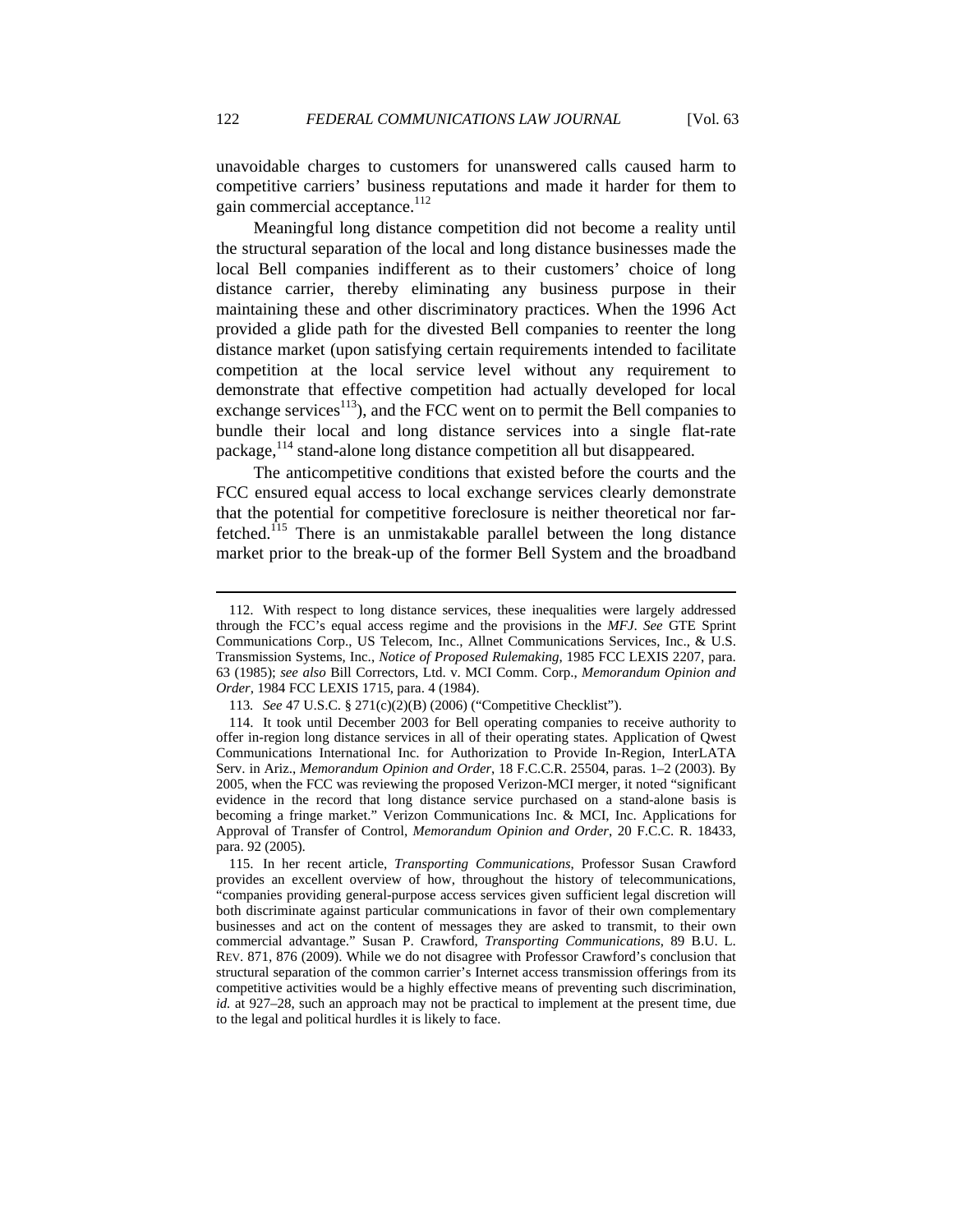unavoidable charges to customers for unanswered calls caused harm to competitive carriers' business reputations and made it harder for them to gain commercial acceptance.[112]

Meaningful long distance competition did not become a reality until the structural separation of the local and long distance businesses made the local Bell companies indifferent as to their customers' choice of long distance carrier, thereby eliminating any business purpose in their maintaining these and other discriminatory practices. When the 1996 Act provided a glide path for the divested Bell companies to reenter the long distance market (upon satisfying certain requirements intended to facilitate competition at the local service level without any requirement to demonstrate that effective competition had actually developed for local exchange services[113]), and the FCC went on to permit the Bell companies to bundle their local and long distance services into a single flat-rate package,[114] stand-alone long distance competition all but disappeared.

The anticompetitive conditions that existed before the courts and the FCC ensured equal access to local exchange services clearly demonstrate that the potential for competitive foreclosure is neither theoretical nor far-fetched.[115] There is an unmistakable parallel between the long distance market prior to the break-up of the former Bell System and the broadband

---

112. With respect to long distance services, these inequalities were largely addressed through the FCC's equal access regime and the provisions in the *MFJ*. *See* GTE Sprint Communications Corp., US Telecom, Inc., Allnet Communications Services, Inc., & U.S. Transmission Systems, Inc., *Notice of Proposed Rulemaking*, 1985 FCC LEXIS 2207, para. 63 (1985); *see also* Bill Correctors, Ltd. v. MCI Comm. Corp., *Memorandum Opinion and Order*, 1984 FCC LEXIS 1715, para. 4 (1984).

113. *See* 47 U.S.C. § 271(c)(2)(B) (2006) ("Competitive Checklist").

114. It took until December 2003 for Bell operating companies to receive authority to offer in-region long distance services in all of their operating states. Application of Qwest Communications International Inc. for Authorization to Provide In-Region, InterLATA Serv. in Ariz., *Memorandum Opinion and Order*, 18 F.C.C.R. 25504, paras. 1–2 (2003). By 2005, when the FCC was reviewing the proposed Verizon-MCI merger, it noted "significant evidence in the record that long distance service purchased on a stand-alone basis is becoming a fringe market." Verizon Communications Inc. & MCI, Inc. Applications for Approval of Transfer of Control, *Memorandum Opinion and Order*, 20 F.C.C. R. 18433, para. 92 (2005).

115. In her recent article, *Transporting Communications*, Professor Susan Crawford provides an excellent overview of how, throughout the history of telecommunications, "companies providing general-purpose access services given sufficient legal discretion will both discriminate against particular communications in favor of their own complementary businesses and act on the content of messages they are asked to transmit, to their own commercial advantage." Susan P. Crawford, *Transporting Communications*, 89 B.U. L. REV. 871, 876 (2009). While we do not disagree with Professor Crawford's conclusion that structural separation of the common carrier's Internet access transmission offerings from its competitive activities would be a highly effective means of preventing such discrimination, *id.* at 927–28, such an approach may not be practical to implement at the present time, due to the legal and political hurdles it is likely to face.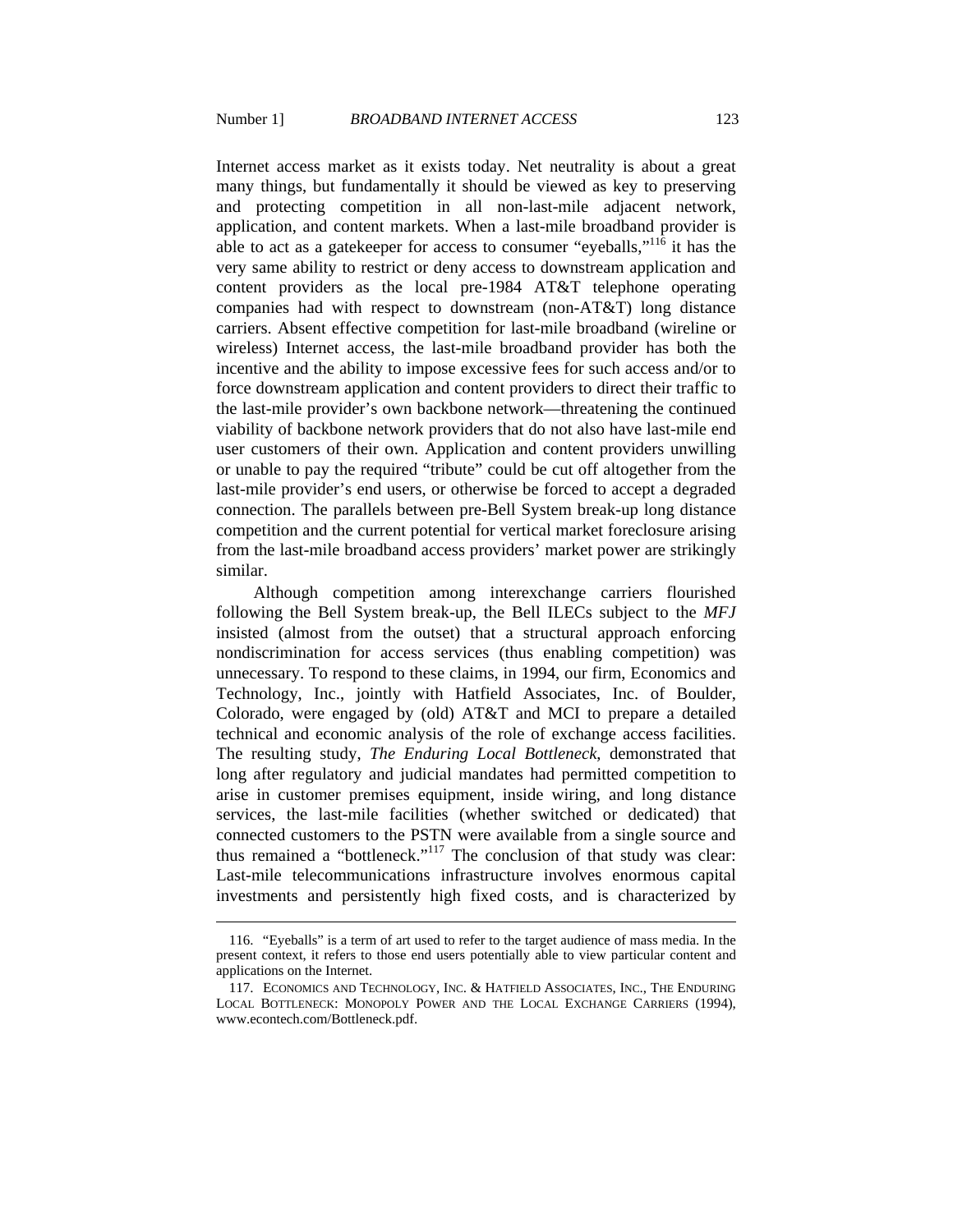Internet access market as it exists today. Net neutrality is about a great many things, but fundamentally it should be viewed as key to preserving and protecting competition in all non-last-mile adjacent network, application, and content markets. When a last-mile broadband provider is able to act as a gatekeeper for access to consumer "eyeballs,"[116] it has the very same ability to restrict or deny access to downstream application and content providers as the local pre-1984 AT&T telephone operating companies had with respect to downstream (non-AT&T) long distance carriers. Absent effective competition for last-mile broadband (wireline or wireless) Internet access, the last-mile broadband provider has both the incentive and the ability to impose excessive fees for such access and/or to force downstream application and content providers to direct their traffic to the last-mile provider's own backbone network—threatening the continued viability of backbone network providers that do not also have last-mile end user customers of their own. Application and content providers unwilling or unable to pay the required "tribute" could be cut off altogether from the last-mile provider's end users, or otherwise be forced to accept a degraded connection. The parallels between pre-Bell System break-up long distance competition and the current potential for vertical market foreclosure arising from the last-mile broadband access providers' market power are strikingly similar.

Although competition among interexchange carriers flourished following the Bell System break-up, the Bell ILECs subject to the *MFJ* insisted (almost from the outset) that a structural approach enforcing nondiscrimination for access services (thus enabling competition) was unnecessary. To respond to these claims, in 1994, our firm, Economics and Technology, Inc., jointly with Hatfield Associates, Inc. of Boulder, Colorado, were engaged by (old) AT&T and MCI to prepare a detailed technical and economic analysis of the role of exchange access facilities. The resulting study, *The Enduring Local Bottleneck*, demonstrated that long after regulatory and judicial mandates had permitted competition to arise in customer premises equipment, inside wiring, and long distance services, the last-mile facilities (whether switched or dedicated) that connected customers to the PSTN were available from a single source and thus remained a "bottleneck."[117] The conclusion of that study was clear: Last-mile telecommunications infrastructure involves enormous capital investments and persistently high fixed costs, and is characterized by

---

116. "Eyeballs" is a term of art used to refer to the target audience of mass media. In the present context, it refers to those end users potentially able to view particular content and applications on the Internet.

117. ECONOMICS AND TECHNOLOGY, INC. & HATFIELD ASSOCIATES, INC., THE ENDURING LOCAL BOTTLENECK: MONOPOLY POWER AND THE LOCAL EXCHANGE CARRIERS (1994), www.econtech.com/Bottleneck.pdf.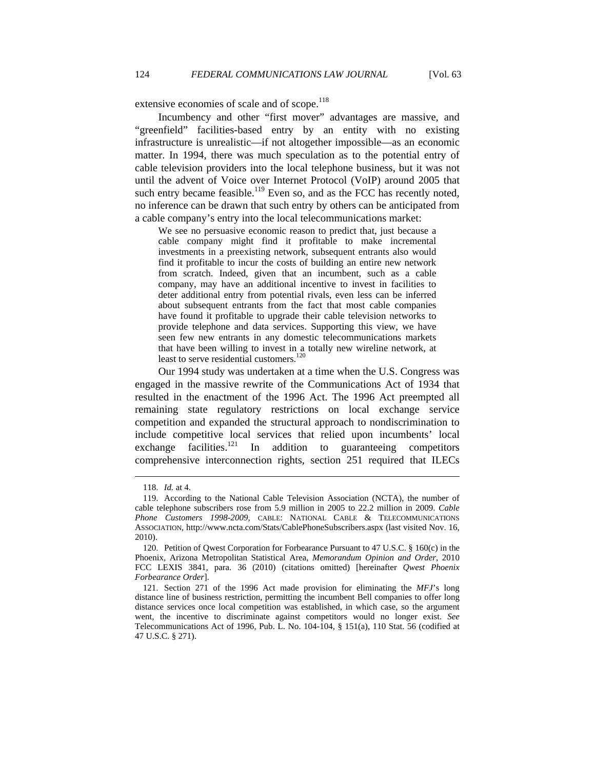extensive economies of scale and of scope.[118]

Incumbency and other "first mover" advantages are massive, and "greenfield" facilities-based entry by an entity with no existing infrastructure is unrealistic—if not altogether impossible—as an economic matter. In 1994, there was much speculation as to the potential entry of cable television providers into the local telephone business, but it was not until the advent of Voice over Internet Protocol (VoIP) around 2005 that such entry became feasible.[119] Even so, and as the FCC has recently noted, no inference can be drawn that such entry by others can be anticipated from a cable company's entry into the local telecommunications market:

> We see no persuasive economic reason to predict that, just because a cable company might find it profitable to make incremental investments in a preexisting network, subsequent entrants also would find it profitable to incur the costs of building an entire new network from scratch. Indeed, given that an incumbent, such as a cable company, may have an additional incentive to invest in facilities to deter additional entry from potential rivals, even less can be inferred about subsequent entrants from the fact that most cable companies have found it profitable to upgrade their cable television networks to provide telephone and data services. Supporting this view, we have seen few new entrants in any domestic telecommunications markets that have been willing to invest in a totally new wireline network, at least to serve residential customers.[120]

Our 1994 study was undertaken at a time when the U.S. Congress was engaged in the massive rewrite of the Communications Act of 1934 that resulted in the enactment of the 1996 Act. The 1996 Act preempted all remaining state regulatory restrictions on local exchange service competition and expanded the structural approach to nondiscrimination to include competitive local services that relied upon incumbents' local exchange facilities.[121] In addition to guaranteeing competitors comprehensive interconnection rights, section 251 required that ILECs

---

118. *Id.* at 4.

119. According to the National Cable Television Association (NCTA), the number of cable telephone subscribers rose from 5.9 million in 2005 to 22.2 million in 2009. *Cable Phone Customers 1998-2009*, CABLE: NATIONAL CABLE & TELECOMMUNICATIONS ASSOCIATION, http://www.ncta.com/Stats/CablePhoneSubscribers.aspx (last visited Nov. 16, 2010).

120. Petition of Qwest Corporation for Forbearance Pursuant to 47 U.S.C. § 160(c) in the Phoenix, Arizona Metropolitan Statistical Area, *Memorandum Opinion and Order*, 2010 FCC LEXIS 3841, para. 36 (2010) (citations omitted) [hereinafter *Qwest Phoenix Forbearance Order*].

121. Section 271 of the 1996 Act made provision for eliminating the *MFJ*'s long distance line of business restriction, permitting the incumbent Bell companies to offer long distance services once local competition was established, in which case, so the argument went, the incentive to discriminate against competitors would no longer exist. *See* Telecommunications Act of 1996, Pub. L. No. 104-104, § 151(a), 110 Stat. 56 (codified at 47 U.S.C. § 271).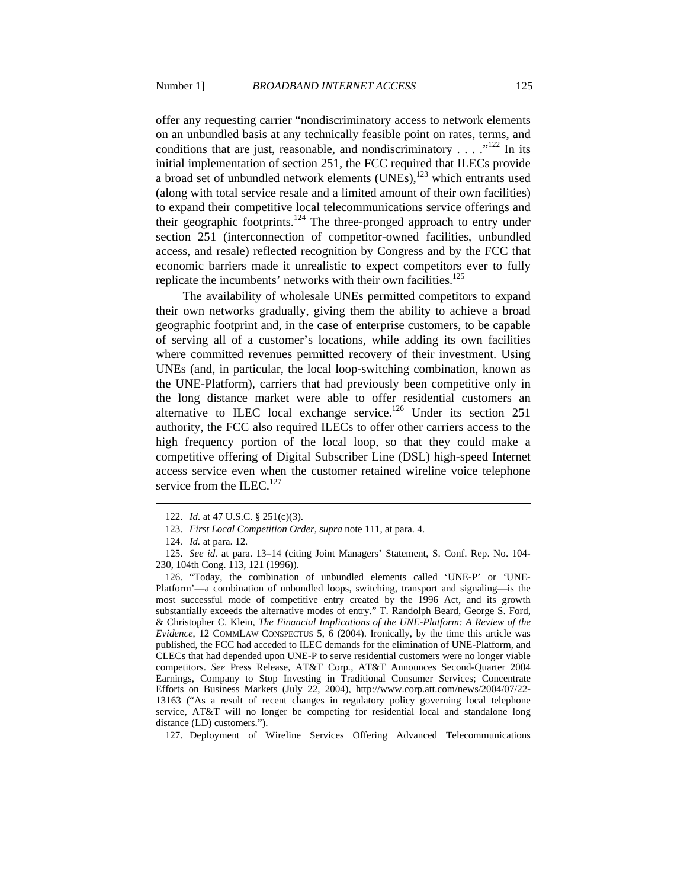offer any requesting carrier "nondiscriminatory access to network elements on an unbundled basis at any technically feasible point on rates, terms, and conditions that are just, reasonable, and nondiscriminatory . . . ."[122] In its initial implementation of section 251, the FCC required that ILECs provide a broad set of unbundled network elements (UNEs),[123] which entrants used (along with total service resale and a limited amount of their own facilities) to expand their competitive local telecommunications service offerings and their geographic footprints.[124] The three-pronged approach to entry under section 251 (interconnection of competitor-owned facilities, unbundled access, and resale) reflected recognition by Congress and by the FCC that economic barriers made it unrealistic to expect competitors ever to fully replicate the incumbents' networks with their own facilities.[125]

The availability of wholesale UNEs permitted competitors to expand their own networks gradually, giving them the ability to achieve a broad geographic footprint and, in the case of enterprise customers, to be capable of serving all of a customer's locations, while adding its own facilities where committed revenues permitted recovery of their investment. Using UNEs (and, in particular, the local loop-switching combination, known as the UNE-Platform), carriers that had previously been competitive only in the long distance market were able to offer residential customers an alternative to ILEC local exchange service.[126] Under its section 251 authority, the FCC also required ILECs to offer other carriers access to the high frequency portion of the local loop, so that they could make a competitive offering of Digital Subscriber Line (DSL) high-speed Internet access service even when the customer retained wireline voice telephone service from the ILEC.[127]

---

122. *Id.* at 47 U.S.C. § 251(c)(3).

123. *First Local Competition Order*, *supra* note 111, at para. 4.

124. *Id.* at para. 12.

125. *See id.* at para. 13–14 (citing Joint Managers' Statement, S. Conf. Rep. No. 104-230, 104th Cong. 113, 121 (1996)).

126. "Today, the combination of unbundled elements called 'UNE-P' or 'UNE-Platform'—a combination of unbundled loops, switching, transport and signaling—is the most successful mode of competitive entry created by the 1996 Act, and its growth substantially exceeds the alternative modes of entry." T. Randolph Beard, George S. Ford, & Christopher C. Klein, *The Financial Implications of the UNE-Platform: A Review of the Evidence*, 12 COMMLAW CONSPECTUS 5, 6 (2004). Ironically, by the time this article was published, the FCC had acceded to ILEC demands for the elimination of UNE-Platform, and CLECs that had depended upon UNE-P to serve residential customers were no longer viable competitors. *See* Press Release, AT&T Corp., AT&T Announces Second-Quarter 2004 Earnings, Company to Stop Investing in Traditional Consumer Services; Concentrate Efforts on Business Markets (July 22, 2004), http://www.corp.att.com/news/2004/07/22-13163 ("As a result of recent changes in regulatory policy governing local telephone service, AT&T will no longer be competing for residential local and standalone long distance (LD) customers.").

127. Deployment of Wireline Services Offering Advanced Telecommunications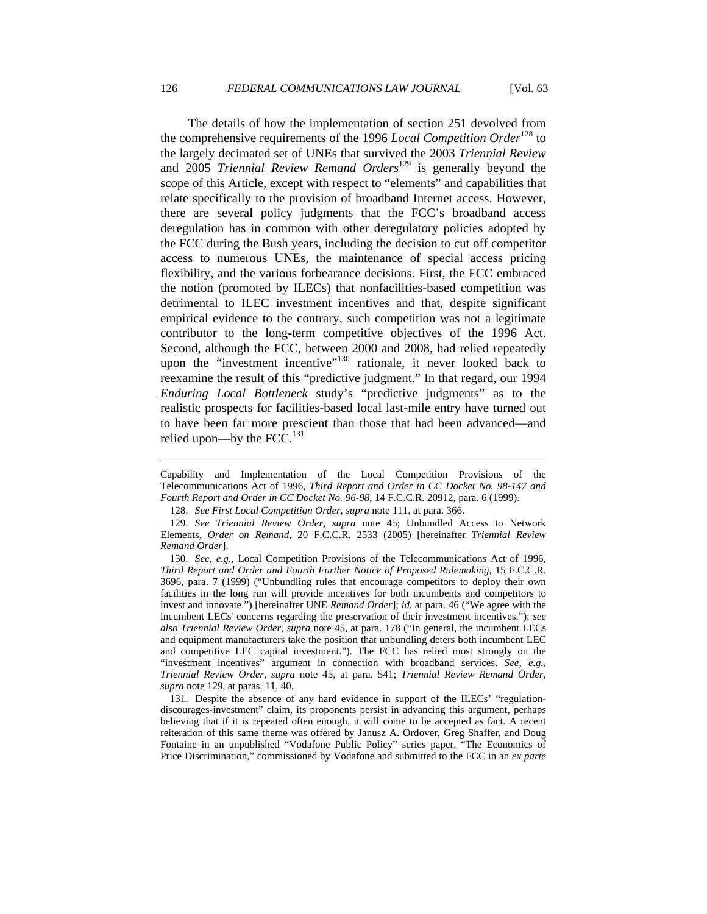The details of how the implementation of section 251 devolved from the comprehensive requirements of the 1996 *Local Competition Order*[128] to the largely decimated set of UNEs that survived the 2003 *Triennial Review* and 2005 *Triennial Review Remand Orders*[129] is generally beyond the scope of this Article, except with respect to "elements" and capabilities that relate specifically to the provision of broadband Internet access. However, there are several policy judgments that the FCC's broadband access deregulation has in common with other deregulatory policies adopted by the FCC during the Bush years, including the decision to cut off competitor access to numerous UNEs, the maintenance of special access pricing flexibility, and the various forbearance decisions. First, the FCC embraced the notion (promoted by ILECs) that nonfacilities-based competition was detrimental to ILEC investment incentives and that, despite significant empirical evidence to the contrary, such competition was not a legitimate contributor to the long-term competitive objectives of the 1996 Act. Second, although the FCC, between 2000 and 2008, had relied repeatedly upon the "investment incentive"[130] rationale, it never looked back to reexamine the result of this "predictive judgment." In that regard, our 1994 *Enduring Local Bottleneck* study's "predictive judgments" as to the realistic prospects for facilities-based local last-mile entry have turned out to have been far more prescient than those that had been advanced—and relied upon—by the FCC.[131]

---

Capability and Implementation of the Local Competition Provisions of the Telecommunications Act of 1996, *Third Report and Order in CC Docket No. 98-147 and Fourth Report and Order in CC Docket No. 96-98*, 14 F.C.C.R. 20912, para. 6 (1999).

128. *See First Local Competition Order*, *supra* note 111, at para. 366.

129. *See Triennial Review Order*, *supra* note 45; Unbundled Access to Network Elements, *Order on Remand*, 20 F.C.C.R. 2533 (2005) [hereinafter *Triennial Review Remand Order*].

130. *See, e.g.*, Local Competition Provisions of the Telecommunications Act of 1996, *Third Report and Order and Fourth Further Notice of Proposed Rulemaking*, 15 F.C.C.R. 3696, para. 7 (1999) ("Unbundling rules that encourage competitors to deploy their own facilities in the long run will provide incentives for both incumbents and competitors to invest and innovate.") [hereinafter UNE *Remand Order*]; *id.* at para. 46 ("We agree with the incumbent LECs' concerns regarding the preservation of their investment incentives."); *see also Triennial Review Order*, *supra* note 45, at para. 178 ("In general, the incumbent LECs and equipment manufacturers take the position that unbundling deters both incumbent LEC and competitive LEC capital investment."). The FCC has relied most strongly on the "investment incentives" argument in connection with broadband services. *See, e.g.*, *Triennial Review Order*, *supra* note 45, at para. 541; *Triennial Review Remand Order*, *supra* note 129, at paras. 11, 40.

131. Despite the absence of any hard evidence in support of the ILECs' "regulation-discourages-investment" claim, its proponents persist in advancing this argument, perhaps believing that if it is repeated often enough, it will come to be accepted as fact. A recent reiteration of this same theme was offered by Janusz A. Ordover, Greg Shaffer, and Doug Fontaine in an unpublished "Vodafone Public Policy" series paper, "The Economics of Price Discrimination," commissioned by Vodafone and submitted to the FCC in an *ex parte*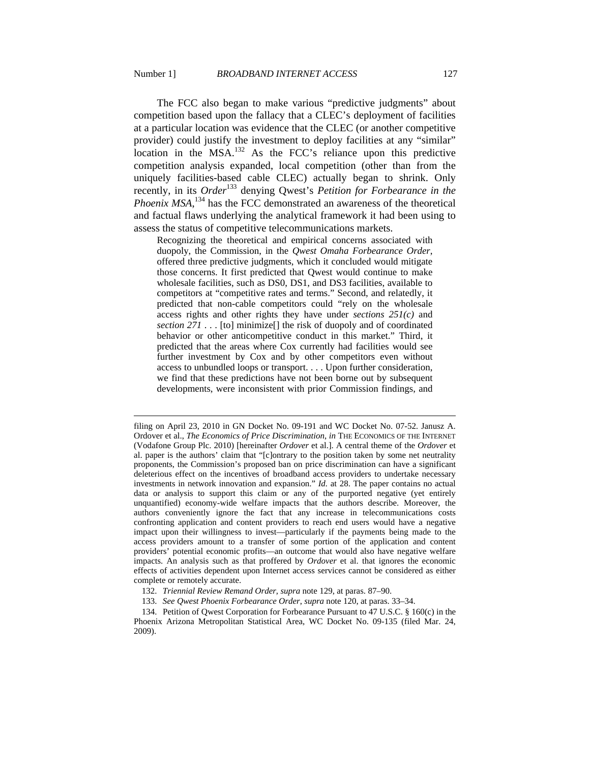The FCC also began to make various "predictive judgments" about competition based upon the fallacy that a CLEC's deployment of facilities at a particular location was evidence that the CLEC (or another competitive provider) could justify the investment to deploy facilities at any "similar" location in the MSA.[132] As the FCC's reliance upon this predictive competition analysis expanded, local competition (other than from the uniquely facilities-based cable CLEC) actually began to shrink. Only recently, in its *Order*[133] denying Qwest's *Petition for Forbearance in the Phoenix MSA*,[134] has the FCC demonstrated an awareness of the theoretical and factual flaws underlying the analytical framework it had been using to assess the status of competitive telecommunications markets.

> Recognizing the theoretical and empirical concerns associated with duopoly, the Commission, in the *Qwest Omaha Forbearance Order*, offered three predictive judgments, which it concluded would mitigate those concerns. It first predicted that Qwest would continue to make wholesale facilities, such as DS0, DS1, and DS3 facilities, available to competitors at "competitive rates and terms." Second, and relatedly, it predicted that non-cable competitors could "rely on the wholesale access rights and other rights they have under *sections 251(c)* and *section 271* . . . [to] minimize[] the risk of duopoly and of coordinated behavior or other anticompetitive conduct in this market." Third, it predicted that the areas where Cox currently had facilities would see further investment by Cox and by other competitors even without access to unbundled loops or transport. . . . Upon further consideration, we find that these predictions have not been borne out by subsequent developments, were inconsistent with prior Commission findings, and

---

filing on April 23, 2010 in GN Docket No. 09-191 and WC Docket No. 07-52. Janusz A. Ordover et al., *The Economics of Price Discrimination*, *in* THE ECONOMICS OF THE INTERNET (Vodafone Group Plc. 2010) [hereinafter *Ordover* et al.]. A central theme of the *Ordover* et al. paper is the authors' claim that "[c]ontrary to the position taken by some net neutrality proponents, the Commission's proposed ban on price discrimination can have a significant deleterious effect on the incentives of broadband access providers to undertake necessary investments in network innovation and expansion." *Id.* at 28. The paper contains no actual data or analysis to support this claim or any of the purported negative (yet entirely unquantified) economy-wide welfare impacts that the authors describe. Moreover, the authors conveniently ignore the fact that any increase in telecommunications costs confronting application and content providers to reach end users would have a negative impact upon their willingness to invest—particularly if the payments being made to the access providers amount to a transfer of some portion of the application and content providers' potential economic profits—an outcome that would also have negative welfare impacts. An analysis such as that proffered by *Ordover* et al. that ignores the economic effects of activities dependent upon Internet access services cannot be considered as either complete or remotely accurate.

132. *Triennial Review Remand Order*, *supra* note 129, at paras. 87–90.

133. *See Qwest Phoenix Forbearance Order*, *supra* note 120, at paras. 33–34.

134. Petition of Qwest Corporation for Forbearance Pursuant to 47 U.S.C. § 160(c) in the Phoenix Arizona Metropolitan Statistical Area, WC Docket No. 09-135 (filed Mar. 24, 2009).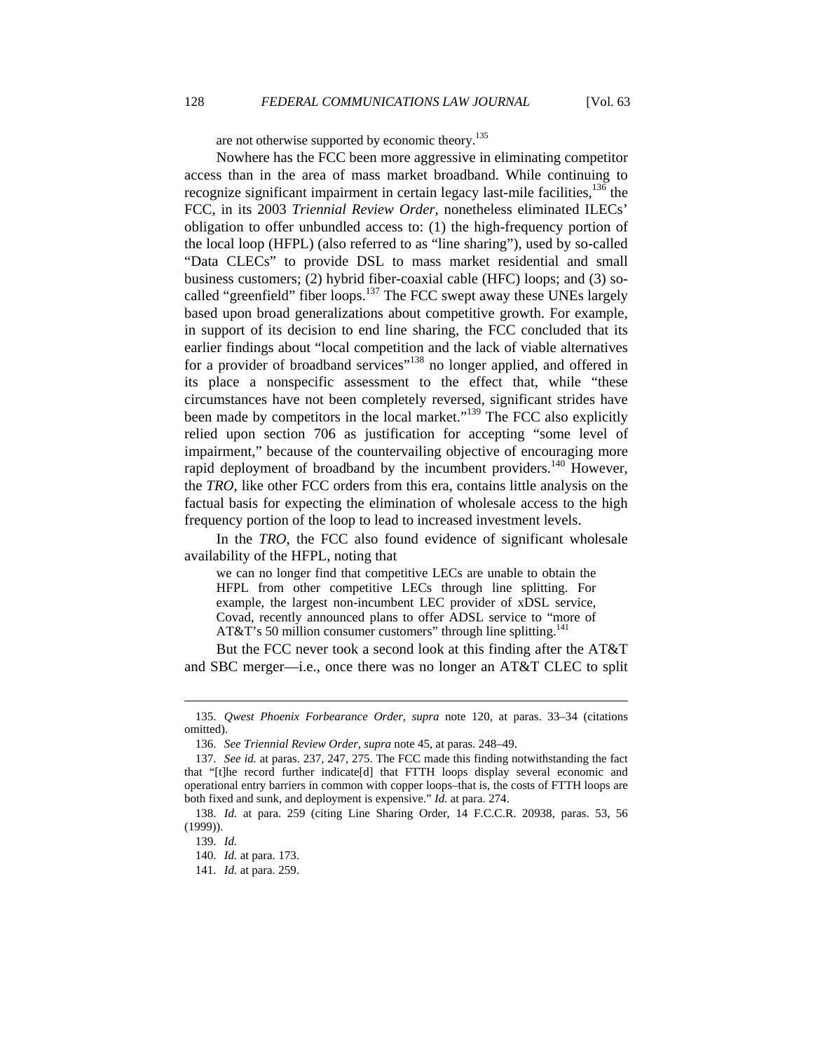are not otherwise supported by economic theory.[135]

Nowhere has the FCC been more aggressive in eliminating competitor access than in the area of mass market broadband. While continuing to recognize significant impairment in certain legacy last-mile facilities,[136] the FCC, in its 2003 *Triennial Review Order*, nonetheless eliminated ILECs' obligation to offer unbundled access to: (1) the high-frequency portion of the local loop (HFPL) (also referred to as "line sharing"), used by so-called "Data CLECs" to provide DSL to mass market residential and small business customers; (2) hybrid fiber-coaxial cable (HFC) loops; and (3) so-called "greenfield" fiber loops.[137] The FCC swept away these UNEs largely based upon broad generalizations about competitive growth. For example, in support of its decision to end line sharing, the FCC concluded that its earlier findings about "local competition and the lack of viable alternatives for a provider of broadband services"[138] no longer applied, and offered in its place a nonspecific assessment to the effect that, while "these circumstances have not been completely reversed, significant strides have been made by competitors in the local market."[139] The FCC also explicitly relied upon section 706 as justification for accepting "some level of impairment," because of the countervailing objective of encouraging more rapid deployment of broadband by the incumbent providers.[140] However, the *TRO*, like other FCC orders from this era, contains little analysis on the factual basis for expecting the elimination of wholesale access to the high frequency portion of the loop to lead to increased investment levels.

In the *TRO*, the FCC also found evidence of significant wholesale availability of the HFPL, noting that

> we can no longer find that competitive LECs are unable to obtain the HFPL from other competitive LECs through line splitting. For example, the largest non-incumbent LEC provider of xDSL service, Covad, recently announced plans to offer ADSL service to "more of AT&T's 50 million consumer customers" through line splitting.[141]

But the FCC never took a second look at this finding after the AT&T and SBC merger—i.e., once there was no longer an AT&T CLEC to split

---

135. *Qwest Phoenix Forbearance Order*, *supra* note 120, at paras. 33–34 (citations omitted).

136. *See Triennial Review Order*, *supra* note 45, at paras. 248–49.

137. *See id.* at paras. 237, 247, 275. The FCC made this finding notwithstanding the fact that "[t]he record further indicate[d] that FTTH loops display several economic and operational entry barriers in common with copper loops–that is, the costs of FTTH loops are both fixed and sunk, and deployment is expensive." *Id.* at para. 274.

138. *Id.* at para. 259 (citing Line Sharing Order, 14 F.C.C.R. 20938, paras. 53, 56 (1999)).

139. *Id.*

140. *Id.* at para. 173.

141. *Id.* at para. 259.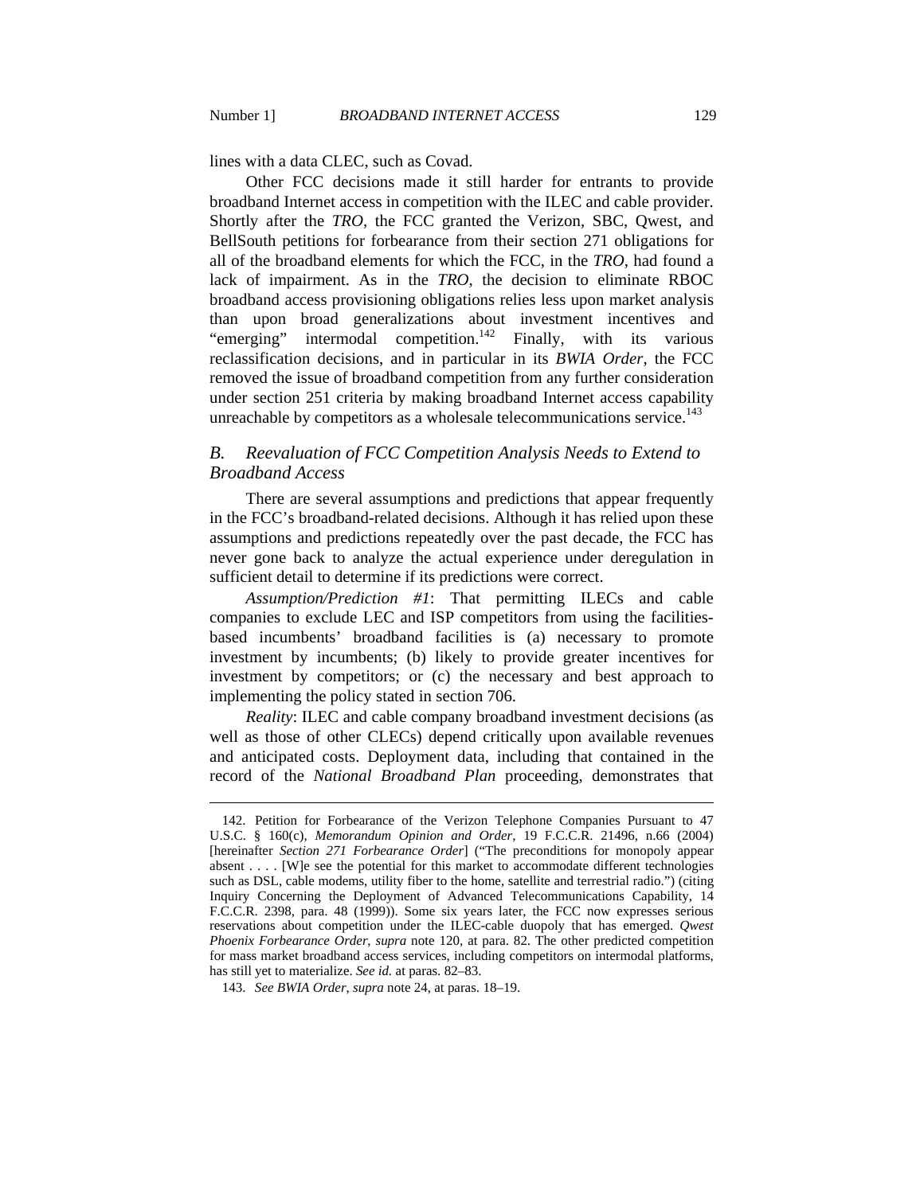lines with a data CLEC, such as Covad.

Other FCC decisions made it still harder for entrants to provide broadband Internet access in competition with the ILEC and cable provider. Shortly after the *TRO*, the FCC granted the Verizon, SBC, Qwest, and BellSouth petitions for forbearance from their section 271 obligations for all of the broadband elements for which the FCC, in the *TRO*, had found a lack of impairment. As in the *TRO*, the decision to eliminate RBOC broadband access provisioning obligations relies less upon market analysis than upon broad generalizations about investment incentives and "emerging" intermodal competition.[142] Finally, with its various reclassification decisions, and in particular in its *BWIA Order*, the FCC removed the issue of broadband competition from any further consideration under section 251 criteria by making broadband Internet access capability unreachable by competitors as a wholesale telecommunications service.[143]

## *B. Reevaluation of FCC Competition Analysis Needs to Extend to Broadband Access*

There are several assumptions and predictions that appear frequently in the FCC's broadband-related decisions. Although it has relied upon these assumptions and predictions repeatedly over the past decade, the FCC has never gone back to analyze the actual experience under deregulation in sufficient detail to determine if its predictions were correct.

*Assumption/Prediction #1*: That permitting ILECs and cable companies to exclude LEC and ISP competitors from using the facilities-based incumbents' broadband facilities is (a) necessary to promote investment by incumbents; (b) likely to provide greater incentives for investment by competitors; or (c) the necessary and best approach to implementing the policy stated in section 706.

*Reality*: ILEC and cable company broadband investment decisions (as well as those of other CLECs) depend critically upon available revenues and anticipated costs. Deployment data, including that contained in the record of the *National Broadband Plan* proceeding, demonstrates that

---

142. Petition for Forbearance of the Verizon Telephone Companies Pursuant to 47 U.S.C. § 160(c), *Memorandum Opinion and Order*, 19 F.C.C.R. 21496, n.66 (2004) [hereinafter *Section 271 Forbearance Order*] ("The preconditions for monopoly appear absent . . . . [W]e see the potential for this market to accommodate different technologies such as DSL, cable modems, utility fiber to the home, satellite and terrestrial radio.") (citing Inquiry Concerning the Deployment of Advanced Telecommunications Capability, 14 F.C.C.R. 2398, para. 48 (1999)). Some six years later, the FCC now expresses serious reservations about competition under the ILEC-cable duopoly that has emerged. *Qwest Phoenix Forbearance Order*, *supra* note 120, at para. 82. The other predicted competition for mass market broadband access services, including competitors on intermodal platforms, has still yet to materialize. *See id.* at paras. 82–83.

143. *See BWIA Order*, *supra* note 24, at paras. 18–19.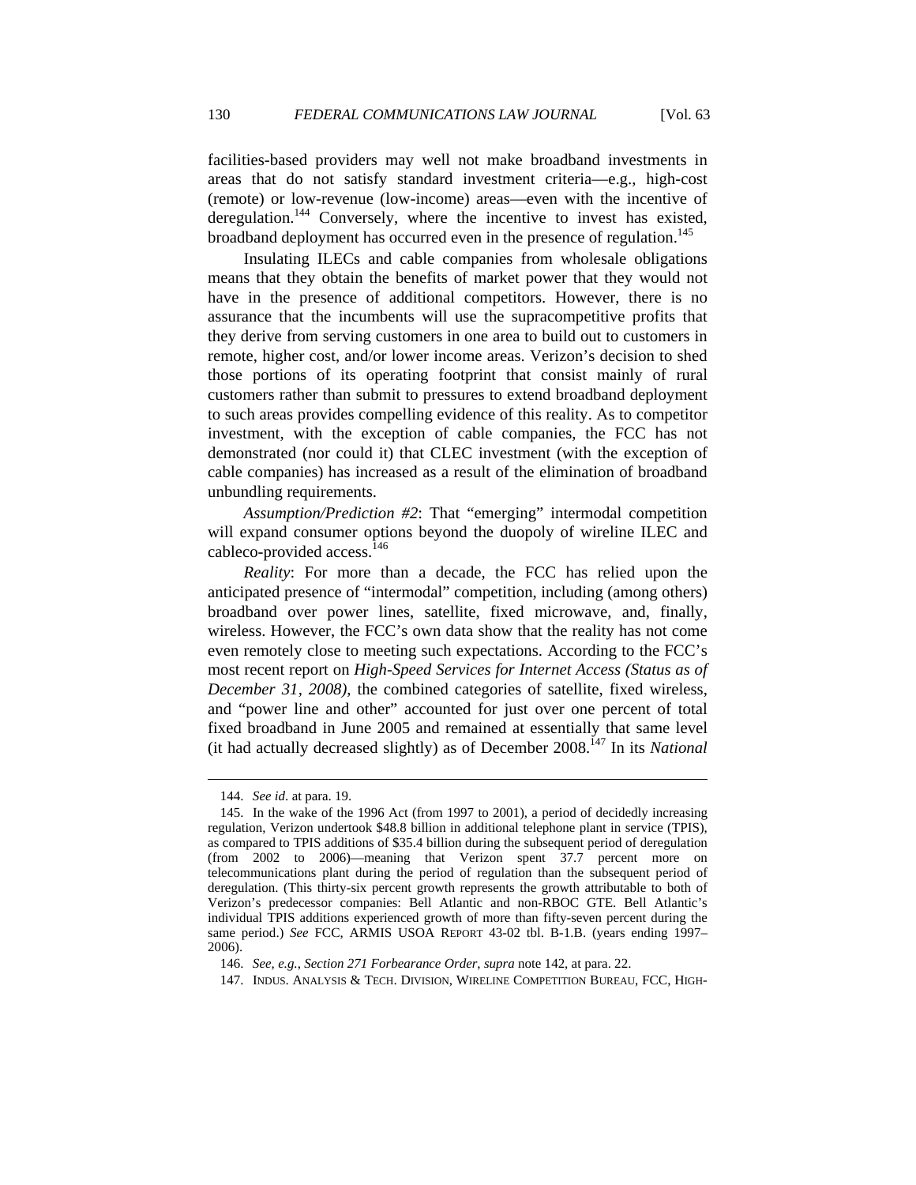facilities-based providers may well not make broadband investments in areas that do not satisfy standard investment criteria—e.g., high-cost (remote) or low-revenue (low-income) areas—even with the incentive of deregulation.[144] Conversely, where the incentive to invest has existed, broadband deployment has occurred even in the presence of regulation.[145]

Insulating ILECs and cable companies from wholesale obligations means that they obtain the benefits of market power that they would not have in the presence of additional competitors. However, there is no assurance that the incumbents will use the supracompetitive profits that they derive from serving customers in one area to build out to customers in remote, higher cost, and/or lower income areas. Verizon's decision to shed those portions of its operating footprint that consist mainly of rural customers rather than submit to pressures to extend broadband deployment to such areas provides compelling evidence of this reality. As to competitor investment, with the exception of cable companies, the FCC has not demonstrated (nor could it) that CLEC investment (with the exception of cable companies) has increased as a result of the elimination of broadband unbundling requirements.

*Assumption/Prediction #2*: That "emerging" intermodal competition will expand consumer options beyond the duopoly of wireline ILEC and cableco-provided access.[146]

*Reality*: For more than a decade, the FCC has relied upon the anticipated presence of "intermodal" competition, including (among others) broadband over power lines, satellite, fixed microwave, and, finally, wireless. However, the FCC's own data show that the reality has not come even remotely close to meeting such expectations. According to the FCC's most recent report on *High-Speed Services for Internet Access (Status as of December 31, 2008)*, the combined categories of satellite, fixed wireless, and "power line and other" accounted for just over one percent of total fixed broadband in June 2005 and remained at essentially that same level (it had actually decreased slightly) as of December 2008.[147] In its *National*

---

144. *See id.* at para. 19.

145. In the wake of the 1996 Act (from 1997 to 2001), a period of decidedly increasing regulation, Verizon undertook $48.8 billion in additional telephone plant in service (TPIS), as compared to TPIS additions of $35.4 billion during the subsequent period of deregulation (from 2002 to 2006)—meaning that Verizon spent 37.7 percent more on telecommunications plant during the period of regulation than the subsequent period of deregulation. (This thirty-six percent growth represents the growth attributable to both of Verizon's predecessor companies: Bell Atlantic and non-RBOC GTE. Bell Atlantic's individual TPIS additions experienced growth of more than fifty-seven percent during the same period.) *See* FCC, ARMIS USOA REPORT 43-02 tbl. B-1.B. (years ending 1997–2006).

146. *See, e.g.*, *Section 271 Forbearance Order*, *supra* note 142, at para. 22.

147. INDUS. ANALYSIS & TECH. DIVISION, WIRELINE COMPETITION BUREAU, FCC, HIGH-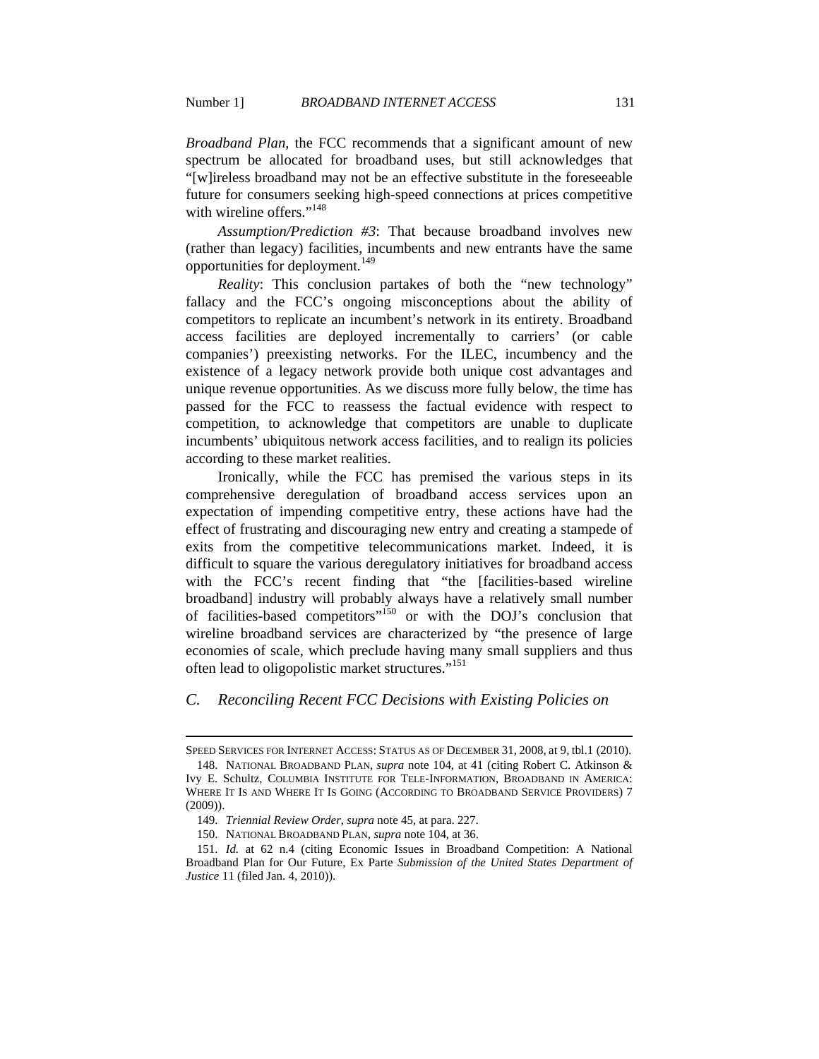*Broadband Plan*, the FCC recommends that a significant amount of new spectrum be allocated for broadband uses, but still acknowledges that "[w]ireless broadband may not be an effective substitute in the foreseeable future for consumers seeking high-speed connections at prices competitive with wireline offers."[148]

*Assumption/Prediction #3*: That because broadband involves new (rather than legacy) facilities, incumbents and new entrants have the same opportunities for deployment.[149]

*Reality*: This conclusion partakes of both the "new technology" fallacy and the FCC's ongoing misconceptions about the ability of competitors to replicate an incumbent's network in its entirety. Broadband access facilities are deployed incrementally to carriers' (or cable companies') preexisting networks. For the ILEC, incumbency and the existence of a legacy network provide both unique cost advantages and unique revenue opportunities. As we discuss more fully below, the time has passed for the FCC to reassess the factual evidence with respect to competition, to acknowledge that competitors are unable to duplicate incumbents' ubiquitous network access facilities, and to realign its policies according to these market realities.

Ironically, while the FCC has premised the various steps in its comprehensive deregulation of broadband access services upon an expectation of impending competitive entry, these actions have had the effect of frustrating and discouraging new entry and creating a stampede of exits from the competitive telecommunications market. Indeed, it is difficult to square the various deregulatory initiatives for broadband access with the FCC's recent finding that "the [facilities-based wireline broadband] industry will probably always have a relatively small number of facilities-based competitors"[150] or with the DOJ's conclusion that wireline broadband services are characterized by "the presence of large economies of scale, which preclude having many small suppliers and thus often lead to oligopolistic market structures."[151]

### *C. Reconciling Recent FCC Decisions with Existing Policies on*

---

SPEED SERVICES FOR INTERNET ACCESS: STATUS AS OF DECEMBER 31, 2008, at 9, tbl.1 (2010).

148. NATIONAL BROADBAND PLAN, *supra* note 104, at 41 (citing Robert C. Atkinson & Ivy E. Schultz, COLUMBIA INSTITUTE FOR TELE-INFORMATION, BROADBAND IN AMERICA: WHERE IT IS AND WHERE IT IS GOING (ACCORDING TO BROADBAND SERVICE PROVIDERS) 7 (2009)).

149. *Triennial Review Order*, *supra* note 45, at para. 227.

150. NATIONAL BROADBAND PLAN, *supra* note 104, at 36.

151. *Id.* at 62 n.4 (citing Economic Issues in Broadband Competition: A National Broadband Plan for Our Future, Ex Parte *Submission of the United States Department of Justice* 11 (filed Jan. 4, 2010)).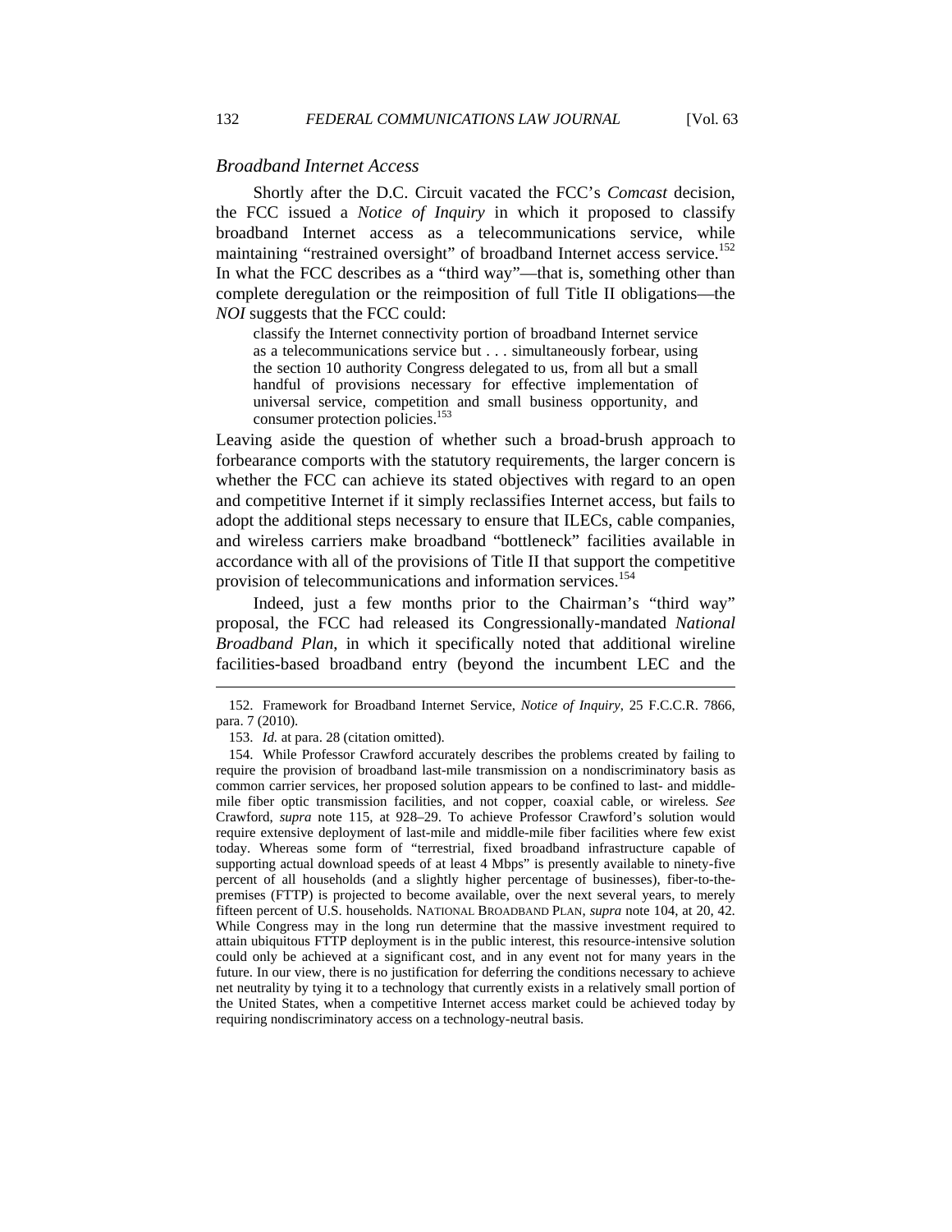*Broadband Internet Access*

Shortly after the D.C. Circuit vacated the FCC's *Comcast* decision, the FCC issued a *Notice of Inquiry* in which it proposed to classify broadband Internet access as a telecommunications service, while maintaining "restrained oversight" of broadband Internet access service.[152] In what the FCC describes as a "third way"—that is, something other than complete deregulation or the reimposition of full Title II obligations—the *NOI* suggests that the FCC could:

> classify the Internet connectivity portion of broadband Internet service as a telecommunications service but . . . simultaneously forbear, using the section 10 authority Congress delegated to us, from all but a small handful of provisions necessary for effective implementation of universal service, competition and small business opportunity, and consumer protection policies.[153]

Leaving aside the question of whether such a broad-brush approach to forbearance comports with the statutory requirements, the larger concern is whether the FCC can achieve its stated objectives with regard to an open and competitive Internet if it simply reclassifies Internet access, but fails to adopt the additional steps necessary to ensure that ILECs, cable companies, and wireless carriers make broadband "bottleneck" facilities available in accordance with all of the provisions of Title II that support the competitive provision of telecommunications and information services.[154]

Indeed, just a few months prior to the Chairman's "third way" proposal, the FCC had released its Congressionally-mandated *National Broadband Plan*, in which it specifically noted that additional wireline facilities-based broadband entry (beyond the incumbent LEC and the

---

152. Framework for Broadband Internet Service, *Notice of Inquiry*, 25 F.C.C.R. 7866, para. 7 (2010).

153. *Id.* at para. 28 (citation omitted).

154. While Professor Crawford accurately describes the problems created by failing to require the provision of broadband last-mile transmission on a nondiscriminatory basis as common carrier services, her proposed solution appears to be confined to last- and middle-mile fiber optic transmission facilities, and not copper, coaxial cable, or wireless. *See* Crawford, *supra* note 115, at 928–29. To achieve Professor Crawford's solution would require extensive deployment of last-mile and middle-mile fiber facilities where few exist today. Whereas some form of "terrestrial, fixed broadband infrastructure capable of supporting actual download speeds of at least 4 Mbps" is presently available to ninety-five percent of all households (and a slightly higher percentage of businesses), fiber-to-the-premises (FTTP) is projected to become available, over the next several years, to merely fifteen percent of U.S. households. NATIONAL BROADBAND PLAN, *supra* note 104, at 20, 42. While Congress may in the long run determine that the massive investment required to attain ubiquitous FTTP deployment is in the public interest, this resource-intensive solution could only be achieved at a significant cost, and in any event not for many years in the future. In our view, there is no justification for deferring the conditions necessary to achieve net neutrality by tying it to a technology that currently exists in a relatively small portion of the United States, when a competitive Internet access market could be achieved today by requiring nondiscriminatory access on a technology-neutral basis.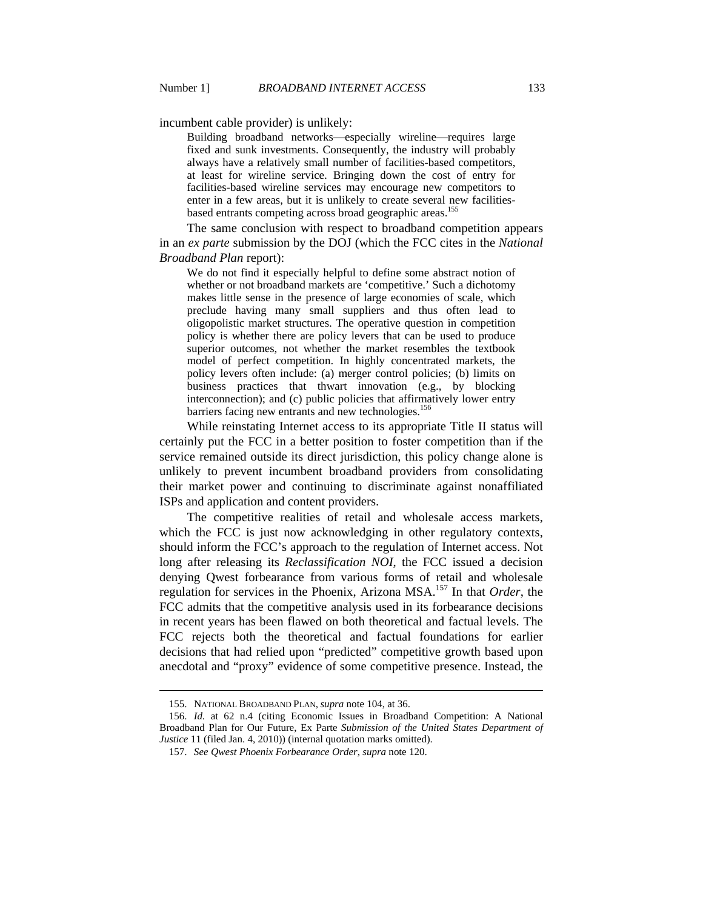incumbent cable provider) is unlikely:

> Building broadband networks—especially wireline—requires large fixed and sunk investments. Consequently, the industry will probably always have a relatively small number of facilities-based competitors, at least for wireline service. Bringing down the cost of entry for facilities-based wireline services may encourage new competitors to enter in a few areas, but it is unlikely to create several new facilities-based entrants competing across broad geographic areas.[155]

The same conclusion with respect to broadband competition appears in an *ex parte* submission by the DOJ (which the FCC cites in the *National Broadband Plan* report):

> We do not find it especially helpful to define some abstract notion of whether or not broadband markets are 'competitive.' Such a dichotomy makes little sense in the presence of large economies of scale, which preclude having many small suppliers and thus often lead to oligopolistic market structures. The operative question in competition policy is whether there are policy levers that can be used to produce superior outcomes, not whether the market resembles the textbook model of perfect competition. In highly concentrated markets, the policy levers often include: (a) merger control policies; (b) limits on business practices that thwart innovation (e.g., by blocking interconnection); and (c) public policies that affirmatively lower entry barriers facing new entrants and new technologies.[156]

While reinstating Internet access to its appropriate Title II status will certainly put the FCC in a better position to foster competition than if the service remained outside its direct jurisdiction, this policy change alone is unlikely to prevent incumbent broadband providers from consolidating their market power and continuing to discriminate against nonaffiliated ISPs and application and content providers.

The competitive realities of retail and wholesale access markets, which the FCC is just now acknowledging in other regulatory contexts, should inform the FCC's approach to the regulation of Internet access. Not long after releasing its *Reclassification NOI*, the FCC issued a decision denying Qwest forbearance from various forms of retail and wholesale regulation for services in the Phoenix, Arizona MSA.[157] In that *Order*, the FCC admits that the competitive analysis used in its forbearance decisions in recent years has been flawed on both theoretical and factual levels. The FCC rejects both the theoretical and factual foundations for earlier decisions that had relied upon "predicted" competitive growth based upon anecdotal and "proxy" evidence of some competitive presence. Instead, the

---

155. NATIONAL BROADBAND PLAN, *supra* note 104, at 36.

156. *Id.* at 62 n.4 (citing Economic Issues in Broadband Competition: A National Broadband Plan for Our Future, Ex Parte *Submission of the United States Department of Justice* 11 (filed Jan. 4, 2010)) (internal quotation marks omitted).

157. *See Qwest Phoenix Forbearance Order*, *supra* note 120.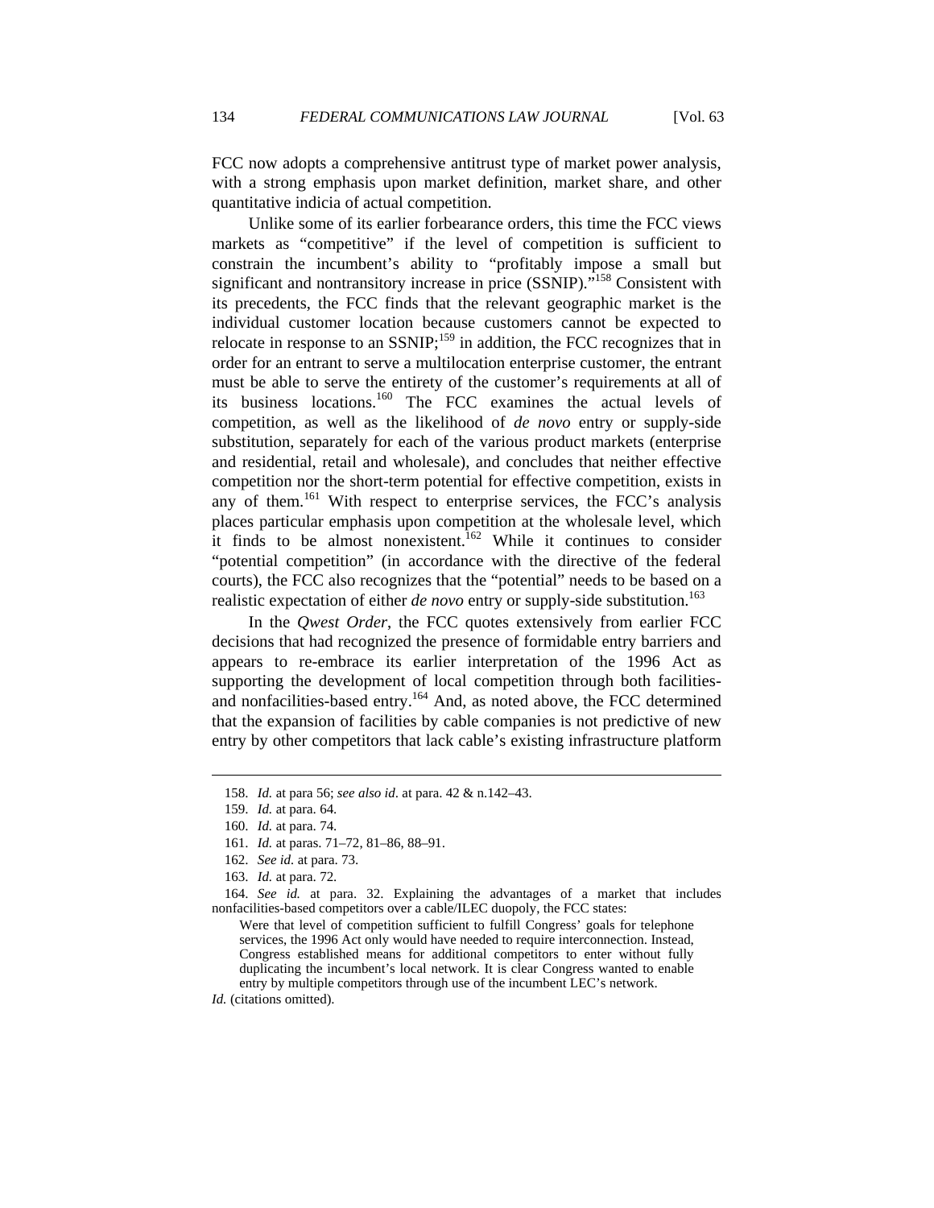FCC now adopts a comprehensive antitrust type of market power analysis, with a strong emphasis upon market definition, market share, and other quantitative indicia of actual competition.

Unlike some of its earlier forbearance orders, this time the FCC views markets as "competitive" if the level of competition is sufficient to constrain the incumbent's ability to "profitably impose a small but significant and nontransitory increase in price (SSNIP)."[158] Consistent with its precedents, the FCC finds that the relevant geographic market is the individual customer location because customers cannot be expected to relocate in response to an SSNIP;[159] in addition, the FCC recognizes that in order for an entrant to serve a multilocation enterprise customer, the entrant must be able to serve the entirety of the customer's requirements at all of its business locations.[160] The FCC examines the actual levels of competition, as well as the likelihood of *de novo* entry or supply-side substitution, separately for each of the various product markets (enterprise and residential, retail and wholesale), and concludes that neither effective competition nor the short-term potential for effective competition, exists in any of them.[161] With respect to enterprise services, the FCC's analysis places particular emphasis upon competition at the wholesale level, which it finds to be almost nonexistent.[162] While it continues to consider "potential competition" (in accordance with the directive of the federal courts), the FCC also recognizes that the "potential" needs to be based on a realistic expectation of either *de novo* entry or supply-side substitution.[163]

In the *Qwest Order*, the FCC quotes extensively from earlier FCC decisions that had recognized the presence of formidable entry barriers and appears to re-embrace its earlier interpretation of the 1996 Act as supporting the development of local competition through both facilities- and nonfacilities-based entry.[164] And, as noted above, the FCC determined that the expansion of facilities by cable companies is not predictive of new entry by other competitors that lack cable's existing infrastructure platform

---

158. *Id.* at para 56; *see also id*. at para. 42 & n.142–43.

159. *Id.* at para. 64.

160. *Id.* at para. 74.

161. *Id.* at paras. 71–72, 81–86, 88–91.

162. *See id*. at para. 73.

163. *Id.* at para. 72.

164. *See id.* at para. 32. Explaining the advantages of a market that includes nonfacilities-based competitors over a cable/ILEC duopoly, the FCC states:

> Were that level of competition sufficient to fulfill Congress' goals for telephone services, the 1996 Act only would have needed to require interconnection. Instead, Congress established means for additional competitors to enter without fully duplicating the incumbent's local network. It is clear Congress wanted to enable entry by multiple competitors through use of the incumbent LEC's network.

*Id.* (citations omitted).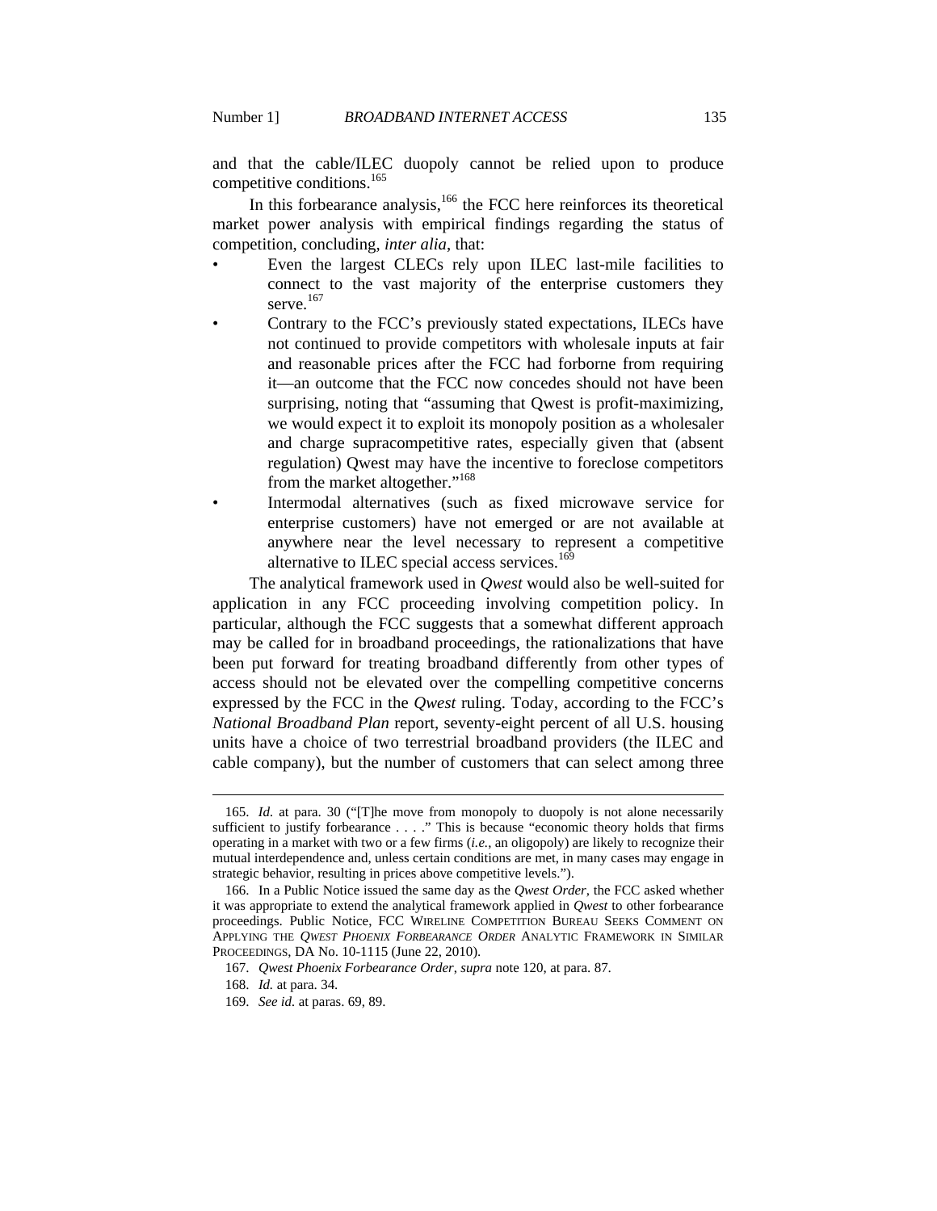and that the cable/ILEC duopoly cannot be relied upon to produce competitive conditions.[165]

In this forbearance analysis,[166] the FCC here reinforces its theoretical market power analysis with empirical findings regarding the status of competition, concluding, *inter alia*, that:

- Even the largest CLECs rely upon ILEC last-mile facilities to connect to the vast majority of the enterprise customers they serve.[167]
- Contrary to the FCC's previously stated expectations, ILECs have not continued to provide competitors with wholesale inputs at fair and reasonable prices after the FCC had forborne from requiring it—an outcome that the FCC now concedes should not have been surprising, noting that "assuming that Qwest is profit-maximizing, we would expect it to exploit its monopoly position as a wholesaler and charge supracompetitive rates, especially given that (absent regulation) Qwest may have the incentive to foreclose competitors from the market altogether."[168]
- Intermodal alternatives (such as fixed microwave service for enterprise customers) have not emerged or are not available at anywhere near the level necessary to represent a competitive alternative to ILEC special access services.[169]

The analytical framework used in *Qwest* would also be well-suited for application in any FCC proceeding involving competition policy. In particular, although the FCC suggests that a somewhat different approach may be called for in broadband proceedings, the rationalizations that have been put forward for treating broadband differently from other types of access should not be elevated over the compelling competitive concerns expressed by the FCC in the *Qwest* ruling. Today, according to the FCC's *National Broadband Plan* report, seventy-eight percent of all U.S. housing units have a choice of two terrestrial broadband providers (the ILEC and cable company), but the number of customers that can select among three

---

165. *Id.* at para. 30 ("[T]he move from monopoly to duopoly is not alone necessarily sufficient to justify forbearance . . . ." This is because "economic theory holds that firms operating in a market with two or a few firms (*i.e.*, an oligopoly) are likely to recognize their mutual interdependence and, unless certain conditions are met, in many cases may engage in strategic behavior, resulting in prices above competitive levels.").

166. In a Public Notice issued the same day as the *Qwest Order*, the FCC asked whether it was appropriate to extend the analytical framework applied in *Qwest* to other forbearance proceedings. Public Notice, FCC WIRELINE COMPETITION BUREAU SEEKS COMMENT ON APPLYING THE *QWEST PHOENIX FORBEARANCE ORDER* ANALYTIC FRAMEWORK IN SIMILAR PROCEEDINGS, DA No. 10-1115 (June 22, 2010).

167. *Qwest Phoenix Forbearance Order*, *supra* note 120, at para. 87.

168. *Id.* at para. 34.

169. *See id.* at paras. 69, 89.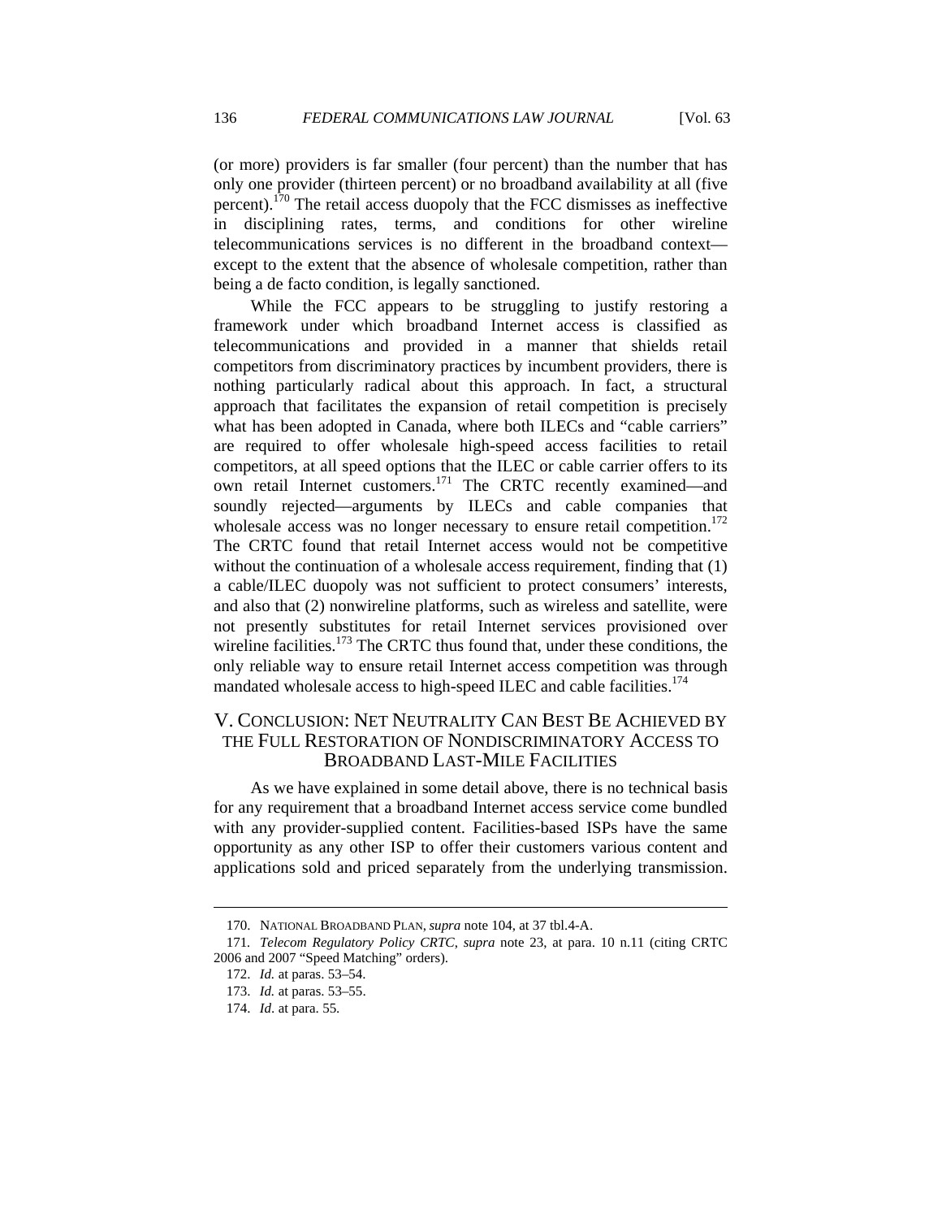(or more) providers is far smaller (four percent) than the number that has only one provider (thirteen percent) or no broadband availability at all (five percent).[170] The retail access duopoly that the FCC dismisses as ineffective in disciplining rates, terms, and conditions for other wireline telecommunications services is no different in the broadband context—except to the extent that the absence of wholesale competition, rather than being a de facto condition, is legally sanctioned.

While the FCC appears to be struggling to justify restoring a framework under which broadband Internet access is classified as telecommunications and provided in a manner that shields retail competitors from discriminatory practices by incumbent providers, there is nothing particularly radical about this approach. In fact, a structural approach that facilitates the expansion of retail competition is precisely what has been adopted in Canada, where both ILECs and "cable carriers" are required to offer wholesale high-speed access facilities to retail competitors, at all speed options that the ILEC or cable carrier offers to its own retail Internet customers.[171] The CRTC recently examined—and soundly rejected—arguments by ILECs and cable companies that wholesale access was no longer necessary to ensure retail competition.[172] The CRTC found that retail Internet access would not be competitive without the continuation of a wholesale access requirement, finding that (1) a cable/ILEC duopoly was not sufficient to protect consumers' interests, and also that (2) nonwireline platforms, such as wireless and satellite, were not presently substitutes for retail Internet services provisioned over wireline facilities.[173] The CRTC thus found that, under these conditions, the only reliable way to ensure retail Internet access competition was through mandated wholesale access to high-speed ILEC and cable facilities.[174]

## V. CONCLUSION: NET NEUTRALITY CAN BEST BE ACHIEVED BY THE FULL RESTORATION OF NONDISCRIMINATORY ACCESS TO BROADBAND LAST-MILE FACILITIES

As we have explained in some detail above, there is no technical basis for any requirement that a broadband Internet access service come bundled with any provider-supplied content. Facilities-based ISPs have the same opportunity as any other ISP to offer their customers various content and applications sold and priced separately from the underlying transmission.

---

170. NATIONAL BROADBAND PLAN, *supra* note 104, at 37 tbl.4-A.

171. *Telecom Regulatory Policy CRTC*, *supra* note 23, at para. 10 n.11 (citing CRTC 2006 and 2007 "Speed Matching" orders).

172. *Id.* at paras. 53–54.

173. *Id.* at paras. 53–55.

174. *Id.* at para. 55.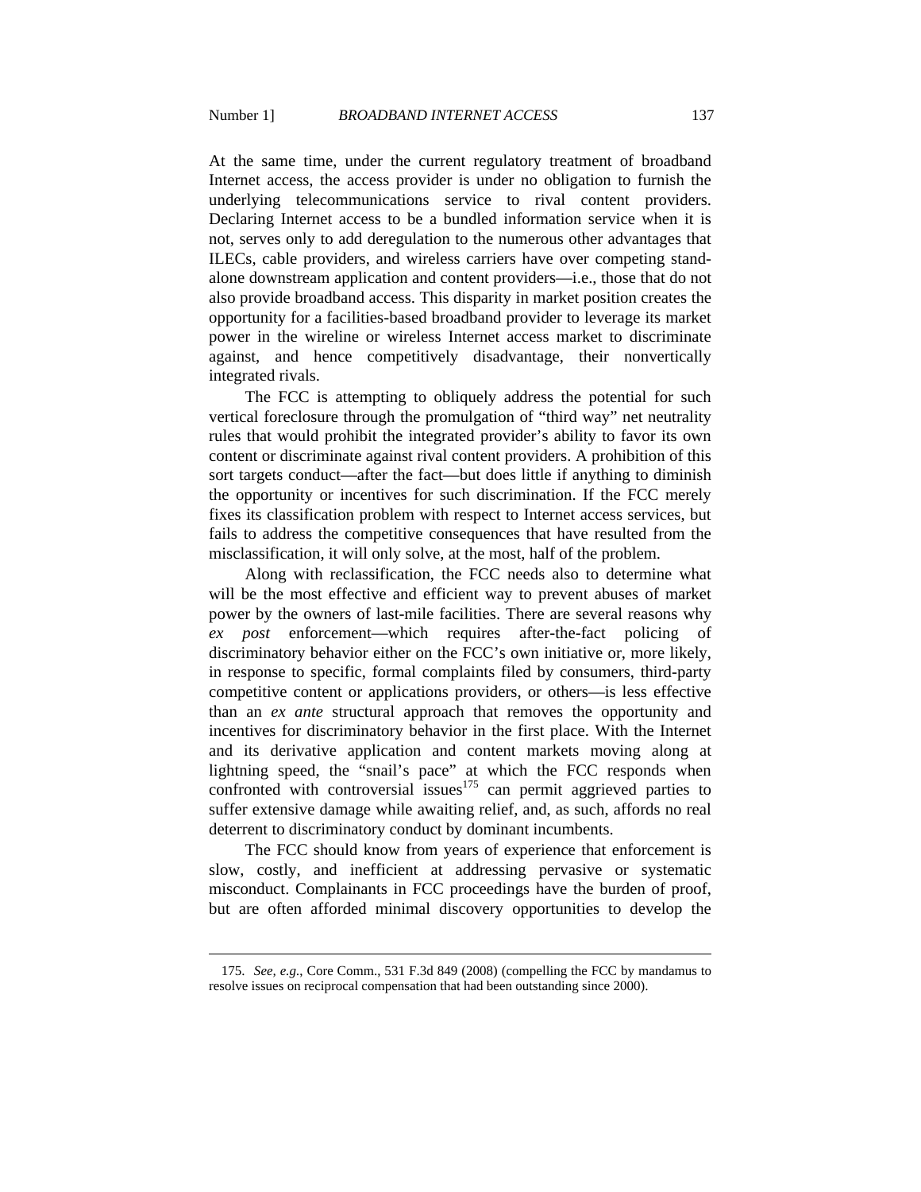At the same time, under the current regulatory treatment of broadband Internet access, the access provider is under no obligation to furnish the underlying telecommunications service to rival content providers. Declaring Internet access to be a bundled information service when it is not, serves only to add deregulation to the numerous other advantages that ILECs, cable providers, and wireless carriers have over competing stand-alone downstream application and content providers—i.e., those that do not also provide broadband access. This disparity in market position creates the opportunity for a facilities-based broadband provider to leverage its market power in the wireline or wireless Internet access market to discriminate against, and hence competitively disadvantage, their nonvertically integrated rivals.

The FCC is attempting to obliquely address the potential for such vertical foreclosure through the promulgation of "third way" net neutrality rules that would prohibit the integrated provider's ability to favor its own content or discriminate against rival content providers. A prohibition of this sort targets conduct—after the fact—but does little if anything to diminish the opportunity or incentives for such discrimination. If the FCC merely fixes its classification problem with respect to Internet access services, but fails to address the competitive consequences that have resulted from the misclassification, it will only solve, at the most, half of the problem.

Along with reclassification, the FCC needs also to determine what will be the most effective and efficient way to prevent abuses of market power by the owners of last-mile facilities. There are several reasons why *ex post* enforcement—which requires after-the-fact policing of discriminatory behavior either on the FCC's own initiative or, more likely, in response to specific, formal complaints filed by consumers, third-party competitive content or applications providers, or others—is less effective than an *ex ante* structural approach that removes the opportunity and incentives for discriminatory behavior in the first place. With the Internet and its derivative application and content markets moving along at lightning speed, the "snail's pace" at which the FCC responds when confronted with controversial issues[175] can permit aggrieved parties to suffer extensive damage while awaiting relief, and, as such, affords no real deterrent to discriminatory conduct by dominant incumbents.

The FCC should know from years of experience that enforcement is slow, costly, and inefficient at addressing pervasive or systematic misconduct. Complainants in FCC proceedings have the burden of proof, but are often afforded minimal discovery opportunities to develop the

175. *See, e.g.*, Core Comm., 531 F.3d 849 (2008) (compelling the FCC by mandamus to resolve issues on reciprocal compensation that had been outstanding since 2000).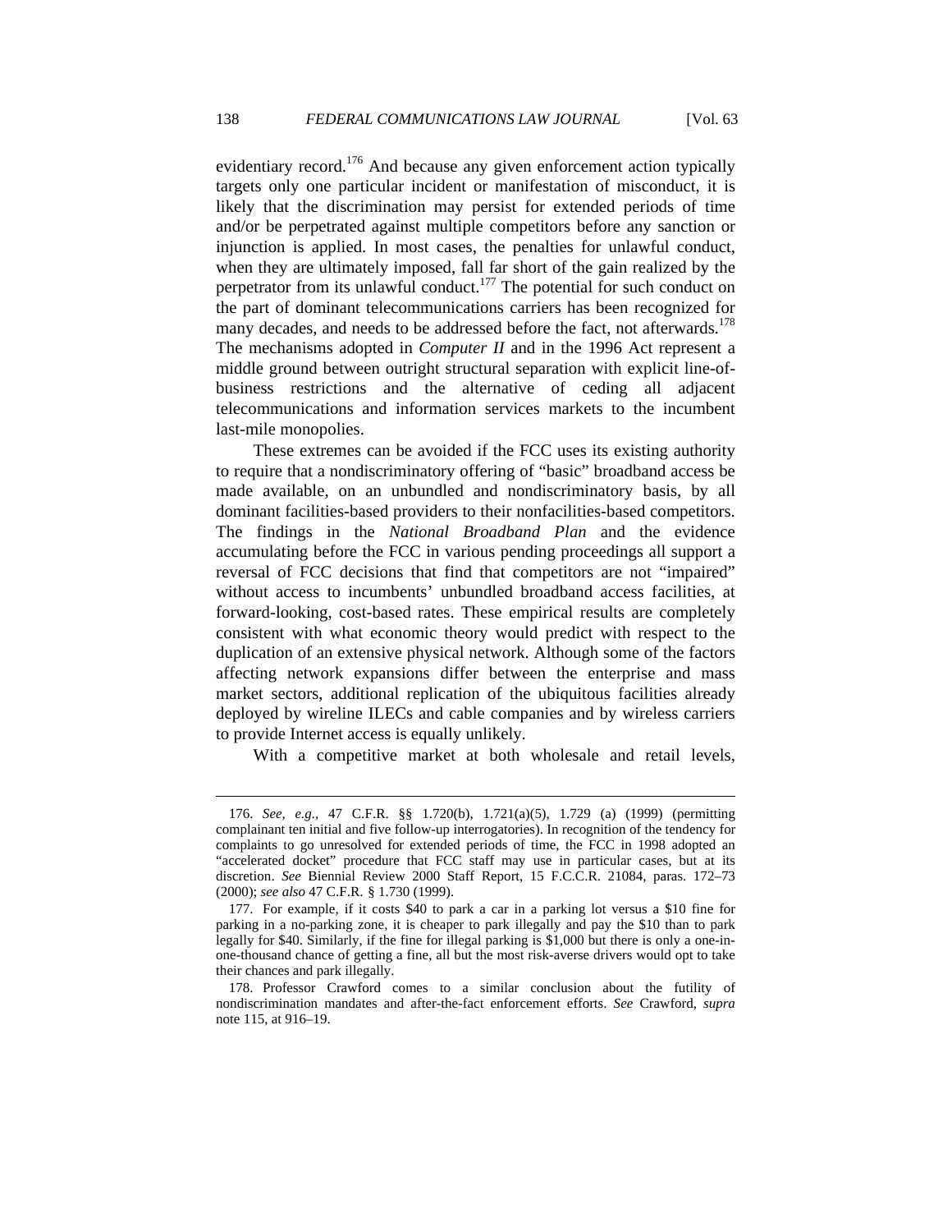evidentiary record.[176] And because any given enforcement action typically targets only one particular incident or manifestation of misconduct, it is likely that the discrimination may persist for extended periods of time and/or be perpetrated against multiple competitors before any sanction or injunction is applied. In most cases, the penalties for unlawful conduct, when they are ultimately imposed, fall far short of the gain realized by the perpetrator from its unlawful conduct.[177] The potential for such conduct on the part of dominant telecommunications carriers has been recognized for many decades, and needs to be addressed before the fact, not afterwards.[178] The mechanisms adopted in *Computer II* and in the 1996 Act represent a middle ground between outright structural separation with explicit line-of-business restrictions and the alternative of ceding all adjacent telecommunications and information services markets to the incumbent last-mile monopolies.

These extremes can be avoided if the FCC uses its existing authority to require that a nondiscriminatory offering of "basic" broadband access be made available, on an unbundled and nondiscriminatory basis, by all dominant facilities-based providers to their nonfacilities-based competitors. The findings in the *National Broadband Plan* and the evidence accumulating before the FCC in various pending proceedings all support a reversal of FCC decisions that find that competitors are not "impaired" without access to incumbents' unbundled broadband access facilities, at forward-looking, cost-based rates. These empirical results are completely consistent with what economic theory would predict with respect to the duplication of an extensive physical network. Although some of the factors affecting network expansions differ between the enterprise and mass market sectors, additional replication of the ubiquitous facilities already deployed by wireline ILECs and cable companies and by wireless carriers to provide Internet access is equally unlikely.

With a competitive market at both wholesale and retail levels,

---

176. *See, e.g.*, 47 C.F.R. §§ 1.720(b), 1.721(a)(5), 1.729 (a) (1999) (permitting complainant ten initial and five follow-up interrogatories). In recognition of the tendency for complaints to go unresolved for extended periods of time, the FCC in 1998 adopted an "accelerated docket" procedure that FCC staff may use in particular cases, but at its discretion. *See* Biennial Review 2000 Staff Report, 15 F.C.C.R. 21084, paras. 172–73 (2000); *see also* 47 C.F.R. § 1.730 (1999).

177. For example, if it costs $40 to park a car in a parking lot versus a $10 fine for parking in a no-parking zone, it is cheaper to park illegally and pay the $10 than to park legally for $40. Similarly, if the fine for illegal parking is $1,000 but there is only a one-in-one-thousand chance of getting a fine, all but the most risk-averse drivers would opt to take their chances and park illegally.

178. Professor Crawford comes to a similar conclusion about the futility of nondiscrimination mandates and after-the-fact enforcement efforts. *See* Crawford, *supra* note 115, at 916–19.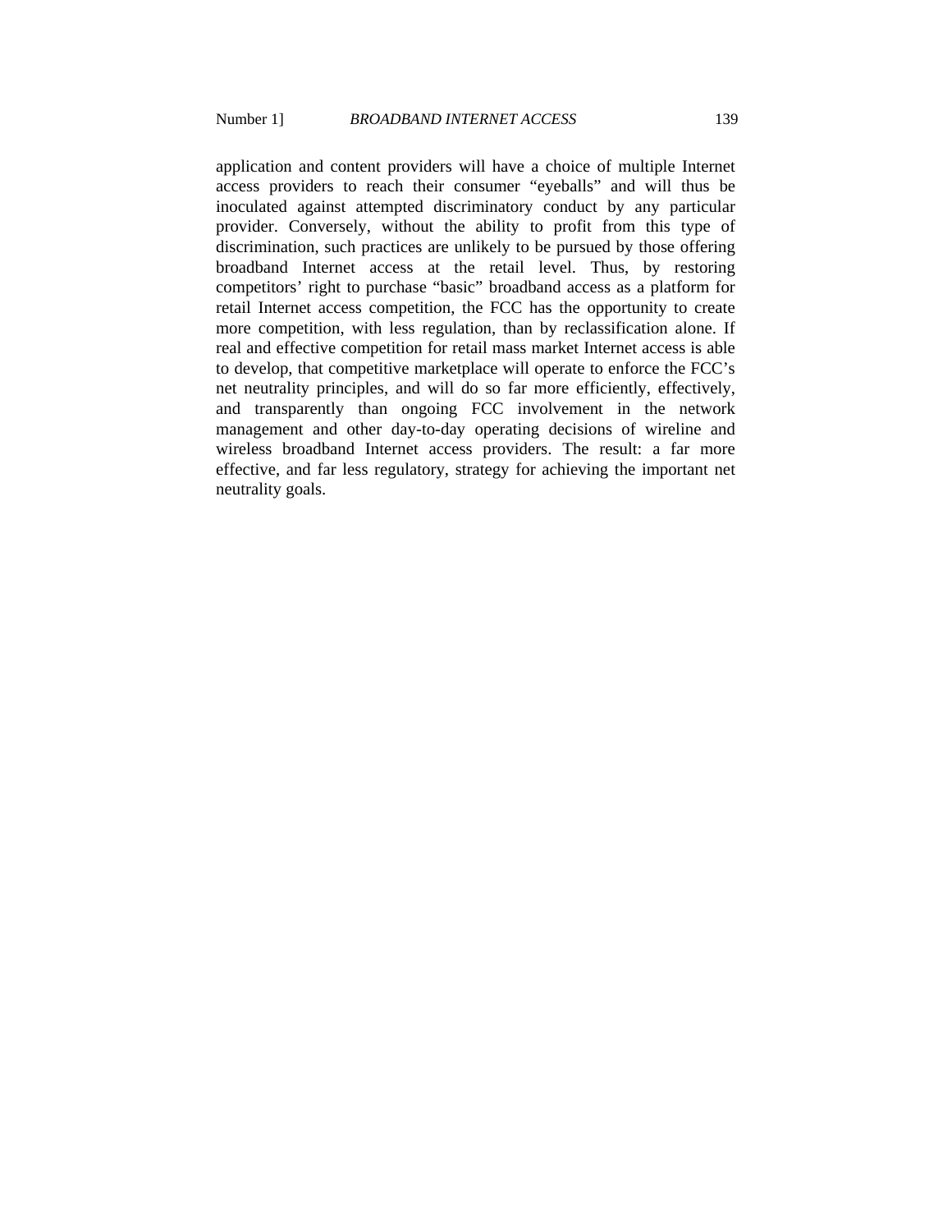application and content providers will have a choice of multiple Internet access providers to reach their consumer “eyeballs” and will thus be inoculated against attempted discriminatory conduct by any particular provider. Conversely, without the ability to profit from this type of discrimination, such practices are unlikely to be pursued by those offering broadband Internet access at the retail level. Thus, by restoring competitors’ right to purchase “basic” broadband access as a platform for retail Internet access competition, the FCC has the opportunity to create more competition, with less regulation, than by reclassification alone. If real and effective competition for retail mass market Internet access is able to develop, that competitive marketplace will operate to enforce the FCC’s net neutrality principles, and will do so far more efficiently, effectively, and transparently than ongoing FCC involvement in the network management and other day-to-day operating decisions of wireline and wireless broadband Internet access providers. The result: a far more effective, and far less regulatory, strategy for achieving the important net neutrality goals.